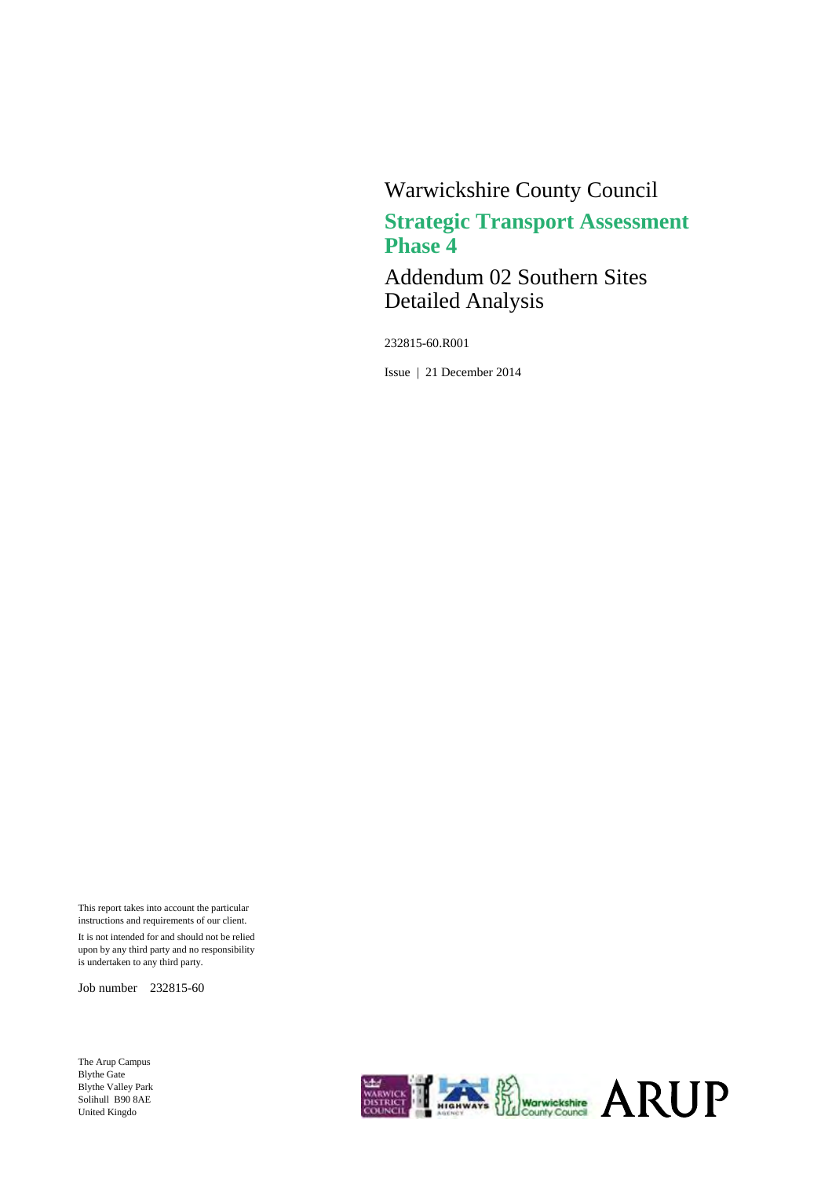Warwickshire County Council

# Strategic Transport Assessment Phase 4

## Addendum 02 Southern Sites Detailed Analysis

232815-60.R001

Issue | 21 December 2014

This report takes into account the particular instructions and requirements of our client.

It is not intended for and should not be relied upon by any third party and no responsibility is undertaken to any third party.

Job number 232815-60

The Arup Campus
Blythe Gate
Blythe Valley Park
Solihull B90 8AE
United Kingdo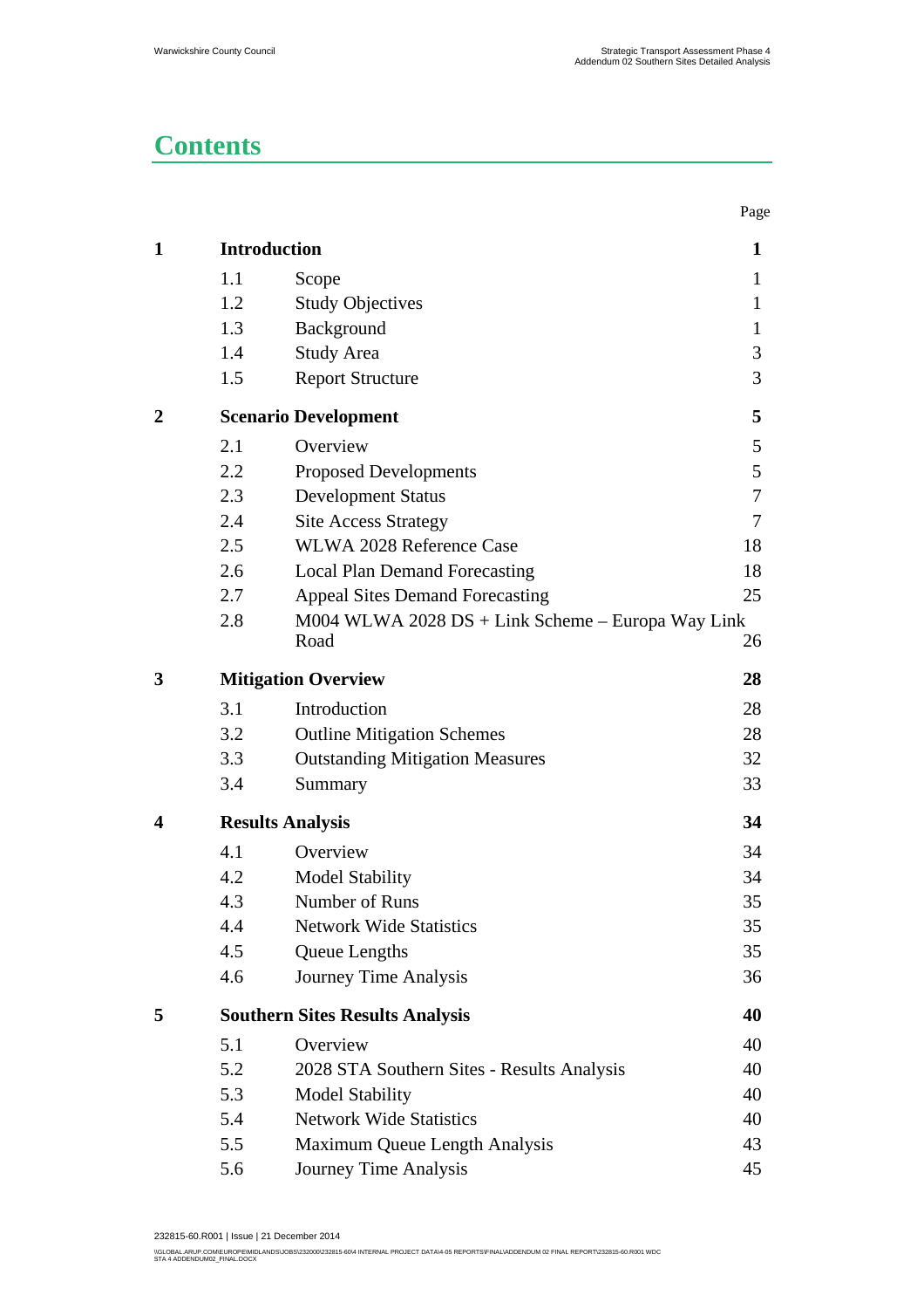# Contents

| | | | Page |
|---|---|---|---|
| **1** | **Introduction** | | **1** |
| | 1.1 | Scope | 1 |
| | 1.2 | Study Objectives | 1 |
| | 1.3 | Background | 1 |
| | 1.4 | Study Area | 3 |
| | 1.5 | Report Structure | 3 |
| **2** | **Scenario Development** | | **5** |
| | 2.1 | Overview | 5 |
| | 2.2 | Proposed Developments | 5 |
| | 2.3 | Development Status | 7 |
| | 2.4 | Site Access Strategy | 7 |
| | 2.5 | WLWA 2028 Reference Case | 18 |
| | 2.6 | Local Plan Demand Forecasting | 18 |
| | 2.7 | Appeal Sites Demand Forecasting | 25 |
| | 2.8 | M004 WLWA 2028 DS + Link Scheme – Europa Way Link Road | 26 |
| **3** | **Mitigation Overview** | | **28** |
| | 3.1 | Introduction | 28 |
| | 3.2 | Outline Mitigation Schemes | 28 |
| | 3.3 | Outstanding Mitigation Measures | 32 |
| | 3.4 | Summary | 33 |
| **4** | **Results Analysis** | | **34** |
| | 4.1 | Overview | 34 |
| | 4.2 | Model Stability | 34 |
| | 4.3 | Number of Runs | 35 |
| | 4.4 | Network Wide Statistics | 35 |
| | 4.5 | Queue Lengths | 35 |
| | 4.6 | Journey Time Analysis | 36 |
| **5** | **Southern Sites Results Analysis** | | **40** |
| | 5.1 | Overview | 40 |
| | 5.2 | 2028 STA Southern Sites - Results Analysis | 40 |
| | 5.3 | Model Stability | 40 |
| | 5.4 | Network Wide Statistics | 40 |
| | 5.5 | Maximum Queue Length Analysis | 43 |
| | 5.6 | Journey Time Analysis | 45 |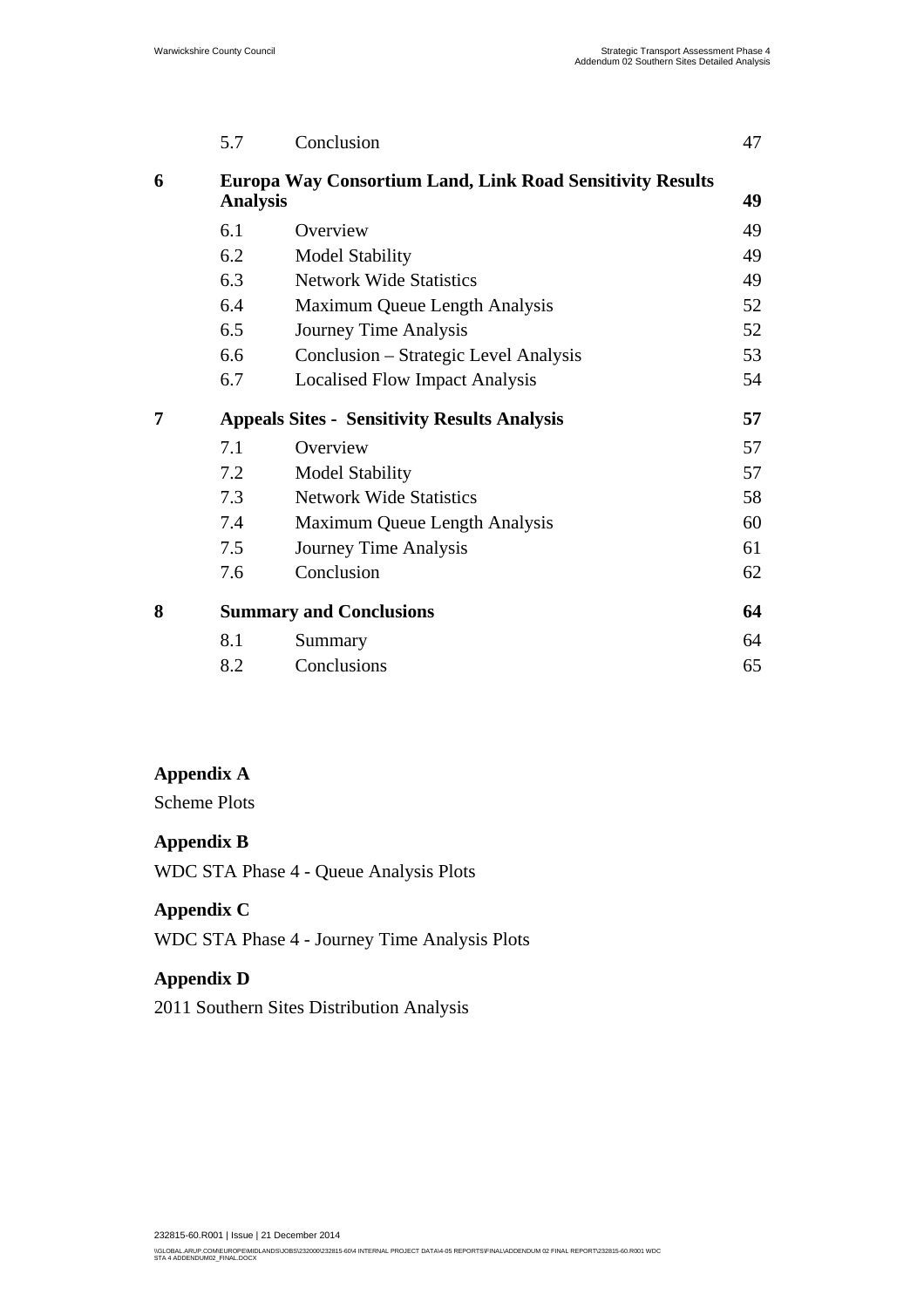| | | | |
|---|---|---|---|
| | 5.7 | Conclusion | 47 |
| **6** | **Europa Way Consortium Land, Link Road Sensitivity Results Analysis** | | **49** |
| | 6.1 | Overview | 49 |
| | 6.2 | Model Stability | 49 |
| | 6.3 | Network Wide Statistics | 49 |
| | 6.4 | Maximum Queue Length Analysis | 52 |
| | 6.5 | Journey Time Analysis | 52 |
| | 6.6 | Conclusion – Strategic Level Analysis | 53 |
| | 6.7 | Localised Flow Impact Analysis | 54 |
| **7** | **Appeals Sites - Sensitivity Results Analysis** | | **57** |
| | 7.1 | Overview | 57 |
| | 7.2 | Model Stability | 57 |
| | 7.3 | Network Wide Statistics | 58 |
| | 7.4 | Maximum Queue Length Analysis | 60 |
| | 7.5 | Journey Time Analysis | 61 |
| | 7.6 | Conclusion | 62 |
| **8** | **Summary and Conclusions** | | **64** |
| | 8.1 | Summary | 64 |
| | 8.2 | Conclusions | 65 |

**Appendix A**

Scheme Plots

**Appendix B**

WDC STA Phase 4 - Queue Analysis Plots

**Appendix C**

WDC STA Phase 4 - Journey Time Analysis Plots

**Appendix D**

2011 Southern Sites Distribution Analysis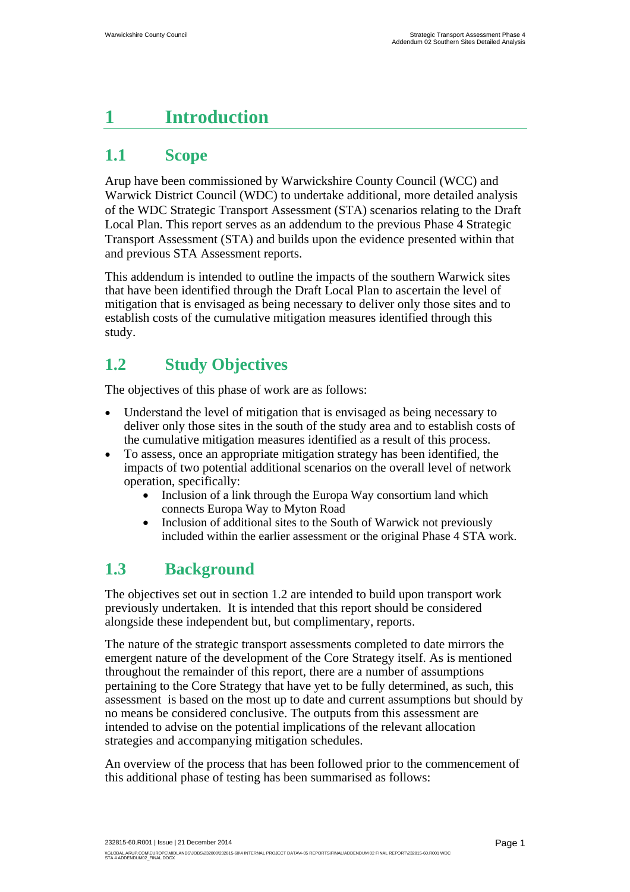# 1 Introduction

## 1.1 Scope

Arup have been commissioned by Warwickshire County Council (WCC) and Warwick District Council (WDC) to undertake additional, more detailed analysis of the WDC Strategic Transport Assessment (STA) scenarios relating to the Draft Local Plan. This report serves as an addendum to the previous Phase 4 Strategic Transport Assessment (STA) and builds upon the evidence presented within that and previous STA Assessment reports.

This addendum is intended to outline the impacts of the southern Warwick sites that have been identified through the Draft Local Plan to ascertain the level of mitigation that is envisaged as being necessary to deliver only those sites and to establish costs of the cumulative mitigation measures identified through this study.

## 1.2 Study Objectives

The objectives of this phase of work are as follows:

- Understand the level of mitigation that is envisaged as being necessary to deliver only those sites in the south of the study area and to establish costs of the cumulative mitigation measures identified as a result of this process.
- To assess, once an appropriate mitigation strategy has been identified, the impacts of two potential additional scenarios on the overall level of network operation, specifically:
    - Inclusion of a link through the Europa Way consortium land which connects Europa Way to Myton Road
    - Inclusion of additional sites to the South of Warwick not previously included within the earlier assessment or the original Phase 4 STA work.

## 1.3 Background

The objectives set out in section 1.2 are intended to build upon transport work previously undertaken. It is intended that this report should be considered alongside these independent but, but complimentary, reports.

The nature of the strategic transport assessments completed to date mirrors the emergent nature of the development of the Core Strategy itself. As is mentioned throughout the remainder of this report, there are a number of assumptions pertaining to the Core Strategy that have yet to be fully determined, as such, this assessment is based on the most up to date and current assumptions but should by no means be considered conclusive. The outputs from this assessment are intended to advise on the potential implications of the relevant allocation strategies and accompanying mitigation schedules.

An overview of the process that has been followed prior to the commencement of this additional phase of testing has been summarised as follows: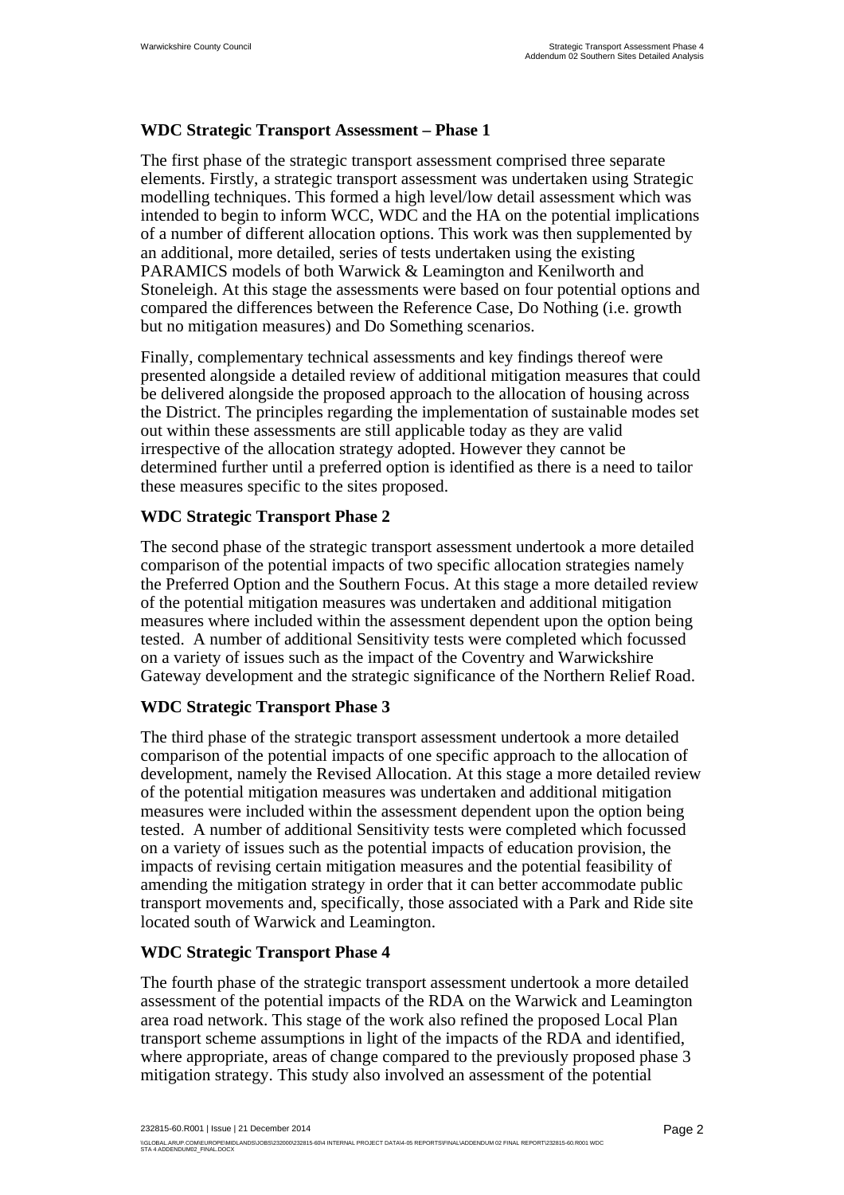### WDC Strategic Transport Assessment – Phase 1

The first phase of the strategic transport assessment comprised three separate elements. Firstly, a strategic transport assessment was undertaken using Strategic modelling techniques. This formed a high level/low detail assessment which was intended to begin to inform WCC, WDC and the HA on the potential implications of a number of different allocation options. This work was then supplemented by an additional, more detailed, series of tests undertaken using the existing PARAMICS models of both Warwick & Leamington and Kenilworth and Stoneleigh. At this stage the assessments were based on four potential options and compared the differences between the Reference Case, Do Nothing (i.e. growth but no mitigation measures) and Do Something scenarios.

Finally, complementary technical assessments and key findings thereof were presented alongside a detailed review of additional mitigation measures that could be delivered alongside the proposed approach to the allocation of housing across the District. The principles regarding the implementation of sustainable modes set out within these assessments are still applicable today as they are valid irrespective of the allocation strategy adopted. However they cannot be determined further until a preferred option is identified as there is a need to tailor these measures specific to the sites proposed.

### WDC Strategic Transport Phase 2

The second phase of the strategic transport assessment undertook a more detailed comparison of the potential impacts of two specific allocation strategies namely the Preferred Option and the Southern Focus. At this stage a more detailed review of the potential mitigation measures was undertaken and additional mitigation measures where included within the assessment dependent upon the option being tested. A number of additional Sensitivity tests were completed which focussed on a variety of issues such as the impact of the Coventry and Warwickshire Gateway development and the strategic significance of the Northern Relief Road.

### WDC Strategic Transport Phase 3

The third phase of the strategic transport assessment undertook a more detailed comparison of the potential impacts of one specific approach to the allocation of development, namely the Revised Allocation. At this stage a more detailed review of the potential mitigation measures was undertaken and additional mitigation measures were included within the assessment dependent upon the option being tested. A number of additional Sensitivity tests were completed which focussed on a variety of issues such as the potential impacts of education provision, the impacts of revising certain mitigation measures and the potential feasibility of amending the mitigation strategy in order that it can better accommodate public transport movements and, specifically, those associated with a Park and Ride site located south of Warwick and Leamington.

### WDC Strategic Transport Phase 4

The fourth phase of the strategic transport assessment undertook a more detailed assessment of the potential impacts of the RDA on the Warwick and Leamington area road network. This stage of the work also refined the proposed Local Plan transport scheme assumptions in light of the impacts of the RDA and identified, where appropriate, areas of change compared to the previously proposed phase 3 mitigation strategy. This study also involved an assessment of the potential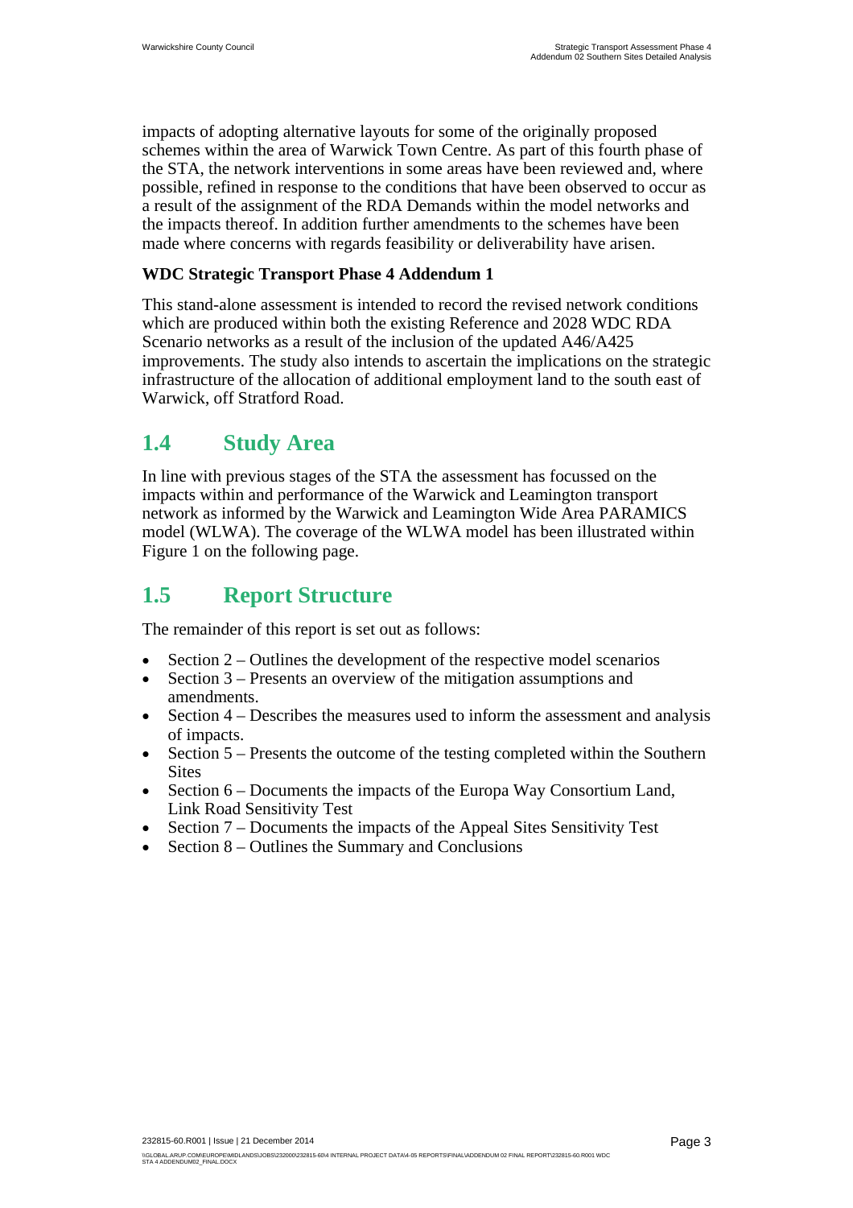impacts of adopting alternative layouts for some of the originally proposed schemes within the area of Warwick Town Centre. As part of this fourth phase of the STA, the network interventions in some areas have been reviewed and, where possible, refined in response to the conditions that have been observed to occur as a result of the assignment of the RDA Demands within the model networks and the impacts thereof. In addition further amendments to the schemes have been made where concerns with regards feasibility or deliverability have arisen.

**WDC Strategic Transport Phase 4 Addendum 1**

This stand-alone assessment is intended to record the revised network conditions which are produced within both the existing Reference and 2028 WDC RDA Scenario networks as a result of the inclusion of the updated A46/A425 improvements. The study also intends to ascertain the implications on the strategic infrastructure of the allocation of additional employment land to the south east of Warwick, off Stratford Road.

## 1.4 Study Area

In line with previous stages of the STA the assessment has focussed on the impacts within and performance of the Warwick and Leamington transport network as informed by the Warwick and Leamington Wide Area PARAMICS model (WLWA). The coverage of the WLWA model has been illustrated within Figure 1 on the following page.

## 1.5 Report Structure

The remainder of this report is set out as follows:

- Section 2 – Outlines the development of the respective model scenarios
- Section 3 – Presents an overview of the mitigation assumptions and amendments.
- Section 4 – Describes the measures used to inform the assessment and analysis of impacts.
- Section 5 – Presents the outcome of the testing completed within the Southern Sites
- Section 6 – Documents the impacts of the Europa Way Consortium Land, Link Road Sensitivity Test
- Section 7 – Documents the impacts of the Appeal Sites Sensitivity Test
- Section 8 – Outlines the Summary and Conclusions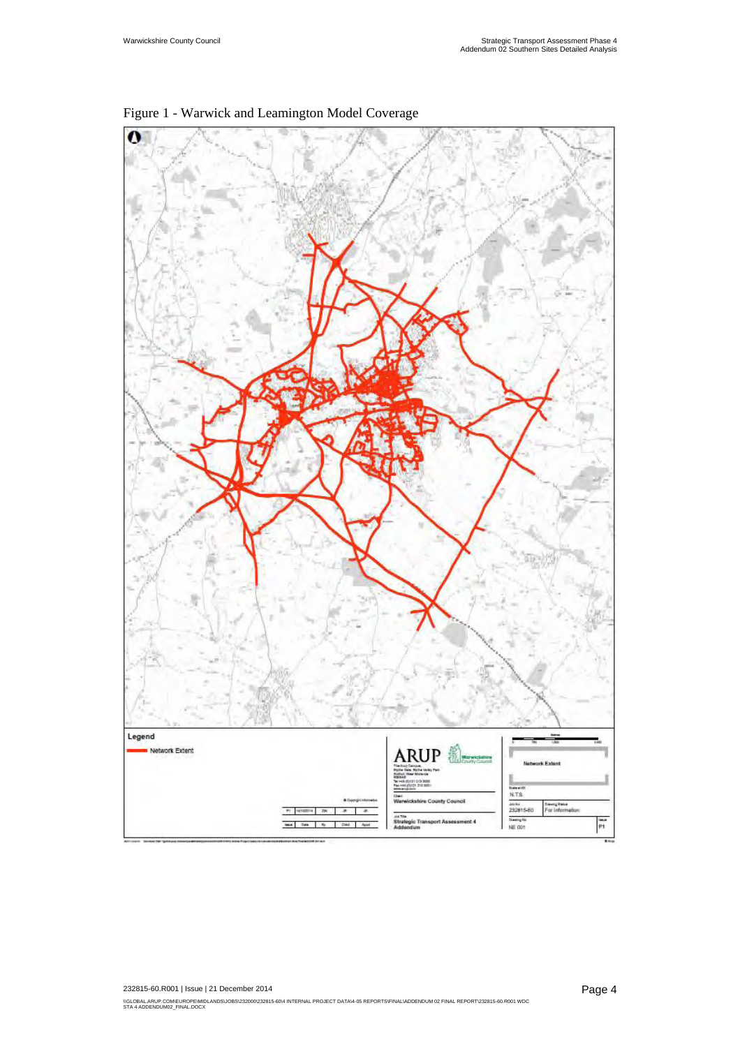Figure 1 - Warwick and Leamington Model Coverage

Legend

Network Extent

ARUP

Warwickshire County Council

Network Extent

N.T.S.

Client: Warwickshire County Council

Job Title: Strategic Transport Assessment 4 Addendum

Job No: 232815-60

Drawing Status: For Information

Drawing No: NE 001

Issue: P1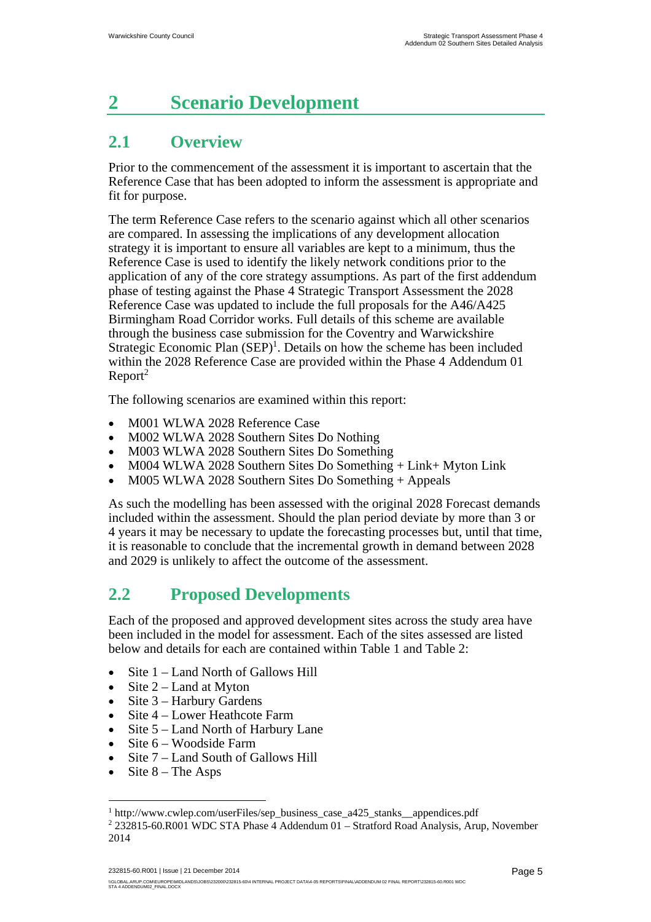# 2 Scenario Development

## 2.1 Overview

Prior to the commencement of the assessment it is important to ascertain that the Reference Case that has been adopted to inform the assessment is appropriate and fit for purpose.

The term Reference Case refers to the scenario against which all other scenarios are compared. In assessing the implications of any development allocation strategy it is important to ensure all variables are kept to a minimum, thus the Reference Case is used to identify the likely network conditions prior to the application of any of the core strategy assumptions. As part of the first addendum phase of testing against the Phase 4 Strategic Transport Assessment the 2028 Reference Case was updated to include the full proposals for the A46/A425 Birmingham Road Corridor works. Full details of this scheme are available through the business case submission for the Coventry and Warwickshire Strategic Economic Plan (SEP)[1]. Details on how the scheme has been included within the 2028 Reference Case are provided within the Phase 4 Addendum 01 Report[2]

The following scenarios are examined within this report:

- M001 WLWA 2028 Reference Case
- M002 WLWA 2028 Southern Sites Do Nothing
- M003 WLWA 2028 Southern Sites Do Something
- M004 WLWA 2028 Southern Sites Do Something + Link+ Myton Link
- M005 WLWA 2028 Southern Sites Do Something + Appeals

As such the modelling has been assessed with the original 2028 Forecast demands included within the assessment. Should the plan period deviate by more than 3 or 4 years it may be necessary to update the forecasting processes but, until that time, it is reasonable to conclude that the incremental growth in demand between 2028 and 2029 is unlikely to affect the outcome of the assessment.

## 2.2 Proposed Developments

Each of the proposed and approved development sites across the study area have been included in the model for assessment. Each of the sites assessed are listed below and details for each are contained within Table 1 and Table 2:

- Site 1 – Land North of Gallows Hill
- Site 2 – Land at Myton
- Site 3 – Harbury Gardens
- Site 4 – Lower Heathcote Farm
- Site 5 – Land North of Harbury Lane
- Site 6 – Woodside Farm
- Site 7 – Land South of Gallows Hill
- Site 8 – The Asps

---

[1] http://www.cwlep.com/userFiles/sep_business_case_a425_stanks__appendices.pdf

[2] 232815-60.R001 WDC STA Phase 4 Addendum 01 – Stratford Road Analysis, Arup, November 2014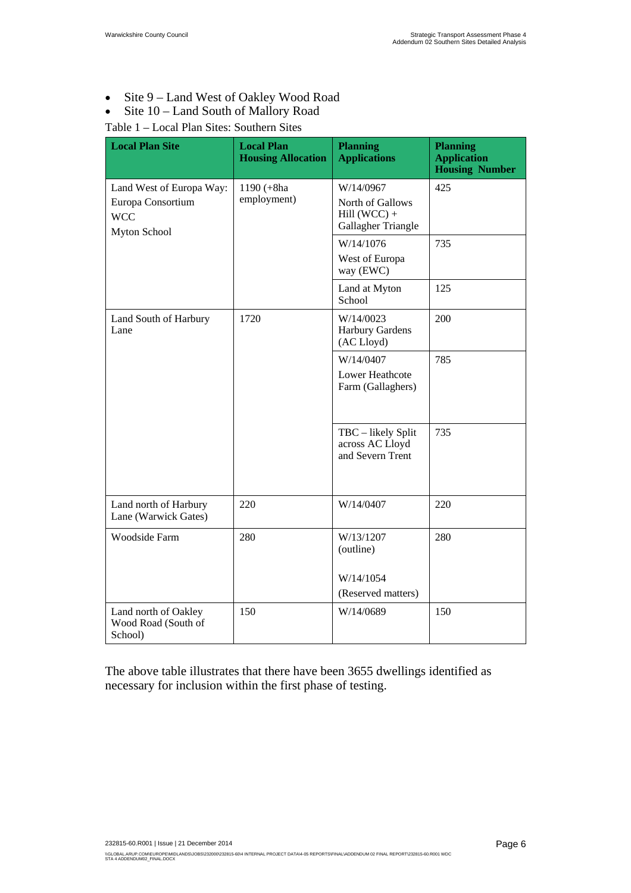- Site 9 – Land West of Oakley Wood Road
- Site 10 – Land South of Mallory Road

Table 1 – Local Plan Sites: Southern Sites

| Local Plan Site | Local Plan Housing Allocation | Planning Applications | Planning Application Housing Number |
|---|---|---|---|
| Land West of Europa Way: Europa Consortium WCC Myton School | 1190 (+8ha employment) | W/14/0967 North of Gallows Hill (WCC) + Gallagher Triangle | 425 |
| | | W/14/1076 West of Europa way (EWC) | 735 |
| | | Land at Myton School | 125 |
| Land South of Harbury Lane | 1720 | W/14/0023 Harbury Gardens (AC Lloyd) | 200 |
| | | W/14/0407 Lower Heathcote Farm (Gallaghers) | 785 |
| | | TBC – likely Split across AC Lloyd and Severn Trent | 735 |
| Land north of Harbury Lane (Warwick Gates) | 220 | W/14/0407 | 220 |
| Woodside Farm | 280 | W/13/1207 (outline) W/14/1054 (Reserved matters) | 280 |
| Land north of Oakley Wood Road (South of School) | 150 | W/14/0689 | 150 |

The above table illustrates that there have been 3655 dwellings identified as necessary for inclusion within the first phase of testing.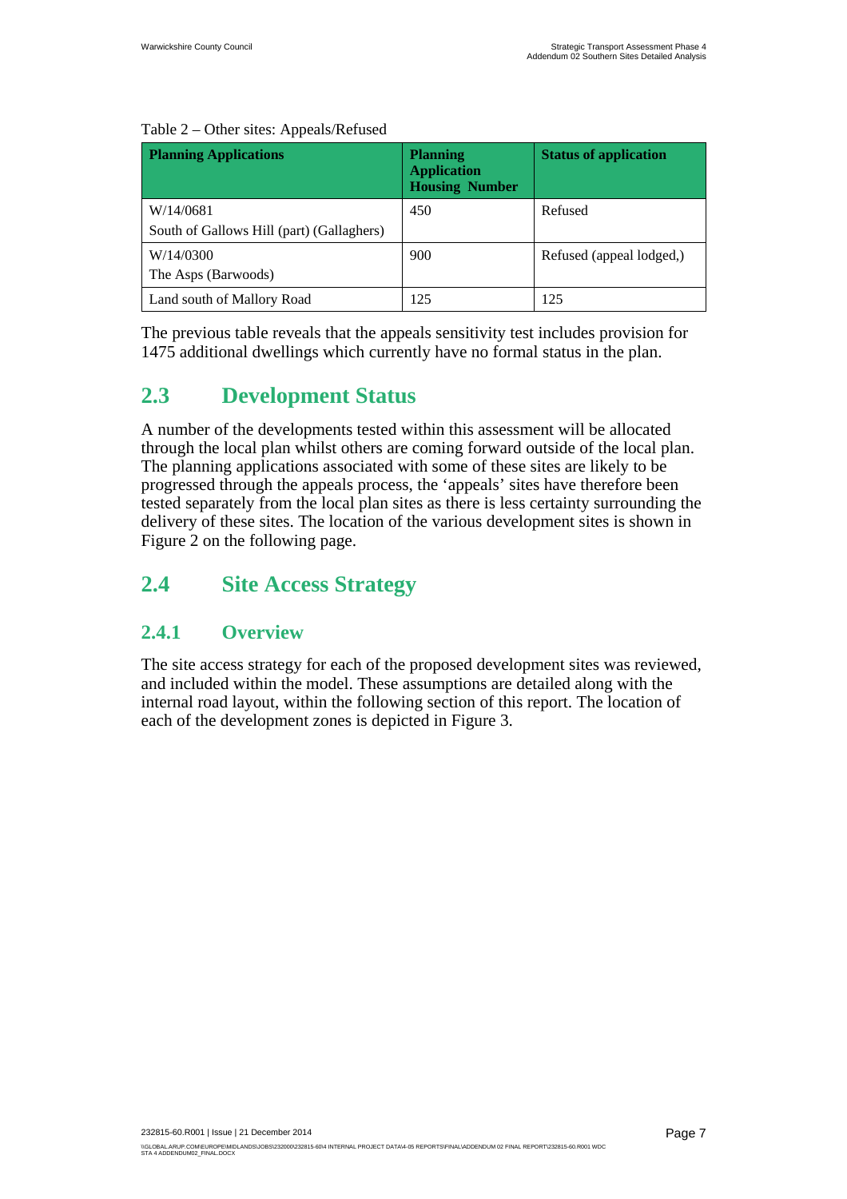Table 2 – Other sites: Appeals/Refused

| Planning Applications | Planning Application Housing Number | Status of application |
| --- | --- | --- |
| W/14/0681<br>South of Gallows Hill (part) (Gallaghers) | 450 | Refused |
| W/14/0300<br>The Asps (Barwoods) | 900 | Refused (appeal lodged,) |
| Land south of Mallory Road | 125 | 125 |

The previous table reveals that the appeals sensitivity test includes provision for 1475 additional dwellings which currently have no formal status in the plan.

## 2.3 Development Status

A number of the developments tested within this assessment will be allocated through the local plan whilst others are coming forward outside of the local plan. The planning applications associated with some of these sites are likely to be progressed through the appeals process, the 'appeals' sites have therefore been tested separately from the local plan sites as there is less certainty surrounding the delivery of these sites. The location of the various development sites is shown in Figure 2 on the following page.

## 2.4 Site Access Strategy

### 2.4.1 Overview

The site access strategy for each of the proposed development sites was reviewed, and included within the model. These assumptions are detailed along with the internal road layout, within the following section of this report. The location of each of the development zones is depicted in Figure 3.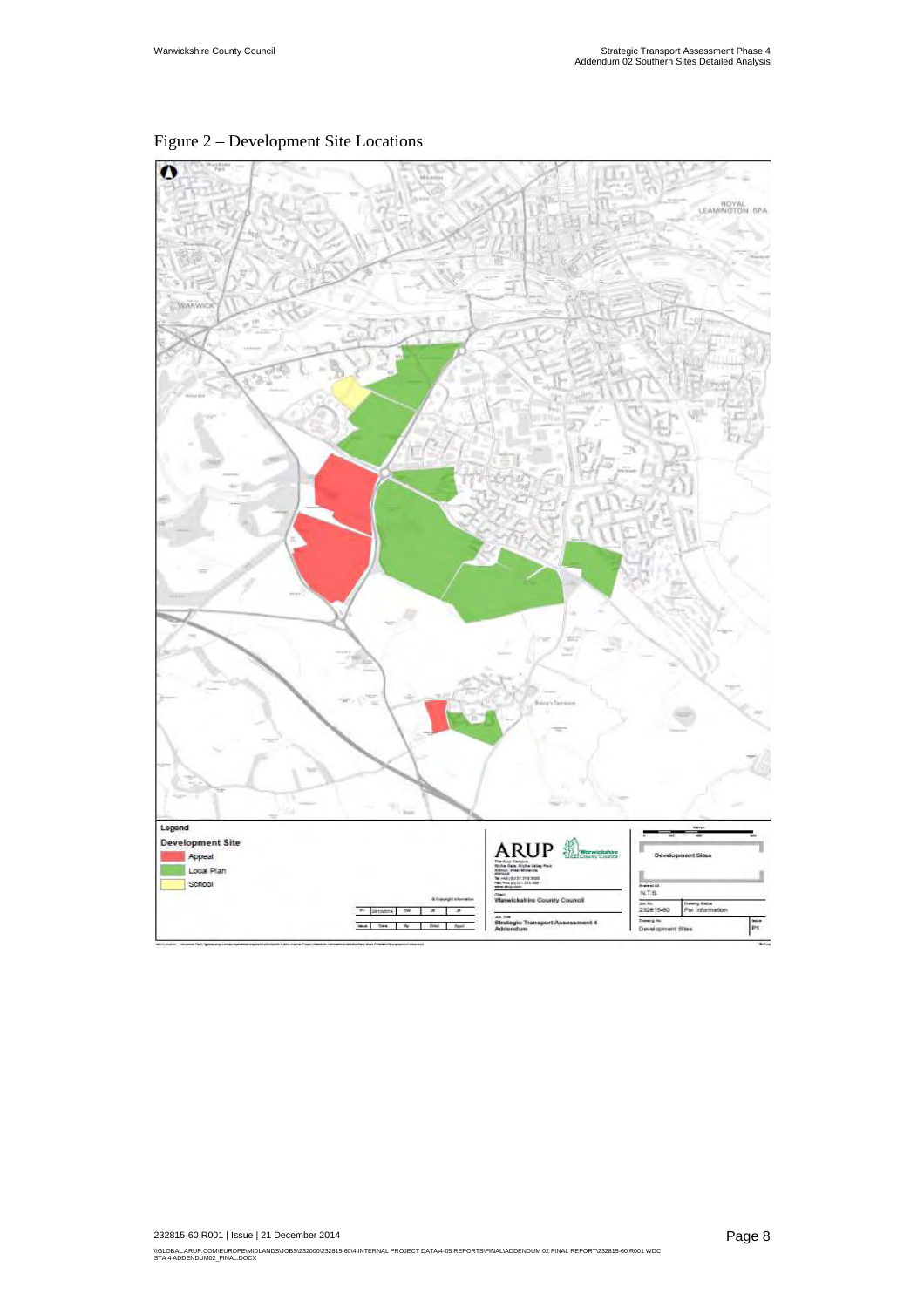Figure 2 – Development Site Locations

Legend

**Development Site**

- Appeal
- Local Plan
- School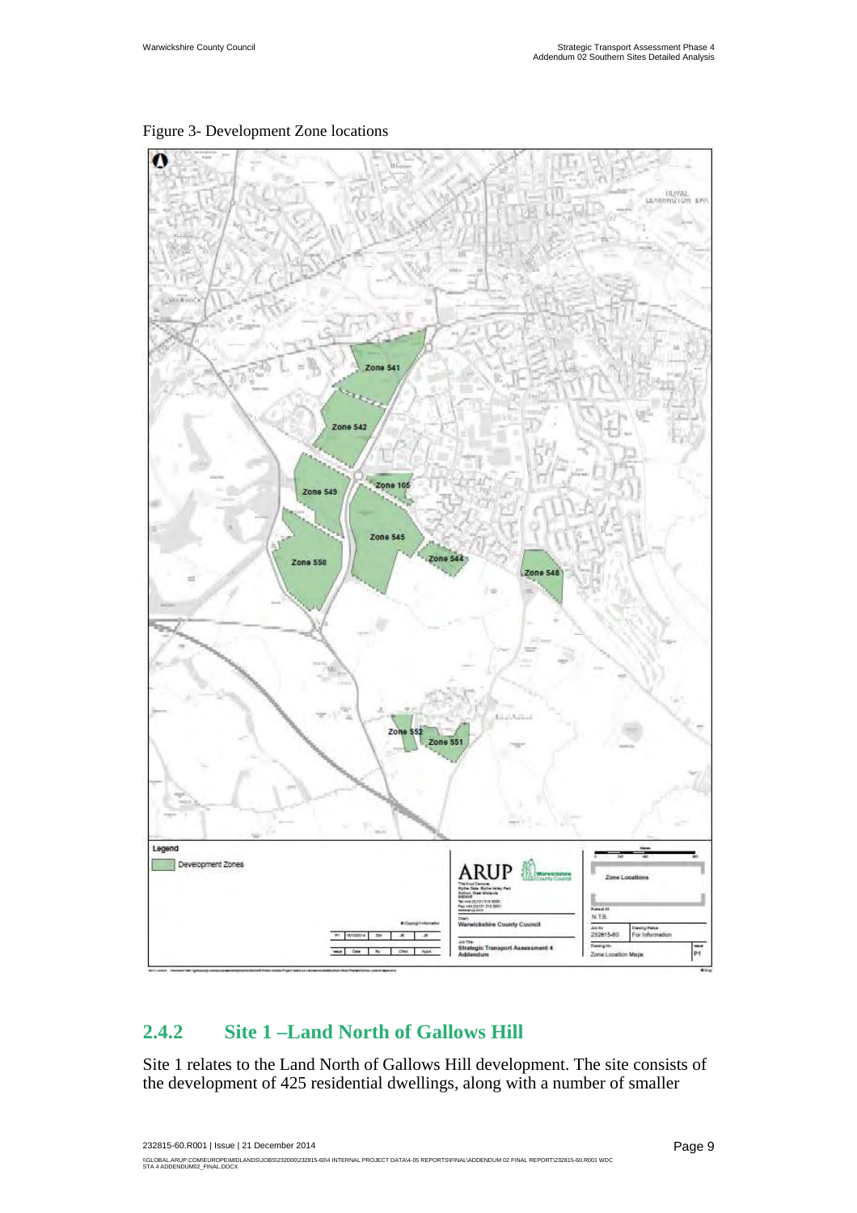Figure 3- Development Zone locations

## 2.4.2 Site 1 –Land North of Gallows Hill

Site 1 relates to the Land North of Gallows Hill development. The site consists of the development of 425 residential dwellings, along with a number of smaller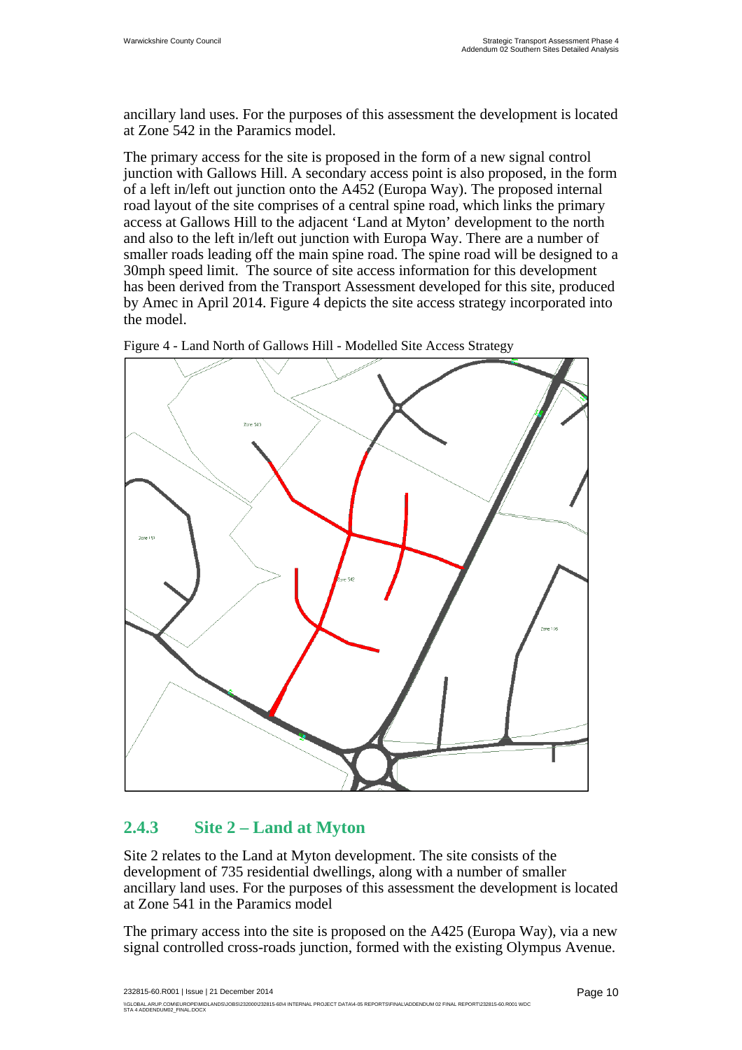ancillary land uses. For the purposes of this assessment the development is located at Zone 542 in the Paramics model.

The primary access for the site is proposed in the form of a new signal control junction with Gallows Hill. A secondary access point is also proposed, in the form of a left in/left out junction onto the A452 (Europa Way). The proposed internal road layout of the site comprises of a central spine road, which links the primary access at Gallows Hill to the adjacent 'Land at Myton' development to the north and also to the left in/left out junction with Europa Way. There are a number of smaller roads leading off the main spine road. The spine road will be designed to a 30mph speed limit. The source of site access information for this development has been derived from the Transport Assessment developed for this site, produced by Amec in April 2014. Figure 4 depicts the site access strategy incorporated into the model.

Figure 4 - Land North of Gallows Hill - Modelled Site Access Strategy

### 2.4.3 Site 2 – Land at Myton

Site 2 relates to the Land at Myton development. The site consists of the development of 735 residential dwellings, along with a number of smaller ancillary land uses. For the purposes of this assessment the development is located at Zone 541 in the Paramics model

The primary access into the site is proposed on the A425 (Europa Way), via a new signal controlled cross-roads junction, formed with the existing Olympus Avenue.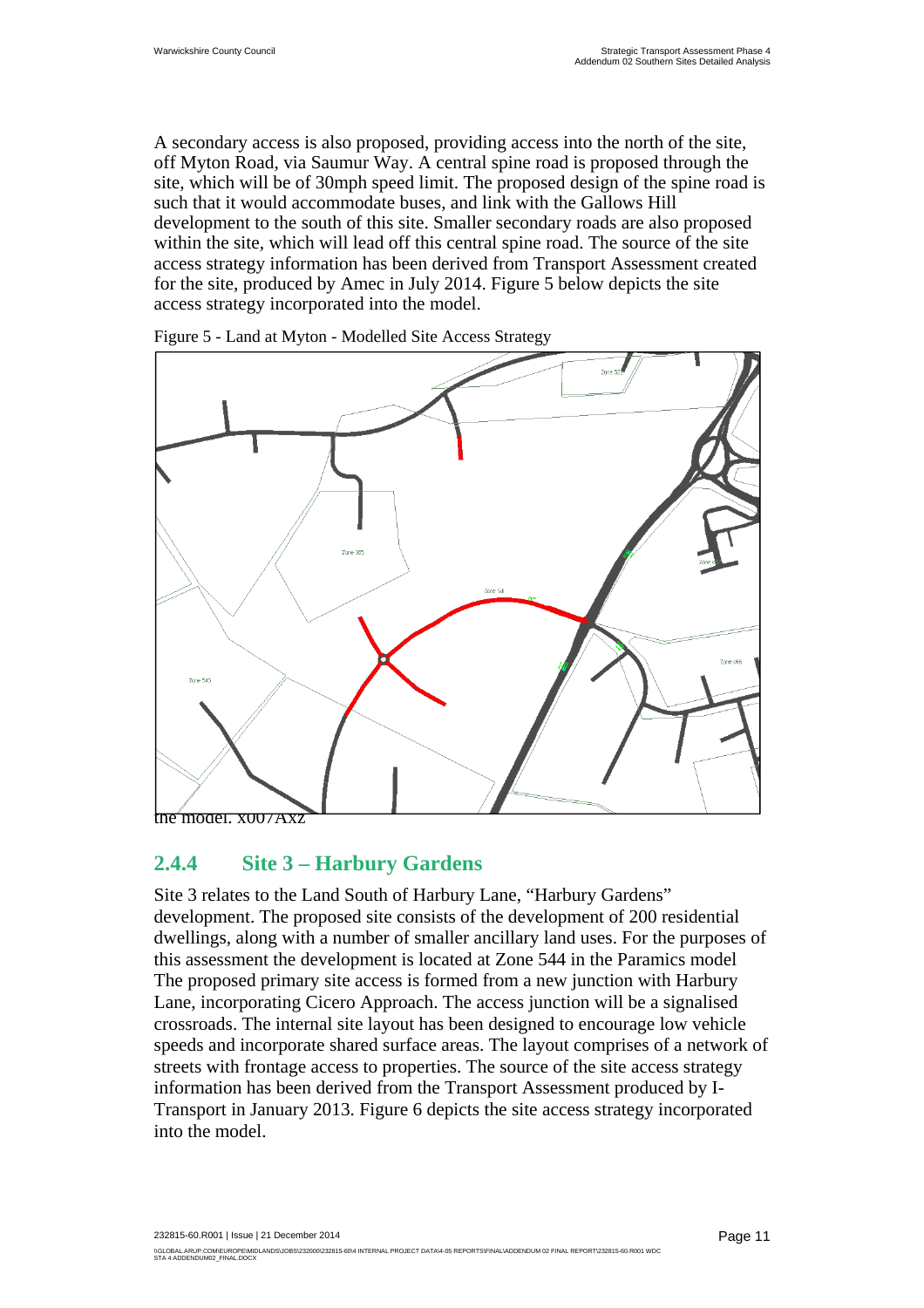A secondary access is also proposed, providing access into the north of the site, off Myton Road, via Saumur Way. A central spine road is proposed through the site, which will be of 30mph speed limit. The proposed design of the spine road is such that it would accommodate buses, and link with the Gallows Hill development to the south of this site. Smaller secondary roads are also proposed within the site, which will lead off this central spine road. The source of the site access strategy information has been derived from Transport Assessment created for the site, produced by Amec in July 2014. Figure 5 below depicts the site access strategy incorporated into the model.

Figure 5 - Land at Myton - Modelled Site Access Strategy

the model. x007Axz

### 2.4.4 Site 3 – Harbury Gardens

Site 3 relates to the Land South of Harbury Lane, "Harbury Gardens" development. The proposed site consists of the development of 200 residential dwellings, along with a number of smaller ancillary land uses. For the purposes of this assessment the development is located at Zone 544 in the Paramics model The proposed primary site access is formed from a new junction with Harbury Lane, incorporating Cicero Approach. The access junction will be a signalised crossroads. The internal site layout has been designed to encourage low vehicle speeds and incorporate shared surface areas. The layout comprises of a network of streets with frontage access to properties. The source of the site access strategy information has been derived from the Transport Assessment produced by I-Transport in January 2013. Figure 6 depicts the site access strategy incorporated into the model.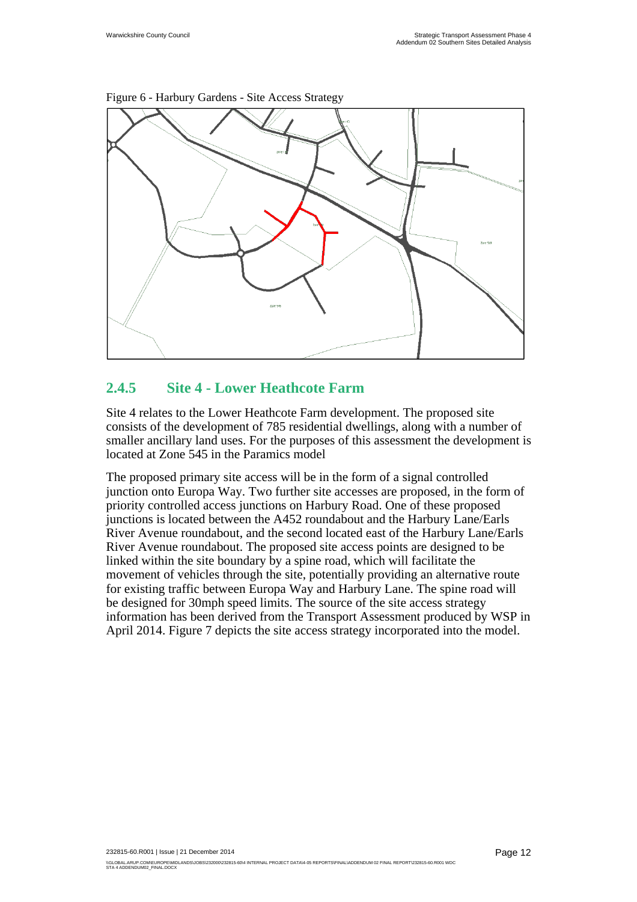Figure 6 - Harbury Gardens - Site Access Strategy

## 2.4.5 Site 4 - Lower Heathcote Farm

Site 4 relates to the Lower Heathcote Farm development. The proposed site consists of the development of 785 residential dwellings, along with a number of smaller ancillary land uses. For the purposes of this assessment the development is located at Zone 545 in the Paramics model

The proposed primary site access will be in the form of a signal controlled junction onto Europa Way. Two further site accesses are proposed, in the form of priority controlled access junctions on Harbury Road. One of these proposed junctions is located between the A452 roundabout and the Harbury Lane/Earls River Avenue roundabout, and the second located east of the Harbury Lane/Earls River Avenue roundabout. The proposed site access points are designed to be linked within the site boundary by a spine road, which will facilitate the movement of vehicles through the site, potentially providing an alternative route for existing traffic between Europa Way and Harbury Lane. The spine road will be designed for 30mph speed limits. The source of the site access strategy information has been derived from the Transport Assessment produced by WSP in April 2014. Figure 7 depicts the site access strategy incorporated into the model.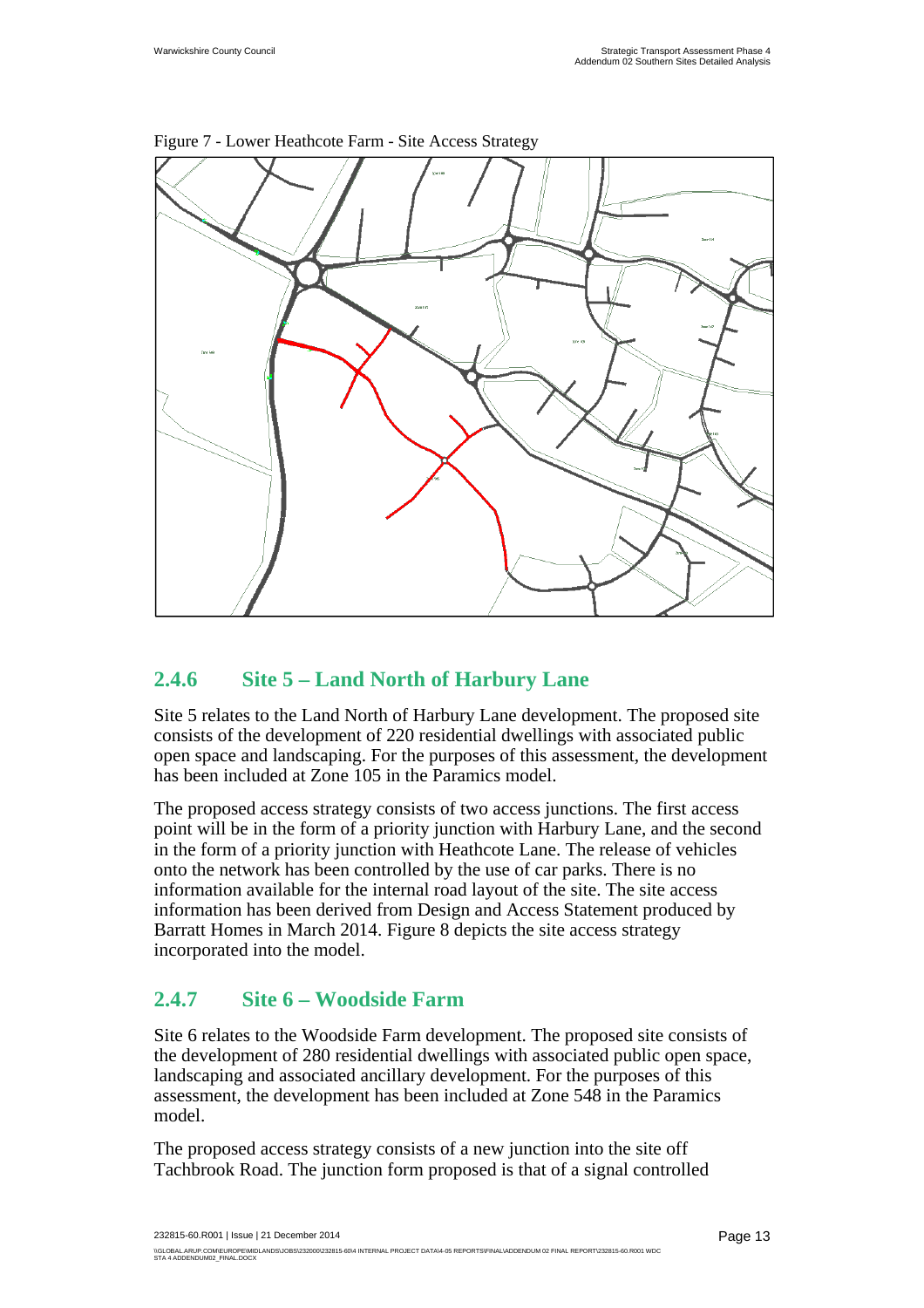Figure 7 - Lower Heathcote Farm - Site Access Strategy

## 2.4.6 Site 5 – Land North of Harbury Lane

Site 5 relates to the Land North of Harbury Lane development. The proposed site consists of the development of 220 residential dwellings with associated public open space and landscaping. For the purposes of this assessment, the development has been included at Zone 105 in the Paramics model.

The proposed access strategy consists of two access junctions. The first access point will be in the form of a priority junction with Harbury Lane, and the second in the form of a priority junction with Heathcote Lane. The release of vehicles onto the network has been controlled by the use of car parks. There is no information available for the internal road layout of the site. The site access information has been derived from Design and Access Statement produced by Barratt Homes in March 2014. Figure 8 depicts the site access strategy incorporated into the model.

## 2.4.7 Site 6 – Woodside Farm

Site 6 relates to the Woodside Farm development. The proposed site consists of the development of 280 residential dwellings with associated public open space, landscaping and associated ancillary development. For the purposes of this assessment, the development has been included at Zone 548 in the Paramics model.

The proposed access strategy consists of a new junction into the site off Tachbrook Road. The junction form proposed is that of a signal controlled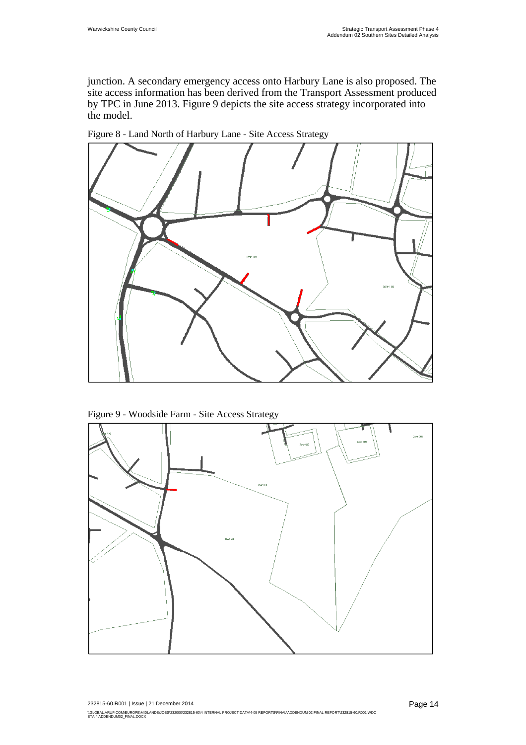junction. A secondary emergency access onto Harbury Lane is also proposed. The site access information has been derived from the Transport Assessment produced by TPC in June 2013. Figure 9 depicts the site access strategy incorporated into the model.

Figure 8 - Land North of Harbury Lane - Site Access Strategy

Figure 9 - Woodside Farm - Site Access Strategy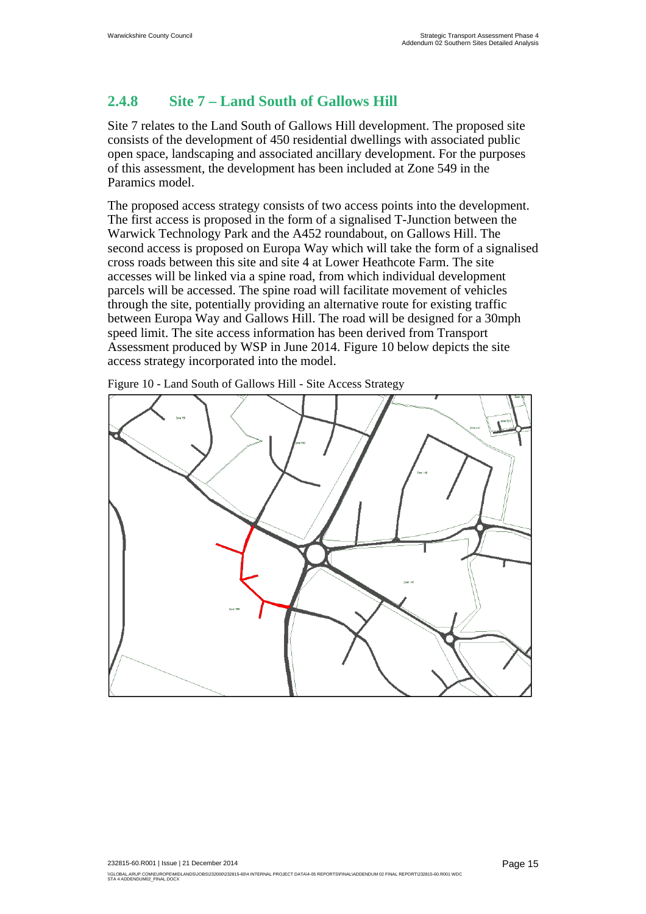## 2.4.8 Site 7 – Land South of Gallows Hill

Site 7 relates to the Land South of Gallows Hill development. The proposed site consists of the development of 450 residential dwellings with associated public open space, landscaping and associated ancillary development. For the purposes of this assessment, the development has been included at Zone 549 in the Paramics model.

The proposed access strategy consists of two access points into the development. The first access is proposed in the form of a signalised T-Junction between the Warwick Technology Park and the A452 roundabout, on Gallows Hill. The second access is proposed on Europa Way which will take the form of a signalised cross roads between this site and site 4 at Lower Heathcote Farm. The site accesses will be linked via a spine road, from which individual development parcels will be accessed. The spine road will facilitate movement of vehicles through the site, potentially providing an alternative route for existing traffic between Europa Way and Gallows Hill. The road will be designed for a 30mph speed limit. The site access information has been derived from Transport Assessment produced by WSP in June 2014. Figure 10 below depicts the site access strategy incorporated into the model.

Figure 10 - Land South of Gallows Hill - Site Access Strategy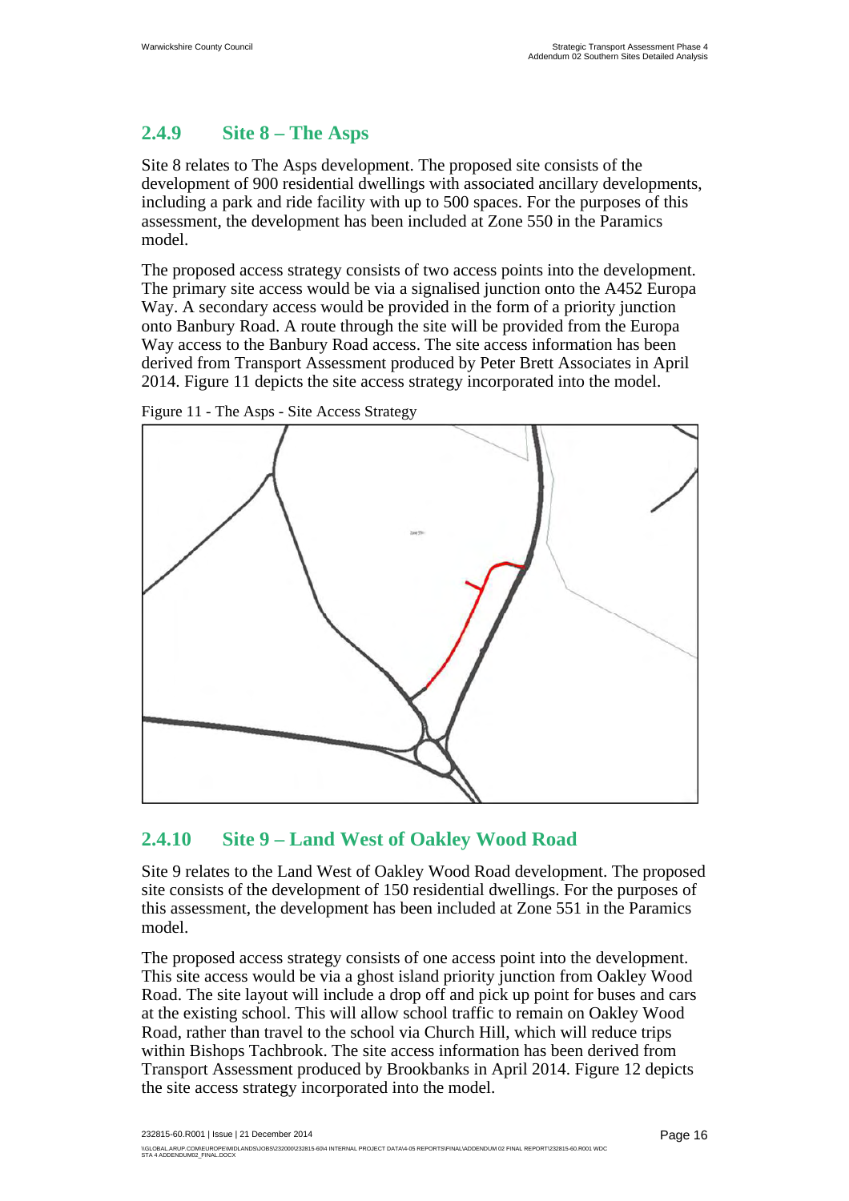## 2.4.9 Site 8 – The Asps

Site 8 relates to The Asps development. The proposed site consists of the development of 900 residential dwellings with associated ancillary developments, including a park and ride facility with up to 500 spaces. For the purposes of this assessment, the development has been included at Zone 550 in the Paramics model.

The proposed access strategy consists of two access points into the development. The primary site access would be via a signalised junction onto the A452 Europa Way. A secondary access would be provided in the form of a priority junction onto Banbury Road. A route through the site will be provided from the Europa Way access to the Banbury Road access. The site access information has been derived from Transport Assessment produced by Peter Brett Associates in April 2014. Figure 11 depicts the site access strategy incorporated into the model.

Figure 11 - The Asps - Site Access Strategy

## 2.4.10 Site 9 – Land West of Oakley Wood Road

Site 9 relates to the Land West of Oakley Wood Road development. The proposed site consists of the development of 150 residential dwellings. For the purposes of this assessment, the development has been included at Zone 551 in the Paramics model.

The proposed access strategy consists of one access point into the development. This site access would be via a ghost island priority junction from Oakley Wood Road. The site layout will include a drop off and pick up point for buses and cars at the existing school. This will allow school traffic to remain on Oakley Wood Road, rather than travel to the school via Church Hill, which will reduce trips within Bishops Tachbrook. The site access information has been derived from Transport Assessment produced by Brookbanks in April 2014. Figure 12 depicts the site access strategy incorporated into the model.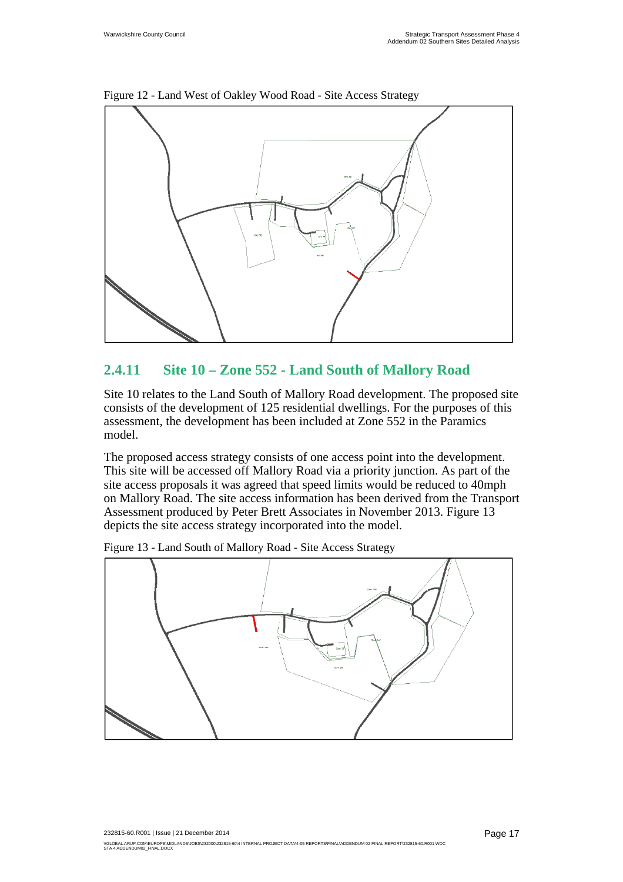Figure 12 - Land West of Oakley Wood Road - Site Access Strategy

### 2.4.11 Site 10 – Zone 552 - Land South of Mallory Road

Site 10 relates to the Land South of Mallory Road development. The proposed site consists of the development of 125 residential dwellings. For the purposes of this assessment, the development has been included at Zone 552 in the Paramics model.

The proposed access strategy consists of one access point into the development. This site will be accessed off Mallory Road via a priority junction. As part of the site access proposals it was agreed that speed limits would be reduced to 40mph on Mallory Road. The site access information has been derived from the Transport Assessment produced by Peter Brett Associates in November 2013. Figure 13 depicts the site access strategy incorporated into the model.

Figure 13 - Land South of Mallory Road - Site Access Strategy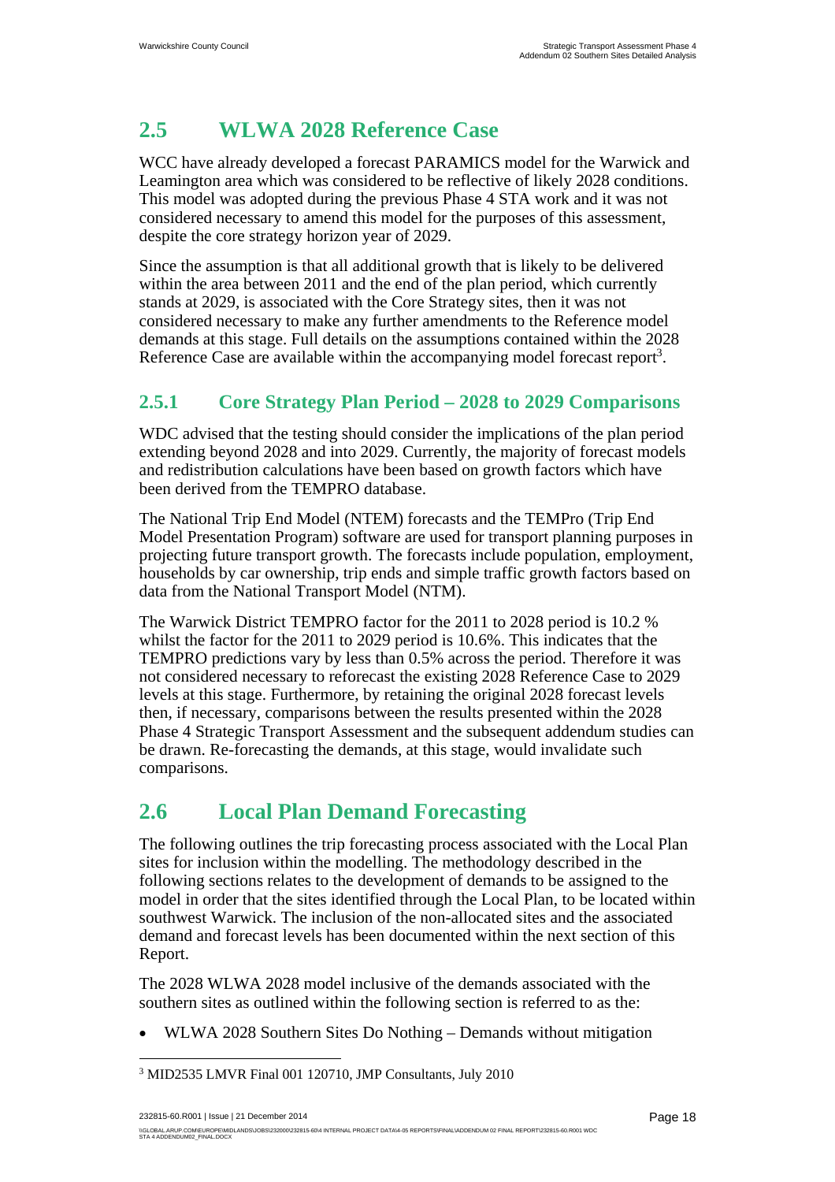## 2.5 WLWA 2028 Reference Case

WCC have already developed a forecast PARAMICS model for the Warwick and Leamington area which was considered to be reflective of likely 2028 conditions. This model was adopted during the previous Phase 4 STA work and it was not considered necessary to amend this model for the purposes of this assessment, despite the core strategy horizon year of 2029.

Since the assumption is that all additional growth that is likely to be delivered within the area between 2011 and the end of the plan period, which currently stands at 2029, is associated with the Core Strategy sites, then it was not considered necessary to make any further amendments to the Reference model demands at this stage. Full details on the assumptions contained within the 2028 Reference Case are available within the accompanying model forecast report[3].

### 2.5.1 Core Strategy Plan Period – 2028 to 2029 Comparisons

WDC advised that the testing should consider the implications of the plan period extending beyond 2028 and into 2029. Currently, the majority of forecast models and redistribution calculations have been based on growth factors which have been derived from the TEMPRO database.

The National Trip End Model (NTEM) forecasts and the TEMPro (Trip End Model Presentation Program) software are used for transport planning purposes in projecting future transport growth. The forecasts include population, employment, households by car ownership, trip ends and simple traffic growth factors based on data from the National Transport Model (NTM).

The Warwick District TEMPRO factor for the 2011 to 2028 period is 10.2 % whilst the factor for the 2011 to 2029 period is 10.6%. This indicates that the TEMPRO predictions vary by less than 0.5% across the period. Therefore it was not considered necessary to reforecast the existing 2028 Reference Case to 2029 levels at this stage. Furthermore, by retaining the original 2028 forecast levels then, if necessary, comparisons between the results presented within the 2028 Phase 4 Strategic Transport Assessment and the subsequent addendum studies can be drawn. Re-forecasting the demands, at this stage, would invalidate such comparisons.

## 2.6 Local Plan Demand Forecasting

The following outlines the trip forecasting process associated with the Local Plan sites for inclusion within the modelling. The methodology described in the following sections relates to the development of demands to be assigned to the model in order that the sites identified through the Local Plan, to be located within southwest Warwick. The inclusion of the non-allocated sites and the associated demand and forecast levels has been documented within the next section of this Report.

The 2028 WLWA 2028 model inclusive of the demands associated with the southern sites as outlined within the following section is referred to as the:

- WLWA 2028 Southern Sites Do Nothing – Demands without mitigation

[3] MID2535 LMVR Final 001 120710, JMP Consultants, July 2010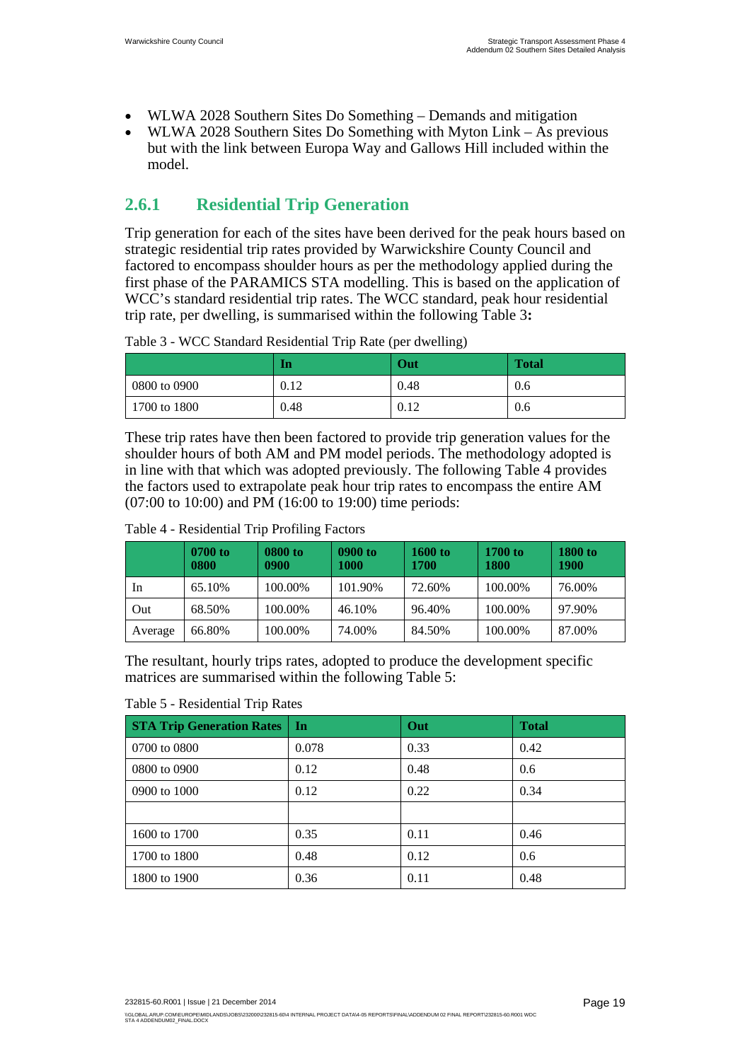- WLWA 2028 Southern Sites Do Something – Demands and mitigation
- WLWA 2028 Southern Sites Do Something with Myton Link – As previous but with the link between Europa Way and Gallows Hill included within the model.

### 2.6.1 Residential Trip Generation

Trip generation for each of the sites have been derived for the peak hours based on strategic residential trip rates provided by Warwickshire County Council and factored to encompass shoulder hours as per the methodology applied during the first phase of the PARAMICS STA modelling. This is based on the application of WCC's standard residential trip rates. The WCC standard, peak hour residential trip rate, per dwelling, is summarised within the following Table 3**:**

Table 3 - WCC Standard Residential Trip Rate (per dwelling)

| | In | Out | Total |
|---|---|---|---|
| 0800 to 0900 | 0.12 | 0.48 | 0.6 |
| 1700 to 1800 | 0.48 | 0.12 | 0.6 |

These trip rates have then been factored to provide trip generation values for the shoulder hours of both AM and PM model periods. The methodology adopted is in line with that which was adopted previously. The following Table 4 provides the factors used to extrapolate peak hour trip rates to encompass the entire AM (07:00 to 10:00) and PM (16:00 to 19:00) time periods:

Table 4 - Residential Trip Profiling Factors

| | 0700 to 0800 | 0800 to 0900 | 0900 to 1000 | 1600 to 1700 | 1700 to 1800 | 1800 to 1900 |
|---|---|---|---|---|---|---|
| In | 65.10% | 100.00% | 101.90% | 72.60% | 100.00% | 76.00% |
| Out | 68.50% | 100.00% | 46.10% | 96.40% | 100.00% | 97.90% |
| Average | 66.80% | 100.00% | 74.00% | 84.50% | 100.00% | 87.00% |

The resultant, hourly trips rates, adopted to produce the development specific matrices are summarised within the following Table 5:

Table 5 - Residential Trip Rates

| STA Trip Generation Rates | In | Out | Total |
|---|---|---|---|
| 0700 to 0800 | 0.078 | 0.33 | 0.42 |
| 0800 to 0900 | 0.12 | 0.48 | 0.6 |
| 0900 to 1000 | 0.12 | 0.22 | 0.34 |
| | | | |
| 1600 to 1700 | 0.35 | 0.11 | 0.46 |
| 1700 to 1800 | 0.48 | 0.12 | 0.6 |
| 1800 to 1900 | 0.36 | 0.11 | 0.48 |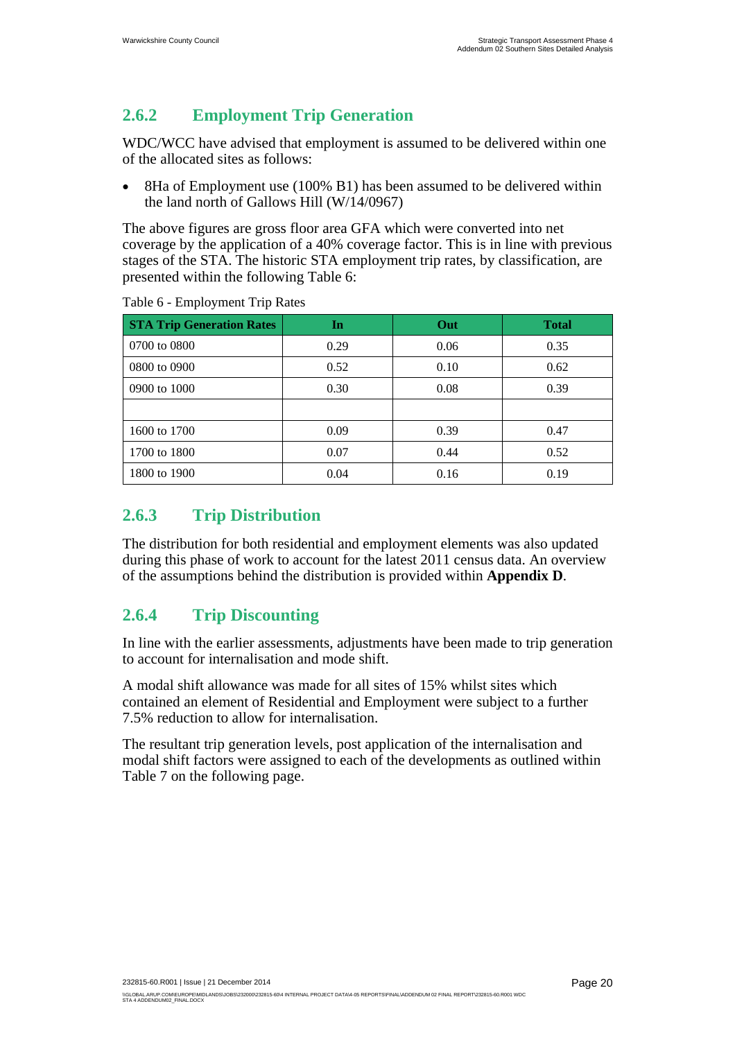### 2.6.2 Employment Trip Generation

WDC/WCC have advised that employment is assumed to be delivered within one of the allocated sites as follows:

- 8Ha of Employment use (100% B1) has been assumed to be delivered within the land north of Gallows Hill (W/14/0967)

The above figures are gross floor area GFA which were converted into net coverage by the application of a 40% coverage factor. This is in line with previous stages of the STA. The historic STA employment trip rates, by classification, are presented within the following Table 6:

Table 6 - Employment Trip Rates

| STA Trip Generation Rates | In | Out | Total |
|---|---|---|---|
| 0700 to 0800 | 0.29 | 0.06 | 0.35 |
| 0800 to 0900 | 0.52 | 0.10 | 0.62 |
| 0900 to 1000 | 0.30 | 0.08 | 0.39 |
| | | | |
| 1600 to 1700 | 0.09 | 0.39 | 0.47 |
| 1700 to 1800 | 0.07 | 0.44 | 0.52 |
| 1800 to 1900 | 0.04 | 0.16 | 0.19 |

### 2.6.3 Trip Distribution

The distribution for both residential and employment elements was also updated during this phase of work to account for the latest 2011 census data. An overview of the assumptions behind the distribution is provided within **Appendix D**.

### 2.6.4 Trip Discounting

In line with the earlier assessments, adjustments have been made to trip generation to account for internalisation and mode shift.

A modal shift allowance was made for all sites of 15% whilst sites which contained an element of Residential and Employment were subject to a further 7.5% reduction to allow for internalisation.

The resultant trip generation levels, post application of the internalisation and modal shift factors were assigned to each of the developments as outlined within Table 7 on the following page.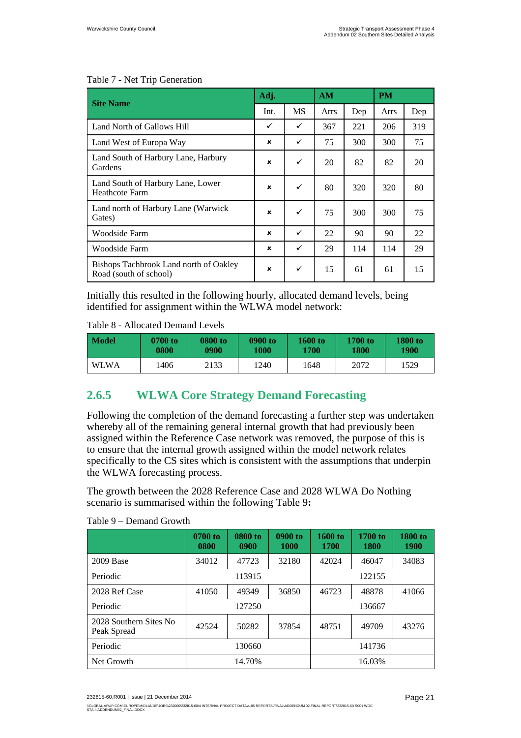Table 7 - Net Trip Generation

| Site Name | Adj. | | AM | | PM | |
|---|---|---|---|---|---|---|
| | Int. | MS | Arrs | Dep | Arrs | Dep |
| Land North of Gallows Hill | ✓ | ✓ | 367 | 221 | 206 | 319 |
| Land West of Europa Way | × | ✓ | 75 | 300 | 300 | 75 |
| Land South of Harbury Lane, Harbury Gardens | × | ✓ | 20 | 82 | 82 | 20 |
| Land South of Harbury Lane, Lower Heathcote Farm | × | ✓ | 80 | 320 | 320 | 80 |
| Land north of Harbury Lane (Warwick Gates) | × | ✓ | 75 | 300 | 300 | 75 |
| Woodside Farm | × | ✓ | 22 | 90 | 90 | 22 |
| Woodside Farm | × | ✓ | 29 | 114 | 114 | 29 |
| Bishops Tachbrook Land north of Oakley Road (south of school) | × | ✓ | 15 | 61 | 61 | 15 |

Initially this resulted in the following hourly, allocated demand levels, being identified for assignment within the WLWA model network:

Table 8 - Allocated Demand Levels

| Model | 0700 to 0800 | 0800 to 0900 | 0900 to 1000 | 1600 to 1700 | 1700 to 1800 | 1800 to 1900 |
|---|---|---|---|---|---|---|
| WLWA | 1406 | 2133 | 1240 | 1648 | 2072 | 1529 |

### 2.6.5 WLWA Core Strategy Demand Forecasting

Following the completion of the demand forecasting a further step was undertaken whereby all of the remaining general internal growth that had previously been assigned within the Reference Case network was removed, the purpose of this is to ensure that the internal growth assigned within the model network relates specifically to the CS sites which is consistent with the assumptions that underpin the WLWA forecasting process.

The growth between the 2028 Reference Case and 2028 WLWA Do Nothing scenario is summarised within the following Table 9**:**

Table 9 – Demand Growth

| | 0700 to 0800 | 0800 to 0900 | 0900 to 1000 | 1600 to 1700 | 1700 to 1800 | 1800 to 1900 |
|---|---|---|---|---|---|---|
| 2009 Base | 34012 | 47723 | 32180 | 42024 | 46047 | 34083 |
| Periodic | 113915 | | | 122155 | | |
| 2028 Ref Case | 41050 | 49349 | 36850 | 46723 | 48878 | 41066 |
| Periodic | 127250 | | | 136667 | | |
| 2028 Southern Sites No Peak Spread | 42524 | 50282 | 37854 | 48751 | 49709 | 43276 |
| Periodic | 130660 | | | 141736 | | |
| Net Growth | 14.70% | | | 16.03% | | |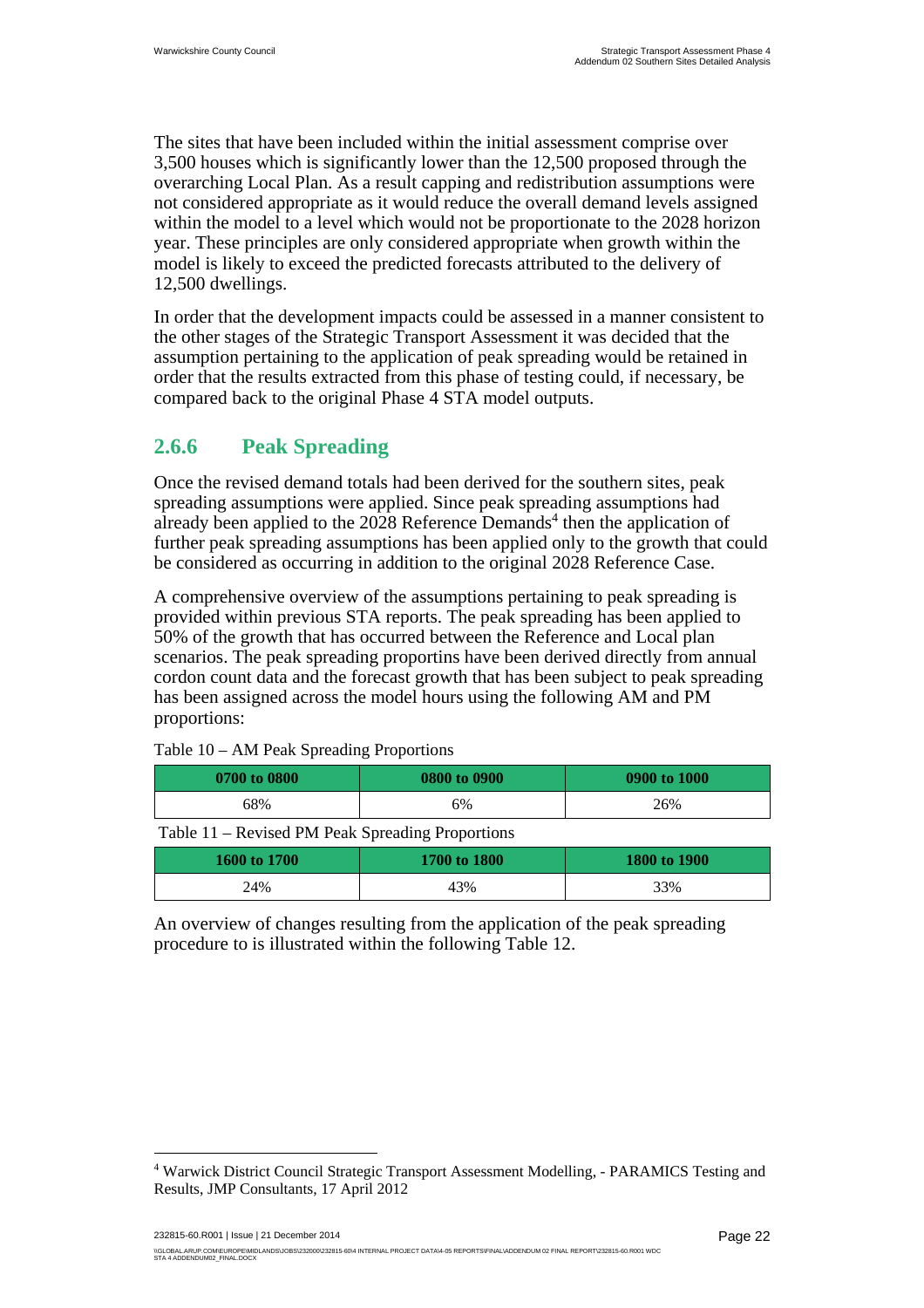The sites that have been included within the initial assessment comprise over 3,500 houses which is significantly lower than the 12,500 proposed through the overarching Local Plan. As a result capping and redistribution assumptions were not considered appropriate as it would reduce the overall demand levels assigned within the model to a level which would not be proportionate to the 2028 horizon year. These principles are only considered appropriate when growth within the model is likely to exceed the predicted forecasts attributed to the delivery of 12,500 dwellings.

In order that the development impacts could be assessed in a manner consistent to the other stages of the Strategic Transport Assessment it was decided that the assumption pertaining to the application of peak spreading would be retained in order that the results extracted from this phase of testing could, if necessary, be compared back to the original Phase 4 STA model outputs.

### 2.6.6 Peak Spreading

Once the revised demand totals had been derived for the southern sites, peak spreading assumptions were applied. Since peak spreading assumptions had already been applied to the 2028 Reference Demands[4] then the application of further peak spreading assumptions has been applied only to the growth that could be considered as occurring in addition to the original 2028 Reference Case.

A comprehensive overview of the assumptions pertaining to peak spreading is provided within previous STA reports. The peak spreading has been applied to 50% of the growth that has occurred between the Reference and Local plan scenarios. The peak spreading proportins have been derived directly from annual cordon count data and the forecast growth that has been subject to peak spreading has been assigned across the model hours using the following AM and PM proportions:

Table 10 – AM Peak Spreading Proportions

| 0700 to 0800 | 0800 to 0900 | 0900 to 1000 |
| --- | --- | --- |
| 68% | 6% | 26% |

Table 11 – Revised PM Peak Spreading Proportions

| 1600 to 1700 | 1700 to 1800 | 1800 to 1900 |
| --- | --- | --- |
| 24% | 43% | 33% |

An overview of changes resulting from the application of the peak spreading procedure to is illustrated within the following Table 12.

[4] Warwick District Council Strategic Transport Assessment Modelling, - PARAMICS Testing and Results, JMP Consultants, 17 April 2012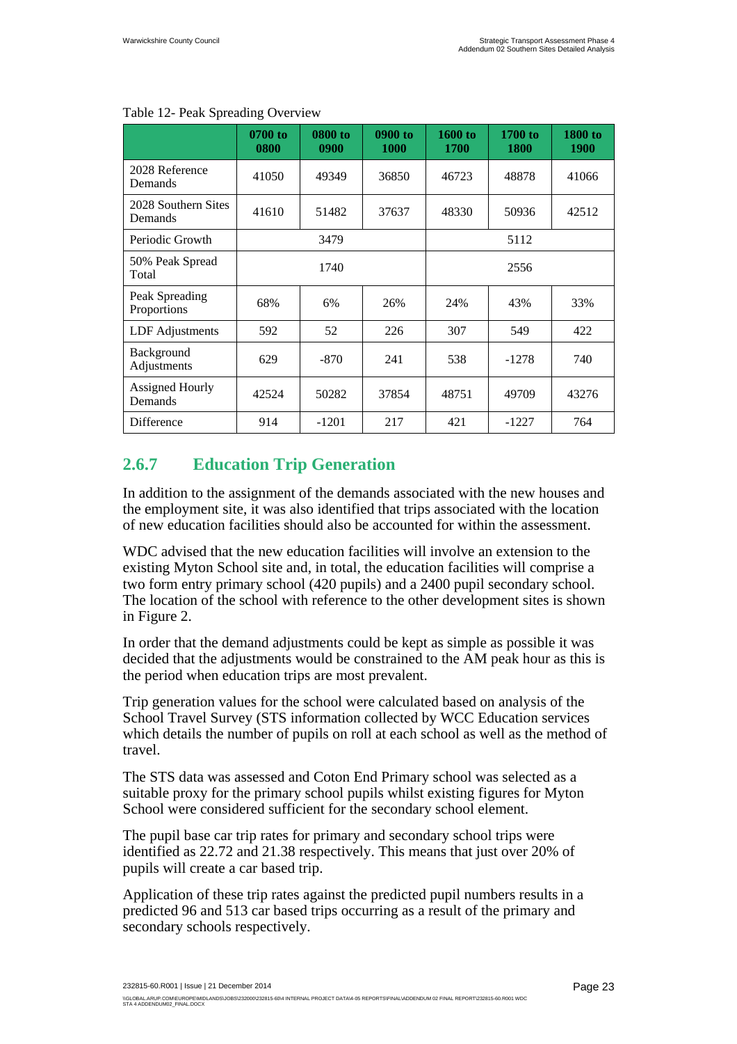Table 12- Peak Spreading Overview

| | 0700 to 0800 | 0800 to 0900 | 0900 to 1000 | 1600 to 1700 | 1700 to 1800 | 1800 to 1900 |
|---|---|---|---|---|---|---|
| 2028 Reference Demands | 41050 | 49349 | 36850 | 46723 | 48878 | 41066 |
| 2028 Southern Sites Demands | 41610 | 51482 | 37637 | 48330 | 50936 | 42512 |
| Periodic Growth | 3479 | | | 5112 | | |
| 50% Peak Spread Total | 1740 | | | 2556 | | |
| Peak Spreading Proportions | 68% | 6% | 26% | 24% | 43% | 33% |
| LDF Adjustments | 592 | 52 | 226 | 307 | 549 | 422 |
| Background Adjustments | 629 | -870 | 241 | 538 | -1278 | 740 |
| Assigned Hourly Demands | 42524 | 50282 | 37854 | 48751 | 49709 | 43276 |
| Difference | 914 | -1201 | 217 | 421 | -1227 | 764 |

### 2.6.7 Education Trip Generation

In addition to the assignment of the demands associated with the new houses and the employment site, it was also identified that trips associated with the location of new education facilities should also be accounted for within the assessment.

WDC advised that the new education facilities will involve an extension to the existing Myton School site and, in total, the education facilities will comprise a two form entry primary school (420 pupils) and a 2400 pupil secondary school. The location of the school with reference to the other development sites is shown in Figure 2.

In order that the demand adjustments could be kept as simple as possible it was decided that the adjustments would be constrained to the AM peak hour as this is the period when education trips are most prevalent.

Trip generation values for the school were calculated based on analysis of the School Travel Survey (STS information collected by WCC Education services which details the number of pupils on roll at each school as well as the method of travel.

The STS data was assessed and Coton End Primary school was selected as a suitable proxy for the primary school pupils whilst existing figures for Myton School were considered sufficient for the secondary school element.

The pupil base car trip rates for primary and secondary school trips were identified as 22.72 and 21.38 respectively. This means that just over 20% of pupils will create a car based trip.

Application of these trip rates against the predicted pupil numbers results in a predicted 96 and 513 car based trips occurring as a result of the primary and secondary schools respectively.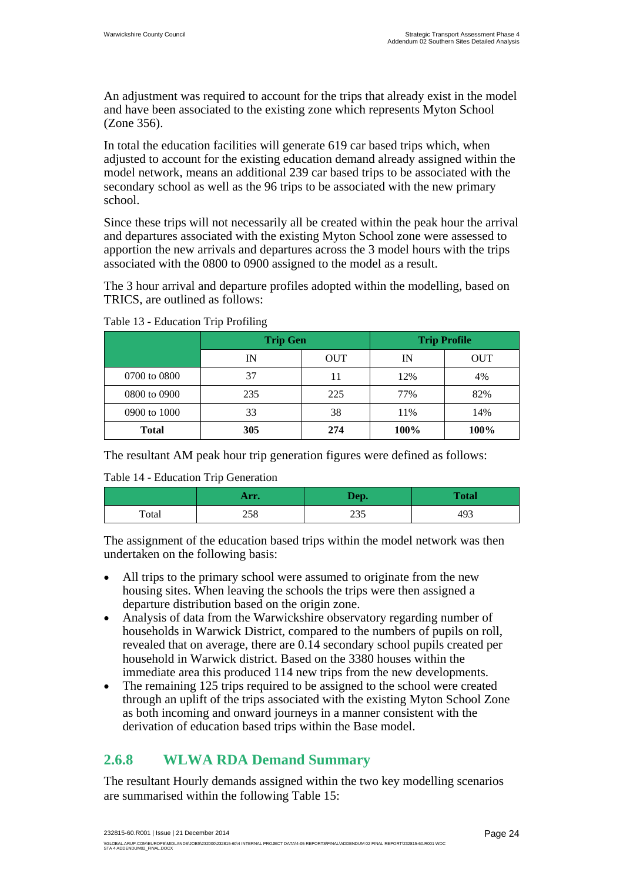An adjustment was required to account for the trips that already exist in the model and have been associated to the existing zone which represents Myton School (Zone 356).

In total the education facilities will generate 619 car based trips which, when adjusted to account for the existing education demand already assigned within the model network, means an additional 239 car based trips to be associated with the secondary school as well as the 96 trips to be associated with the new primary school.

Since these trips will not necessarily all be created within the peak hour the arrival and departures associated with the existing Myton School zone were assessed to apportion the new arrivals and departures across the 3 model hours with the trips associated with the 0800 to 0900 assigned to the model as a result.

The 3 hour arrival and departure profiles adopted within the modelling, based on TRICS, are outlined as follows:

Table 13 - Education Trip Profiling

| | Trip Gen | | Trip Profile | |
|---|---|---|---|---|
| | IN | OUT | IN | OUT |
| 0700 to 0800 | 37 | 11 | 12% | 4% |
| 0800 to 0900 | 235 | 225 | 77% | 82% |
| 0900 to 1000 | 33 | 38 | 11% | 14% |
| **Total** | **305** | **274** | **100%** | **100%** |

The resultant AM peak hour trip generation figures were defined as follows:

Table 14 - Education Trip Generation

| | Arr. | Dep. | Total |
|---|---|---|---|
| Total | 258 | 235 | 493 |

The assignment of the education based trips within the model network was then undertaken on the following basis:

- All trips to the primary school were assumed to originate from the new housing sites. When leaving the schools the trips were then assigned a departure distribution based on the origin zone.
- Analysis of data from the Warwickshire observatory regarding number of households in Warwick District, compared to the numbers of pupils on roll, revealed that on average, there are 0.14 secondary school pupils created per household in Warwick district. Based on the 3380 houses within the immediate area this produced 114 new trips from the new developments.
- The remaining 125 trips required to be assigned to the school were created through an uplift of the trips associated with the existing Myton School Zone as both incoming and onward journeys in a manner consistent with the derivation of education based trips within the Base model.

## 2.6.8 WLWA RDA Demand Summary

The resultant Hourly demands assigned within the two key modelling scenarios are summarised within the following Table 15: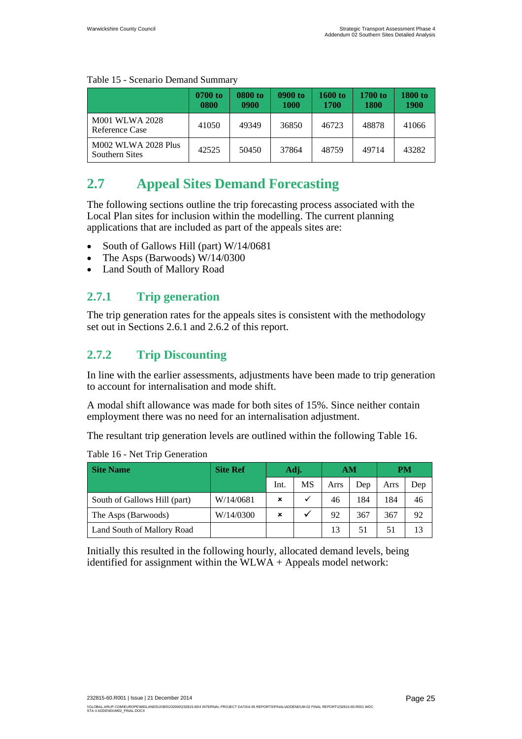Table 15 - Scenario Demand Summary

| | 0700 to 0800 | 0800 to 0900 | 0900 to 1000 | 1600 to 1700 | 1700 to 1800 | 1800 to 1900 |
|---|---|---|---|---|---|---|
| M001 WLWA 2028 Reference Case | 41050 | 49349 | 36850 | 46723 | 48878 | 41066 |
| M002 WLWA 2028 Plus Southern Sites | 42525 | 50450 | 37864 | 48759 | 49714 | 43282 |

## 2.7 Appeal Sites Demand Forecasting

The following sections outline the trip forecasting process associated with the Local Plan sites for inclusion within the modelling. The current planning applications that are included as part of the appeals sites are:

- South of Gallows Hill (part) W/14/0681
- The Asps (Barwoods) W/14/0300
- Land South of Mallory Road

### 2.7.1 Trip generation

The trip generation rates for the appeals sites is consistent with the methodology set out in Sections 2.6.1 and 2.6.2 of this report.

### 2.7.2 Trip Discounting

In line with the earlier assessments, adjustments have been made to trip generation to account for internalisation and mode shift.

A modal shift allowance was made for both sites of 15%. Since neither contain employment there was no need for an internalisation adjustment.

The resultant trip generation levels are outlined within the following Table 16.

Table 16 - Net Trip Generation

| Site Name | Site Ref | Adj. | | AM | | PM | |
|---|---|---|---|---|---|---|---|
| | | Int. | MS | Arrs | Dep | Arrs | Dep |
| South of Gallows Hill (part) | W/14/0681 | ✗ | ✓ | 46 | 184 | 184 | 46 |
| The Asps (Barwoods) | W/14/0300 | ✗ | ✓ | 92 | 367 | 367 | 92 |
| Land South of Mallory Road | | | | 13 | 51 | 51 | 13 |

Initially this resulted in the following hourly, allocated demand levels, being identified for assignment within the WLWA + Appeals model network: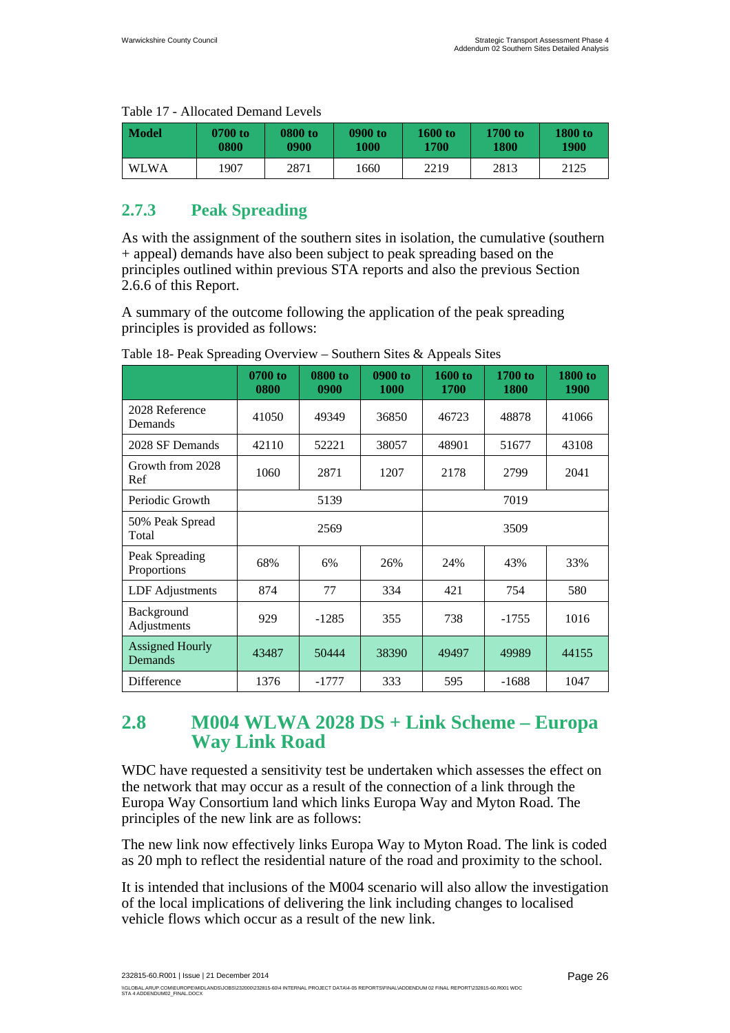Table 17 - Allocated Demand Levels

| Model | 0700 to 0800 | 0800 to 0900 | 0900 to 1000 | 1600 to 1700 | 1700 to 1800 | 1800 to 1900 |
|---|---|---|---|---|---|---|
| WLWA | 1907 | 2871 | 1660 | 2219 | 2813 | 2125 |

### 2.7.3 Peak Spreading

As with the assignment of the southern sites in isolation, the cumulative (southern + appeal) demands have also been subject to peak spreading based on the principles outlined within previous STA reports and also the previous Section 2.6.6 of this Report.

A summary of the outcome following the application of the peak spreading principles is provided as follows:

Table 18- Peak Spreading Overview – Southern Sites & Appeals Sites

| | 0700 to 0800 | 0800 to 0900 | 0900 to 1000 | 1600 to 1700 | 1700 to 1800 | 1800 to 1900 |
|---|---|---|---|---|---|---|
| 2028 Reference Demands | 41050 | 49349 | 36850 | 46723 | 48878 | 41066 |
| 2028 SF Demands | 42110 | 52221 | 38057 | 48901 | 51677 | 43108 |
| Growth from 2028 Ref | 1060 | 2871 | 1207 | 2178 | 2799 | 2041 |
| Periodic Growth | | 5139 | | | 7019 | |
| 50% Peak Spread Total | | 2569 | | | 3509 | |
| Peak Spreading Proportions | 68% | 6% | 26% | 24% | 43% | 33% |
| LDF Adjustments | 874 | 77 | 334 | 421 | 754 | 580 |
| Background Adjustments | 929 | -1285 | 355 | 738 | -1755 | 1016 |
| Assigned Hourly Demands | 43487 | 50444 | 38390 | 49497 | 49989 | 44155 |
| Difference | 1376 | -1777 | 333 | 595 | -1688 | 1047 |

## 2.8 M004 WLWA 2028 DS + Link Scheme – Europa Way Link Road

WDC have requested a sensitivity test be undertaken which assesses the effect on the network that may occur as a result of the connection of a link through the Europa Way Consortium land which links Europa Way and Myton Road. The principles of the new link are as follows:

The new link now effectively links Europa Way to Myton Road. The link is coded as 20 mph to reflect the residential nature of the road and proximity to the school.

It is intended that inclusions of the M004 scenario will also allow the investigation of the local implications of delivering the link including changes to localised vehicle flows which occur as a result of the new link.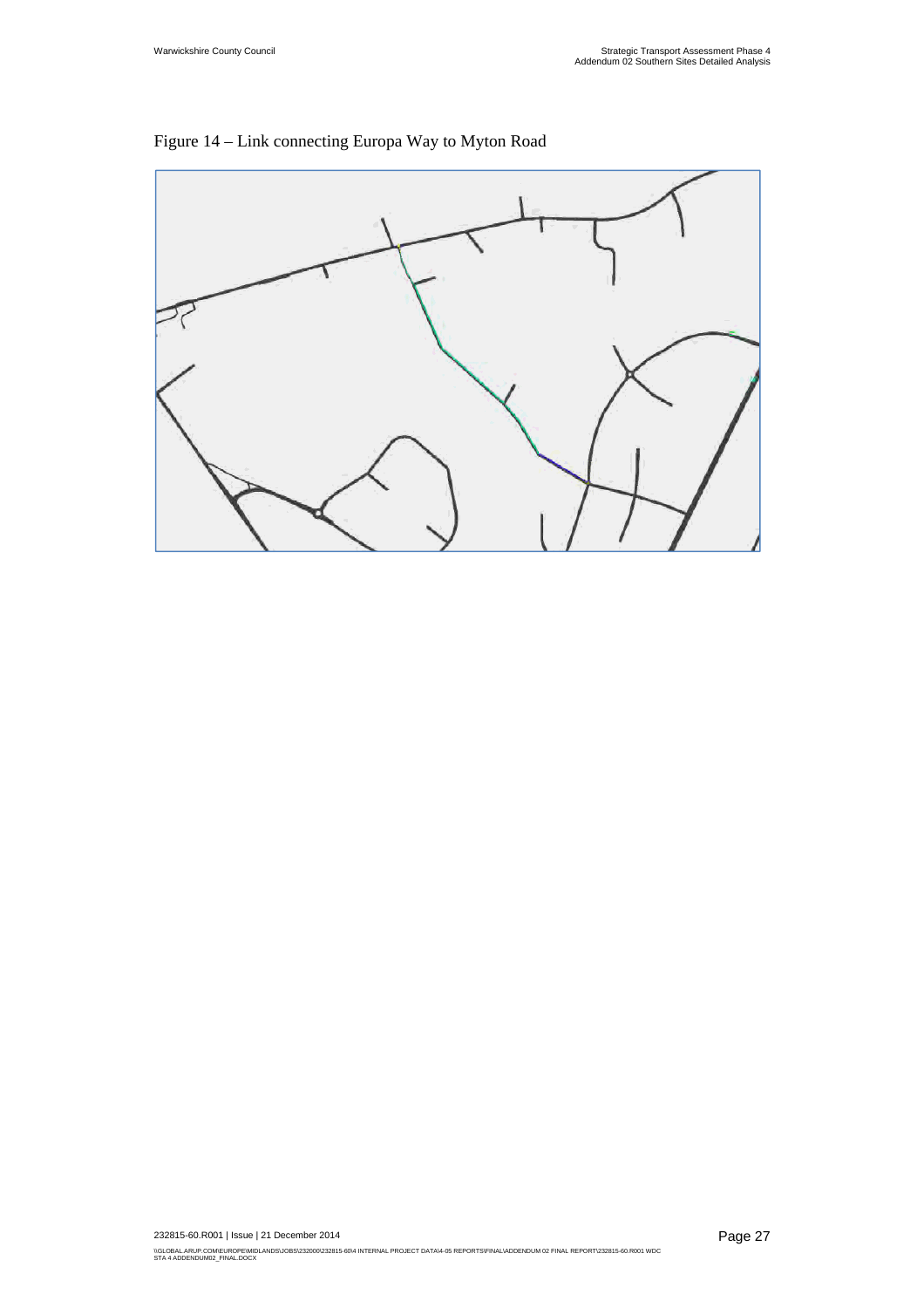Figure 14 – Link connecting Europa Way to Myton Road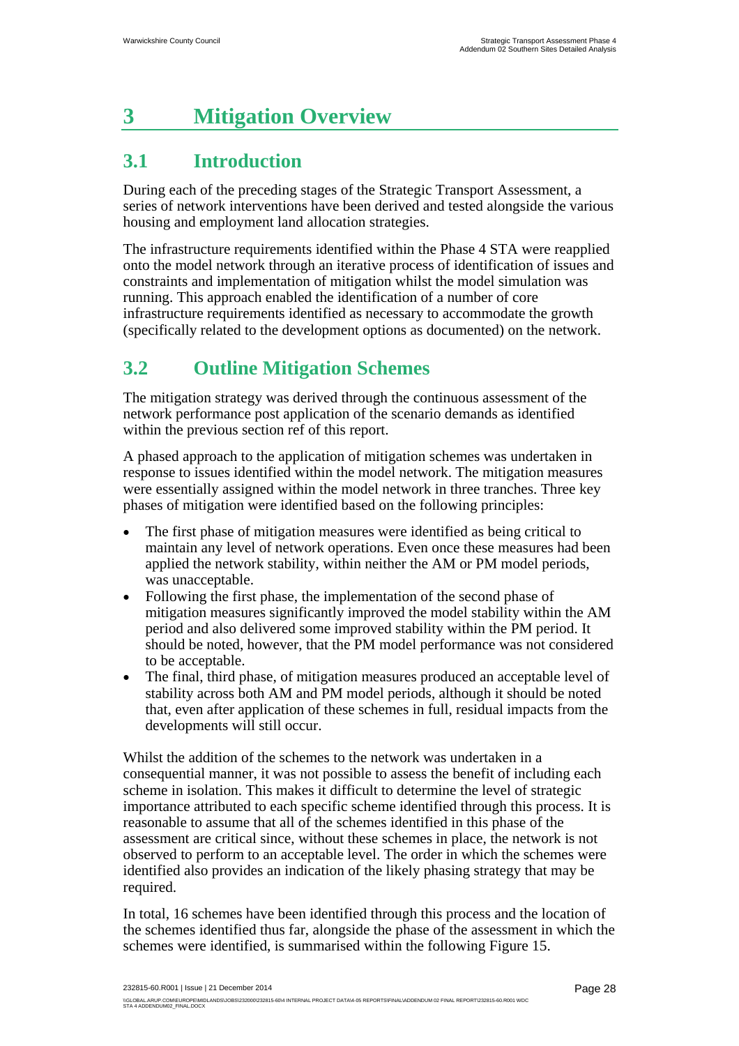# 3 Mitigation Overview

## 3.1 Introduction

During each of the preceding stages of the Strategic Transport Assessment, a series of network interventions have been derived and tested alongside the various housing and employment land allocation strategies.

The infrastructure requirements identified within the Phase 4 STA were reapplied onto the model network through an iterative process of identification of issues and constraints and implementation of mitigation whilst the model simulation was running. This approach enabled the identification of a number of core infrastructure requirements identified as necessary to accommodate the growth (specifically related to the development options as documented) on the network.

## 3.2 Outline Mitigation Schemes

The mitigation strategy was derived through the continuous assessment of the network performance post application of the scenario demands as identified within the previous section ref of this report.

A phased approach to the application of mitigation schemes was undertaken in response to issues identified within the model network. The mitigation measures were essentially assigned within the model network in three tranches. Three key phases of mitigation were identified based on the following principles:

- The first phase of mitigation measures were identified as being critical to maintain any level of network operations. Even once these measures had been applied the network stability, within neither the AM or PM model periods, was unacceptable.
- Following the first phase, the implementation of the second phase of mitigation measures significantly improved the model stability within the AM period and also delivered some improved stability within the PM period. It should be noted, however, that the PM model performance was not considered to be acceptable.
- The final, third phase, of mitigation measures produced an acceptable level of stability across both AM and PM model periods, although it should be noted that, even after application of these schemes in full, residual impacts from the developments will still occur.

Whilst the addition of the schemes to the network was undertaken in a consequential manner, it was not possible to assess the benefit of including each scheme in isolation. This makes it difficult to determine the level of strategic importance attributed to each specific scheme identified through this process. It is reasonable to assume that all of the schemes identified in this phase of the assessment are critical since, without these schemes in place, the network is not observed to perform to an acceptable level. The order in which the schemes were identified also provides an indication of the likely phasing strategy that may be required.

In total, 16 schemes have been identified through this process and the location of the schemes identified thus far, alongside the phase of the assessment in which the schemes were identified, is summarised within the following Figure 15.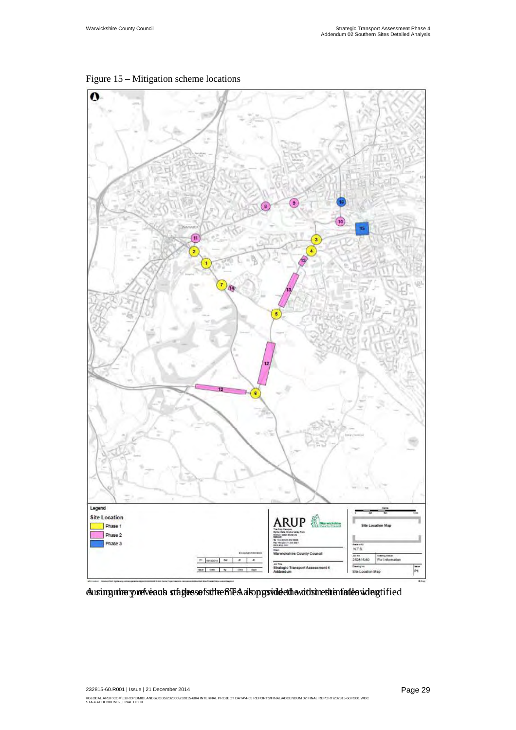Figure 15 – Mitigation scheme locations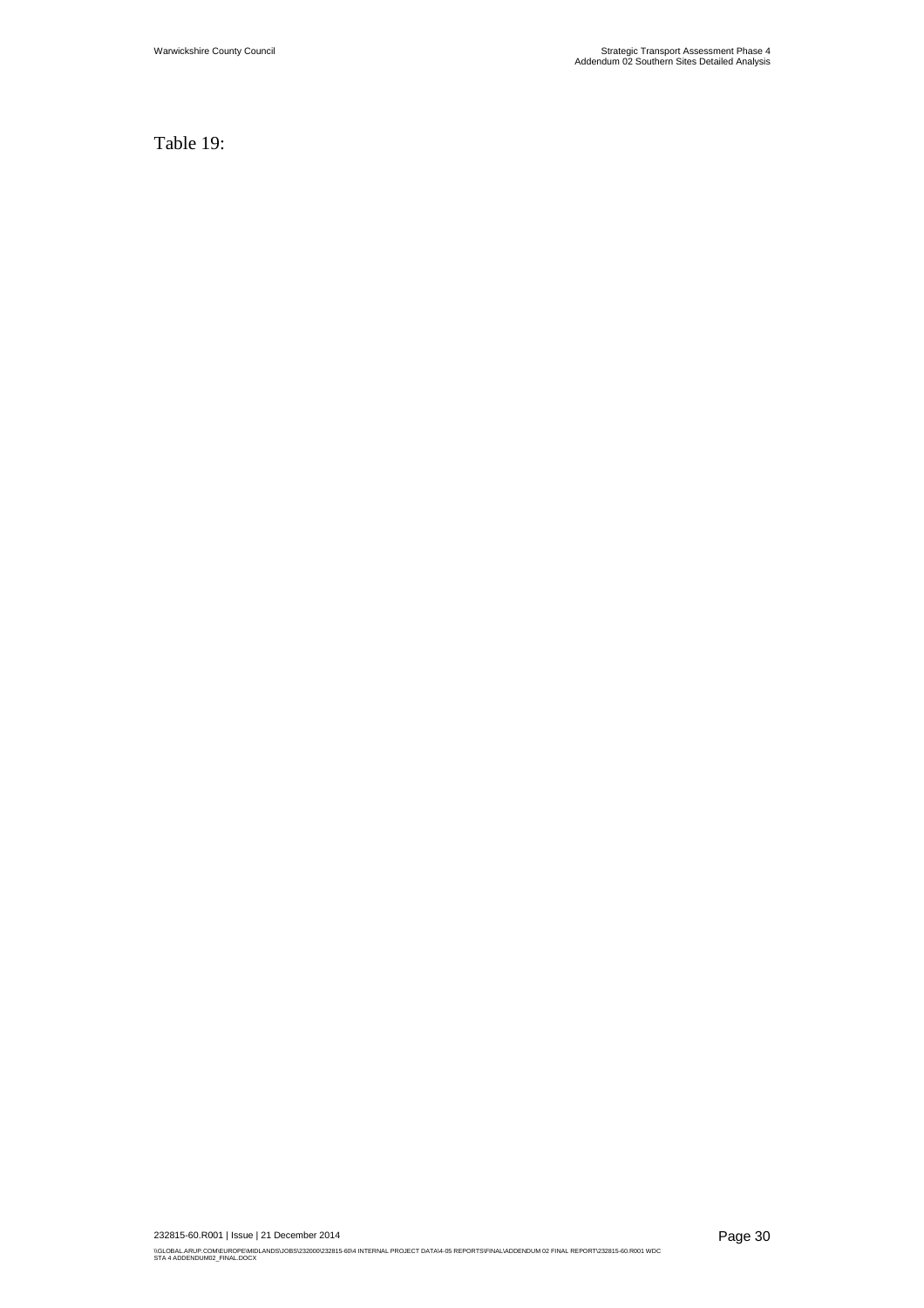Table 19: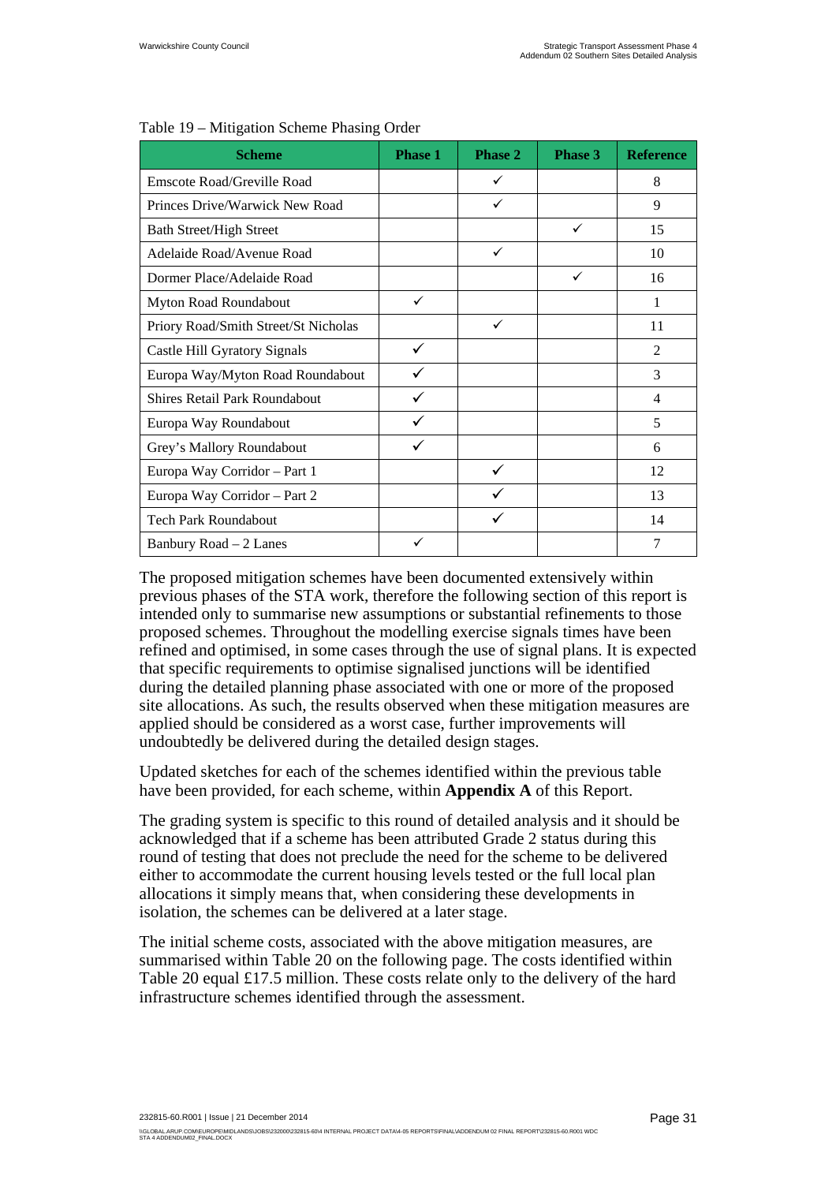Table 19 – Mitigation Scheme Phasing Order

| Scheme | Phase 1 | Phase 2 | Phase 3 | Reference |
|---|---|---|---|---|
| Emscote Road/Greville Road | | ✓ | | 8 |
| Princes Drive/Warwick New Road | | ✓ | | 9 |
| Bath Street/High Street | | | ✓ | 15 |
| Adelaide Road/Avenue Road | | ✓ | | 10 |
| Dormer Place/Adelaide Road | | | ✓ | 16 |
| Myton Road Roundabout | ✓ | | | 1 |
| Priory Road/Smith Street/St Nicholas | | ✓ | | 11 |
| Castle Hill Gyratory Signals | ✓ | | | 2 |
| Europa Way/Myton Road Roundabout | ✓ | | | 3 |
| Shires Retail Park Roundabout | ✓ | | | 4 |
| Europa Way Roundabout | ✓ | | | 5 |
| Grey's Mallory Roundabout | ✓ | | | 6 |
| Europa Way Corridor – Part 1 | | ✓ | | 12 |
| Europa Way Corridor – Part 2 | | ✓ | | 13 |
| Tech Park Roundabout | | ✓ | | 14 |
| Banbury Road – 2 Lanes | ✓ | | | 7 |

The proposed mitigation schemes have been documented extensively within previous phases of the STA work, therefore the following section of this report is intended only to summarise new assumptions or substantial refinements to those proposed schemes. Throughout the modelling exercise signals times have been refined and optimised, in some cases through the use of signal plans. It is expected that specific requirements to optimise signalised junctions will be identified during the detailed planning phase associated with one or more of the proposed site allocations. As such, the results observed when these mitigation measures are applied should be considered as a worst case, further improvements will undoubtedly be delivered during the detailed design stages.

Updated sketches for each of the schemes identified within the previous table have been provided, for each scheme, within **Appendix A** of this Report.

The grading system is specific to this round of detailed analysis and it should be acknowledged that if a scheme has been attributed Grade 2 status during this round of testing that does not preclude the need for the scheme to be delivered either to accommodate the current housing levels tested or the full local plan allocations it simply means that, when considering these developments in isolation, the schemes can be delivered at a later stage.

The initial scheme costs, associated with the above mitigation measures, are summarised within Table 20 on the following page. The costs identified within Table 20 equal £17.5 million. These costs relate only to the delivery of the hard infrastructure schemes identified through the assessment.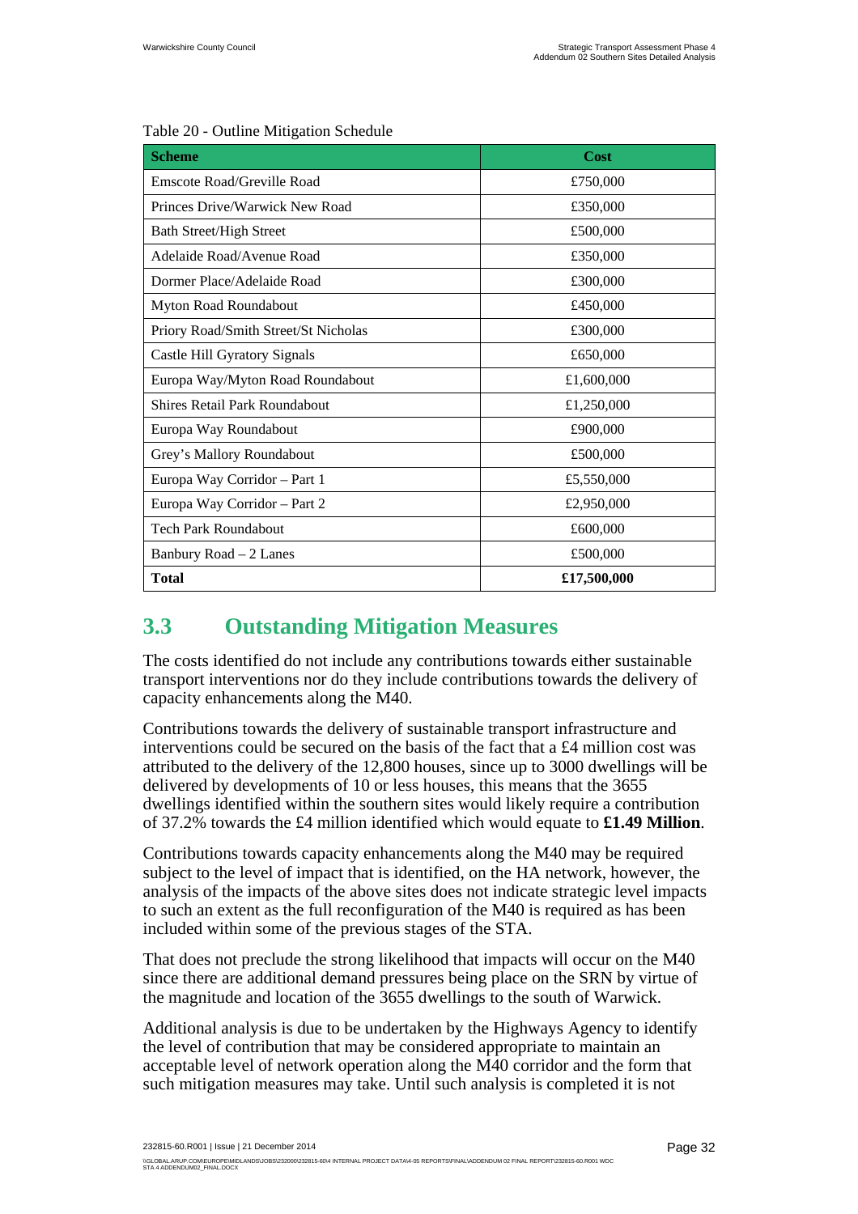Table 20 - Outline Mitigation Schedule

| Scheme | Cost |
|---|---|
| Emscote Road/Greville Road | £750,000 |
| Princes Drive/Warwick New Road | £350,000 |
| Bath Street/High Street | £500,000 |
| Adelaide Road/Avenue Road | £350,000 |
| Dormer Place/Adelaide Road | £300,000 |
| Myton Road Roundabout | £450,000 |
| Priory Road/Smith Street/St Nicholas | £300,000 |
| Castle Hill Gyratory Signals | £650,000 |
| Europa Way/Myton Road Roundabout | £1,600,000 |
| Shires Retail Park Roundabout | £1,250,000 |
| Europa Way Roundabout | £900,000 |
| Grey's Mallory Roundabout | £500,000 |
| Europa Way Corridor – Part 1 | £5,550,000 |
| Europa Way Corridor – Part 2 | £2,950,000 |
| Tech Park Roundabout | £600,000 |
| Banbury Road – 2 Lanes | £500,000 |
| **Total** | **£17,500,000** |

## 3.3 Outstanding Mitigation Measures

The costs identified do not include any contributions towards either sustainable transport interventions nor do they include contributions towards the delivery of capacity enhancements along the M40.

Contributions towards the delivery of sustainable transport infrastructure and interventions could be secured on the basis of the fact that a £4 million cost was attributed to the delivery of the 12,800 houses, since up to 3000 dwellings will be delivered by developments of 10 or less houses, this means that the 3655 dwellings identified within the southern sites would likely require a contribution of 37.2% towards the £4 million identified which would equate to **£1.49 Million**.

Contributions towards capacity enhancements along the M40 may be required subject to the level of impact that is identified, on the HA network, however, the analysis of the impacts of the above sites does not indicate strategic level impacts to such an extent as the full reconfiguration of the M40 is required as has been included within some of the previous stages of the STA.

That does not preclude the strong likelihood that impacts will occur on the M40 since there are additional demand pressures being place on the SRN by virtue of the magnitude and location of the 3655 dwellings to the south of Warwick.

Additional analysis is due to be undertaken by the Highways Agency to identify the level of contribution that may be considered appropriate to maintain an acceptable level of network operation along the M40 corridor and the form that such mitigation measures may take. Until such analysis is completed it is not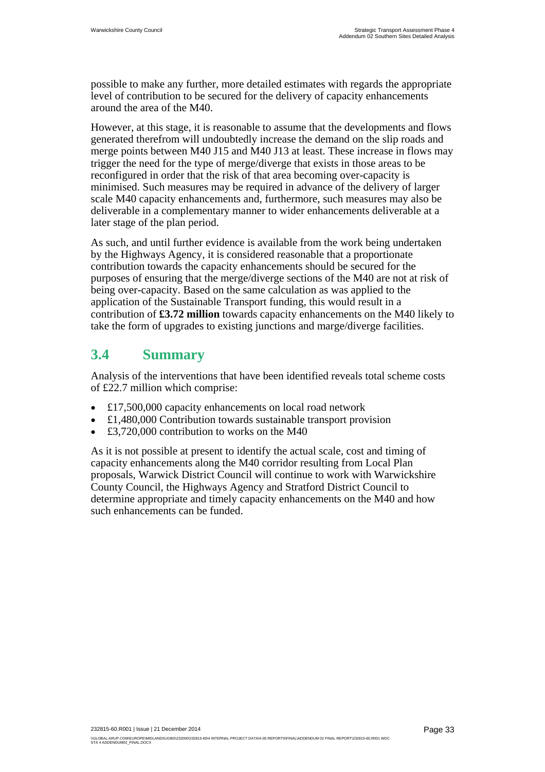possible to make any further, more detailed estimates with regards the appropriate level of contribution to be secured for the delivery of capacity enhancements around the area of the M40.

However, at this stage, it is reasonable to assume that the developments and flows generated therefrom will undoubtedly increase the demand on the slip roads and merge points between M40 J15 and M40 J13 at least. These increase in flows may trigger the need for the type of merge/diverge that exists in those areas to be reconfigured in order that the risk of that area becoming over-capacity is minimised. Such measures may be required in advance of the delivery of larger scale M40 capacity enhancements and, furthermore, such measures may also be deliverable in a complementary manner to wider enhancements deliverable at a later stage of the plan period.

As such, and until further evidence is available from the work being undertaken by the Highways Agency, it is considered reasonable that a proportionate contribution towards the capacity enhancements should be secured for the purposes of ensuring that the merge/diverge sections of the M40 are not at risk of being over-capacity. Based on the same calculation as was applied to the application of the Sustainable Transport funding, this would result in a contribution of **£3.72 million** towards capacity enhancements on the M40 likely to take the form of upgrades to existing junctions and marge/diverge facilities.

## 3.4 Summary

Analysis of the interventions that have been identified reveals total scheme costs of £22.7 million which comprise:

- £17,500,000 capacity enhancements on local road network
- £1,480,000 Contribution towards sustainable transport provision
- £3,720,000 contribution to works on the M40

As it is not possible at present to identify the actual scale, cost and timing of capacity enhancements along the M40 corridor resulting from Local Plan proposals, Warwick District Council will continue to work with Warwickshire County Council, the Highways Agency and Stratford District Council to determine appropriate and timely capacity enhancements on the M40 and how such enhancements can be funded.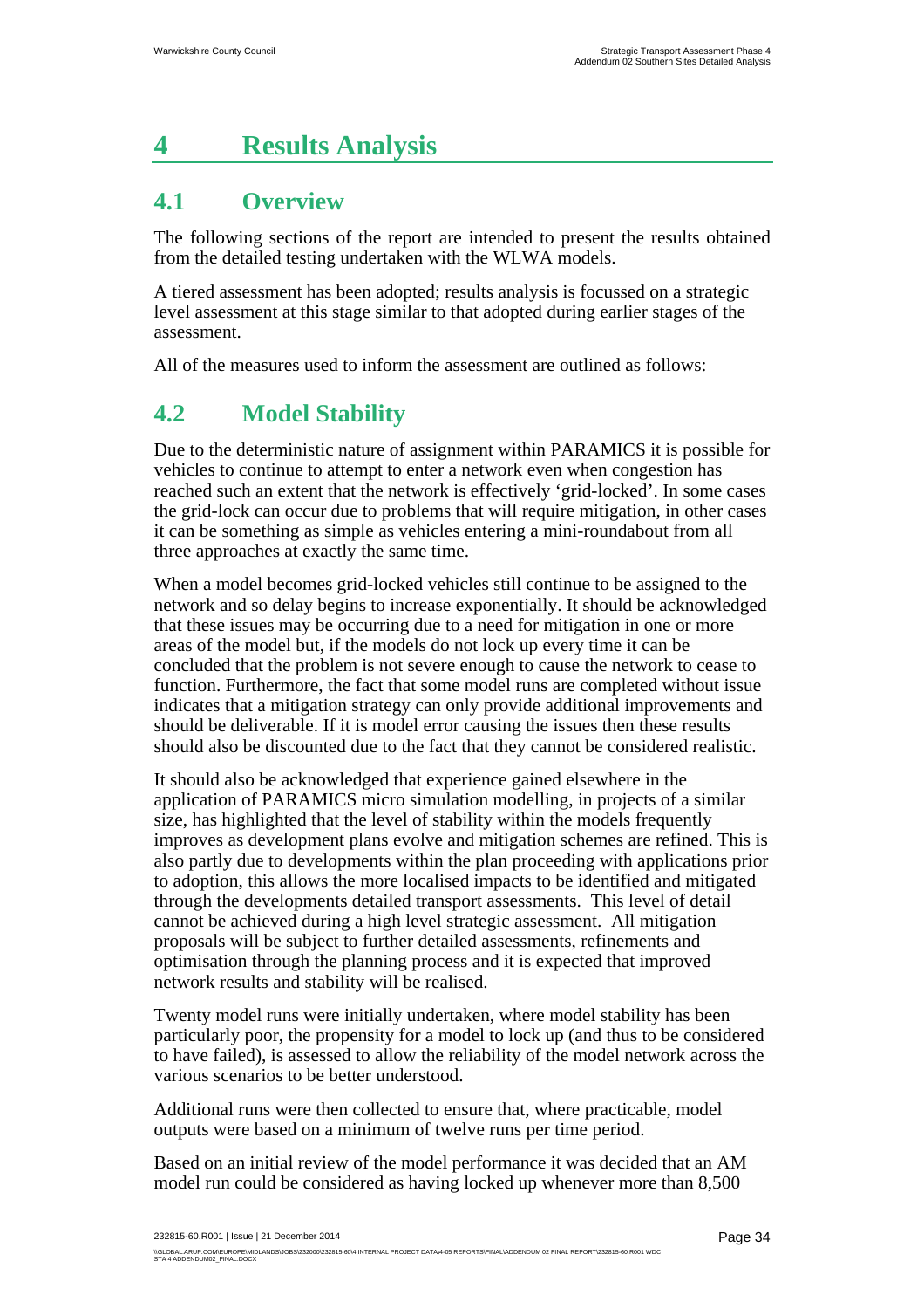# 4 Results Analysis

## 4.1 Overview

The following sections of the report are intended to present the results obtained from the detailed testing undertaken with the WLWA models.

A tiered assessment has been adopted; results analysis is focussed on a strategic level assessment at this stage similar to that adopted during earlier stages of the assessment.

All of the measures used to inform the assessment are outlined as follows:

## 4.2 Model Stability

Due to the deterministic nature of assignment within PARAMICS it is possible for vehicles to continue to attempt to enter a network even when congestion has reached such an extent that the network is effectively 'grid-locked'. In some cases the grid-lock can occur due to problems that will require mitigation, in other cases it can be something as simple as vehicles entering a mini-roundabout from all three approaches at exactly the same time.

When a model becomes grid-locked vehicles still continue to be assigned to the network and so delay begins to increase exponentially. It should be acknowledged that these issues may be occurring due to a need for mitigation in one or more areas of the model but, if the models do not lock up every time it can be concluded that the problem is not severe enough to cause the network to cease to function. Furthermore, the fact that some model runs are completed without issue indicates that a mitigation strategy can only provide additional improvements and should be deliverable. If it is model error causing the issues then these results should also be discounted due to the fact that they cannot be considered realistic.

It should also be acknowledged that experience gained elsewhere in the application of PARAMICS micro simulation modelling, in projects of a similar size, has highlighted that the level of stability within the models frequently improves as development plans evolve and mitigation schemes are refined. This is also partly due to developments within the plan proceeding with applications prior to adoption, this allows the more localised impacts to be identified and mitigated through the developments detailed transport assessments. This level of detail cannot be achieved during a high level strategic assessment. All mitigation proposals will be subject to further detailed assessments, refinements and optimisation through the planning process and it is expected that improved network results and stability will be realised.

Twenty model runs were initially undertaken, where model stability has been particularly poor, the propensity for a model to lock up (and thus to be considered to have failed), is assessed to allow the reliability of the model network across the various scenarios to be better understood.

Additional runs were then collected to ensure that, where practicable, model outputs were based on a minimum of twelve runs per time period.

Based on an initial review of the model performance it was decided that an AM model run could be considered as having locked up whenever more than 8,500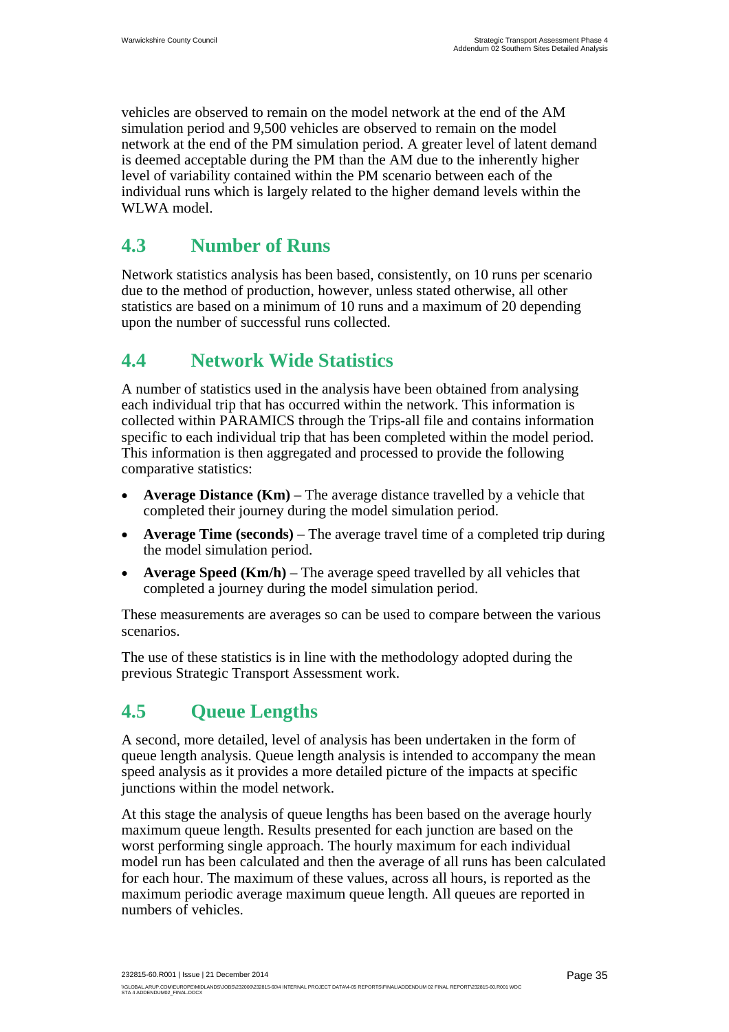vehicles are observed to remain on the model network at the end of the AM simulation period and 9,500 vehicles are observed to remain on the model network at the end of the PM simulation period. A greater level of latent demand is deemed acceptable during the PM than the AM due to the inherently higher level of variability contained within the PM scenario between each of the individual runs which is largely related to the higher demand levels within the WLWA model.

## 4.3 Number of Runs

Network statistics analysis has been based, consistently, on 10 runs per scenario due to the method of production, however, unless stated otherwise, all other statistics are based on a minimum of 10 runs and a maximum of 20 depending upon the number of successful runs collected.

## 4.4 Network Wide Statistics

A number of statistics used in the analysis have been obtained from analysing each individual trip that has occurred within the network. This information is collected within PARAMICS through the Trips-all file and contains information specific to each individual trip that has been completed within the model period. This information is then aggregated and processed to provide the following comparative statistics:

- **Average Distance (Km)** – The average distance travelled by a vehicle that completed their journey during the model simulation period.
- **Average Time (seconds)** – The average travel time of a completed trip during the model simulation period.
- **Average Speed (Km/h)** – The average speed travelled by all vehicles that completed a journey during the model simulation period.

These measurements are averages so can be used to compare between the various scenarios.

The use of these statistics is in line with the methodology adopted during the previous Strategic Transport Assessment work.

## 4.5 Queue Lengths

A second, more detailed, level of analysis has been undertaken in the form of queue length analysis. Queue length analysis is intended to accompany the mean speed analysis as it provides a more detailed picture of the impacts at specific junctions within the model network.

At this stage the analysis of queue lengths has been based on the average hourly maximum queue length. Results presented for each junction are based on the worst performing single approach. The hourly maximum for each individual model run has been calculated and then the average of all runs has been calculated for each hour. The maximum of these values, across all hours, is reported as the maximum periodic average maximum queue length. All queues are reported in numbers of vehicles.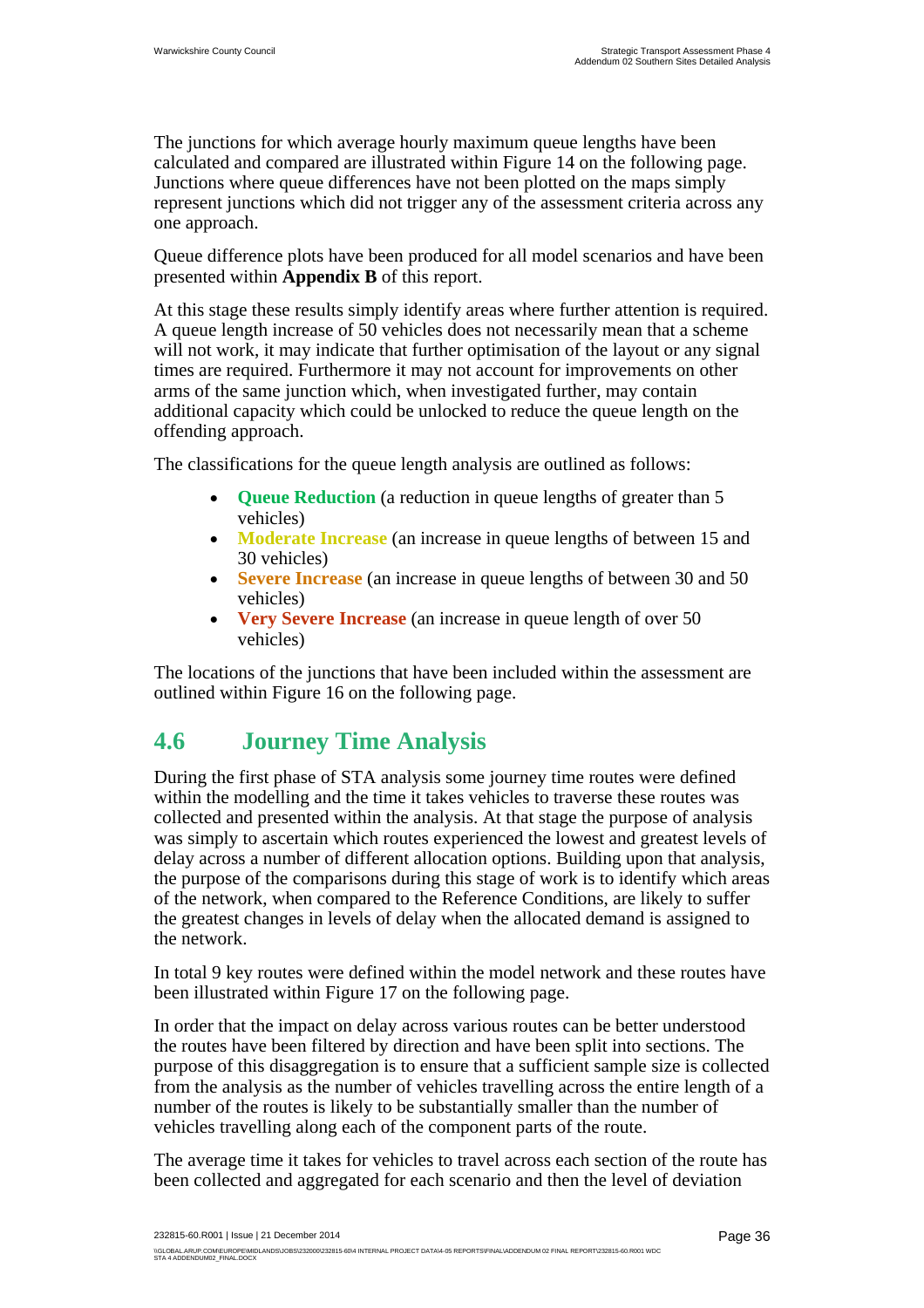The junctions for which average hourly maximum queue lengths have been calculated and compared are illustrated within Figure 14 on the following page. Junctions where queue differences have not been plotted on the maps simply represent junctions which did not trigger any of the assessment criteria across any one approach.

Queue difference plots have been produced for all model scenarios and have been presented within **Appendix B** of this report.

At this stage these results simply identify areas where further attention is required. A queue length increase of 50 vehicles does not necessarily mean that a scheme will not work, it may indicate that further optimisation of the layout or any signal times are required. Furthermore it may not account for improvements on other arms of the same junction which, when investigated further, may contain additional capacity which could be unlocked to reduce the queue length on the offending approach.

The classifications for the queue length analysis are outlined as follows:

- **Queue Reduction** (a reduction in queue lengths of greater than 5 vehicles)
- **Moderate Increase** (an increase in queue lengths of between 15 and 30 vehicles)
- **Severe Increase** (an increase in queue lengths of between 30 and 50 vehicles)
- **Very Severe Increase** (an increase in queue length of over 50 vehicles)

The locations of the junctions that have been included within the assessment are outlined within Figure 16 on the following page.

## 4.6 Journey Time Analysis

During the first phase of STA analysis some journey time routes were defined within the modelling and the time it takes vehicles to traverse these routes was collected and presented within the analysis. At that stage the purpose of analysis was simply to ascertain which routes experienced the lowest and greatest levels of delay across a number of different allocation options. Building upon that analysis, the purpose of the comparisons during this stage of work is to identify which areas of the network, when compared to the Reference Conditions, are likely to suffer the greatest changes in levels of delay when the allocated demand is assigned to the network.

In total 9 key routes were defined within the model network and these routes have been illustrated within Figure 17 on the following page.

In order that the impact on delay across various routes can be better understood the routes have been filtered by direction and have been split into sections. The purpose of this disaggregation is to ensure that a sufficient sample size is collected from the analysis as the number of vehicles travelling across the entire length of a number of the routes is likely to be substantially smaller than the number of vehicles travelling along each of the component parts of the route.

The average time it takes for vehicles to travel across each section of the route has been collected and aggregated for each scenario and then the level of deviation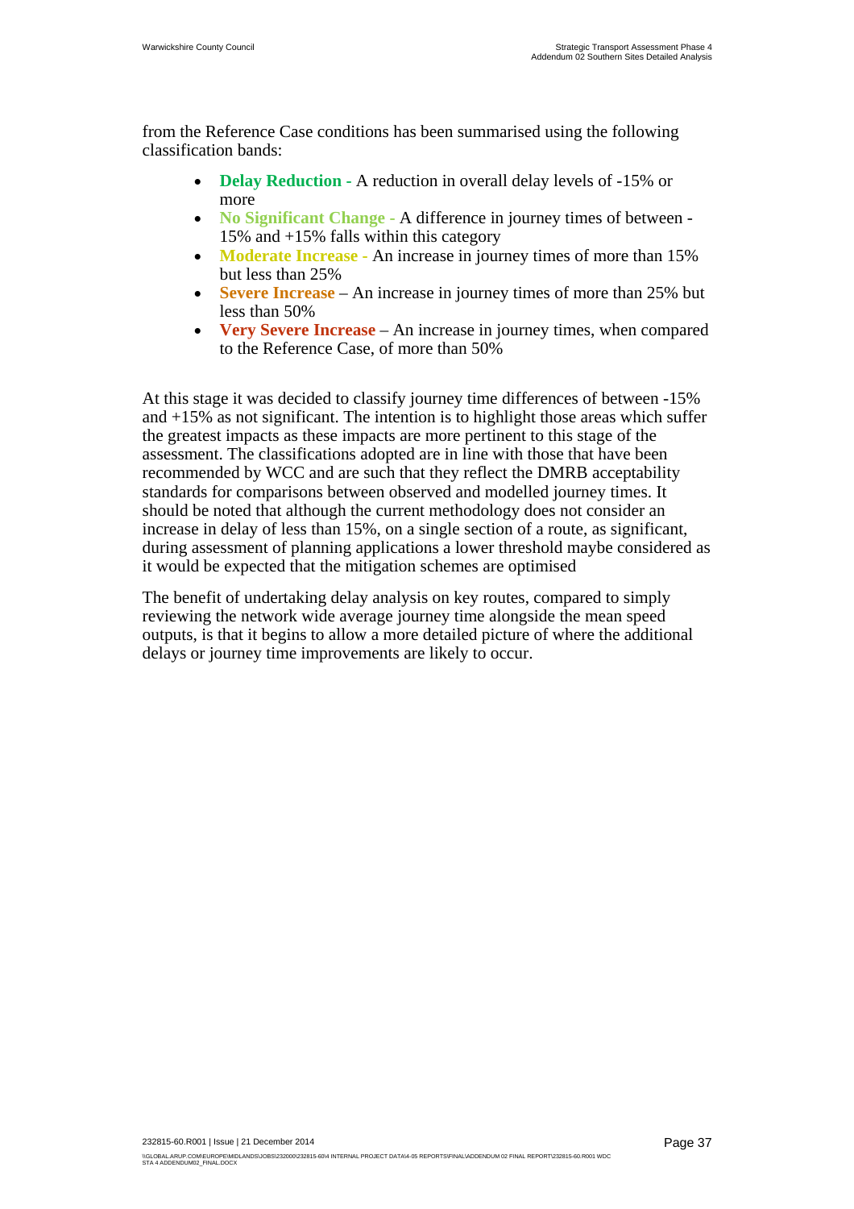from the Reference Case conditions has been summarised using the following classification bands:

- **Delay Reduction** - A reduction in overall delay levels of -15% or more
- **No Significant Change** - A difference in journey times of between -15% and +15% falls within this category
- **Moderate Increase** - An increase in journey times of more than 15% but less than 25%
- **Severe Increase** – An increase in journey times of more than 25% but less than 50%
- **Very Severe Increase** – An increase in journey times, when compared to the Reference Case, of more than 50%

At this stage it was decided to classify journey time differences of between -15% and +15% as not significant. The intention is to highlight those areas which suffer the greatest impacts as these impacts are more pertinent to this stage of the assessment. The classifications adopted are in line with those that have been recommended by WCC and are such that they reflect the DMRB acceptability standards for comparisons between observed and modelled journey times. It should be noted that although the current methodology does not consider an increase in delay of less than 15%, on a single section of a route, as significant, during assessment of planning applications a lower threshold maybe considered as it would be expected that the mitigation schemes are optimised

The benefit of undertaking delay analysis on key routes, compared to simply reviewing the network wide average journey time alongside the mean speed outputs, is that it begins to allow a more detailed picture of where the additional delays or journey time improvements are likely to occur.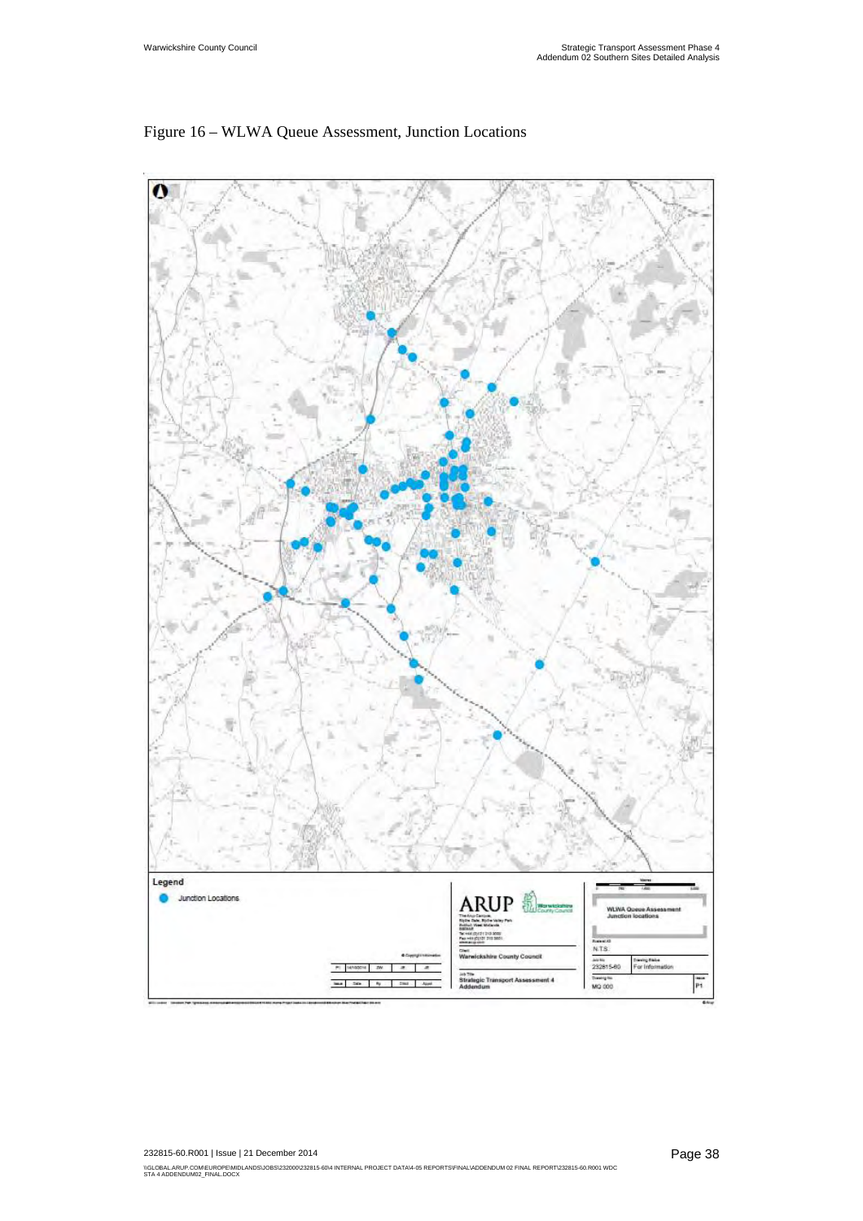Figure 16 – WLWA Queue Assessment, Junction Locations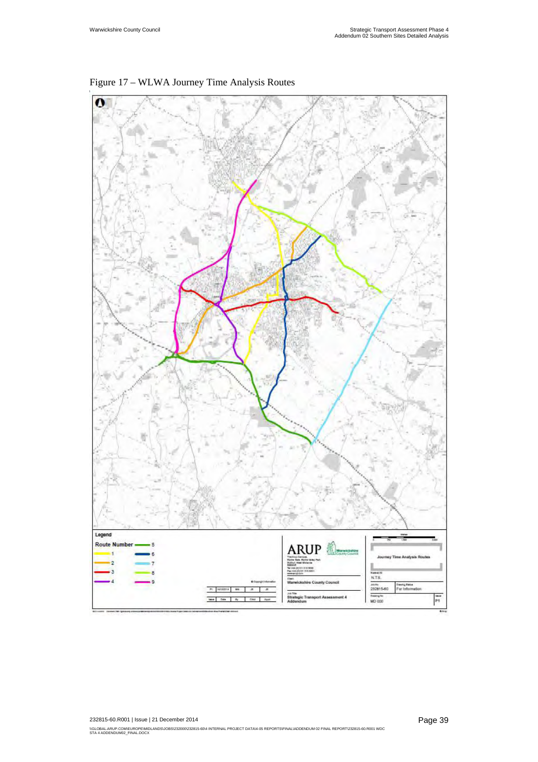Figure 17 – WLWA Journey Time Analysis Routes

Legend

Route Number

| | |
|---|---|
| 1 | 5 |
| 2 | 6 |
| 3 | 7 |
| 4 | 8 |
| | 9 |

ARUP

Client: Warwickshire County Council

Job Title: Strategic Transport Assessment 4 Addendum

Journey Time Analysis Routes

Scale at A3: N.T.S.

Job No: 232815-60

Drawing Status: For Information

Drawing No: MD 000

Issue: P1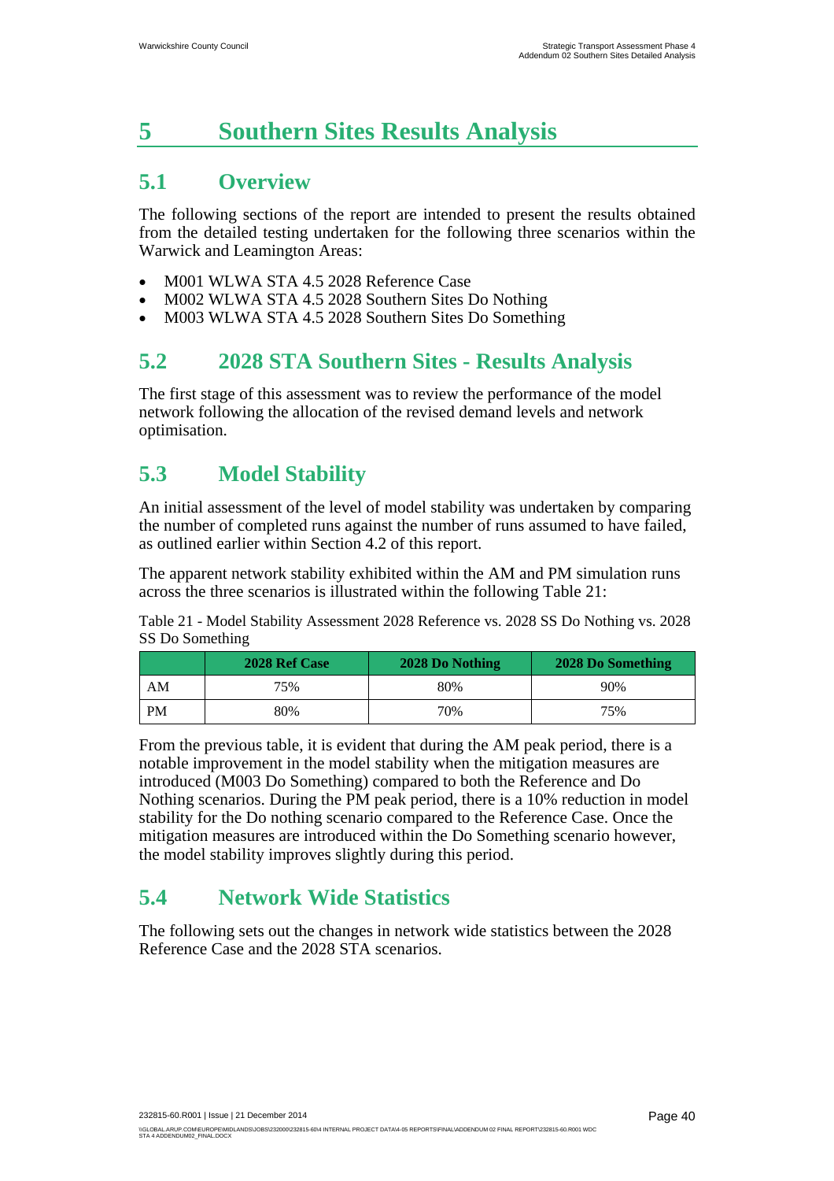# 5 Southern Sites Results Analysis

## 5.1 Overview

The following sections of the report are intended to present the results obtained from the detailed testing undertaken for the following three scenarios within the Warwick and Leamington Areas:

- M001 WLWA STA 4.5 2028 Reference Case
- M002 WLWA STA 4.5 2028 Southern Sites Do Nothing
- M003 WLWA STA 4.5 2028 Southern Sites Do Something

## 5.2 2028 STA Southern Sites - Results Analysis

The first stage of this assessment was to review the performance of the model network following the allocation of the revised demand levels and network optimisation.

## 5.3 Model Stability

An initial assessment of the level of model stability was undertaken by comparing the number of completed runs against the number of runs assumed to have failed, as outlined earlier within Section 4.2 of this report.

The apparent network stability exhibited within the AM and PM simulation runs across the three scenarios is illustrated within the following Table 21:

Table 21 - Model Stability Assessment 2028 Reference vs. 2028 SS Do Nothing vs. 2028 SS Do Something

| | 2028 Ref Case | 2028 Do Nothing | 2028 Do Something |
|---|---|---|---|
| AM | 75% | 80% | 90% |
| PM | 80% | 70% | 75% |

From the previous table, it is evident that during the AM peak period, there is a notable improvement in the model stability when the mitigation measures are introduced (M003 Do Something) compared to both the Reference and Do Nothing scenarios. During the PM peak period, there is a 10% reduction in model stability for the Do nothing scenario compared to the Reference Case. Once the mitigation measures are introduced within the Do Something scenario however, the model stability improves slightly during this period.

## 5.4 Network Wide Statistics

The following sets out the changes in network wide statistics between the 2028 Reference Case and the 2028 STA scenarios.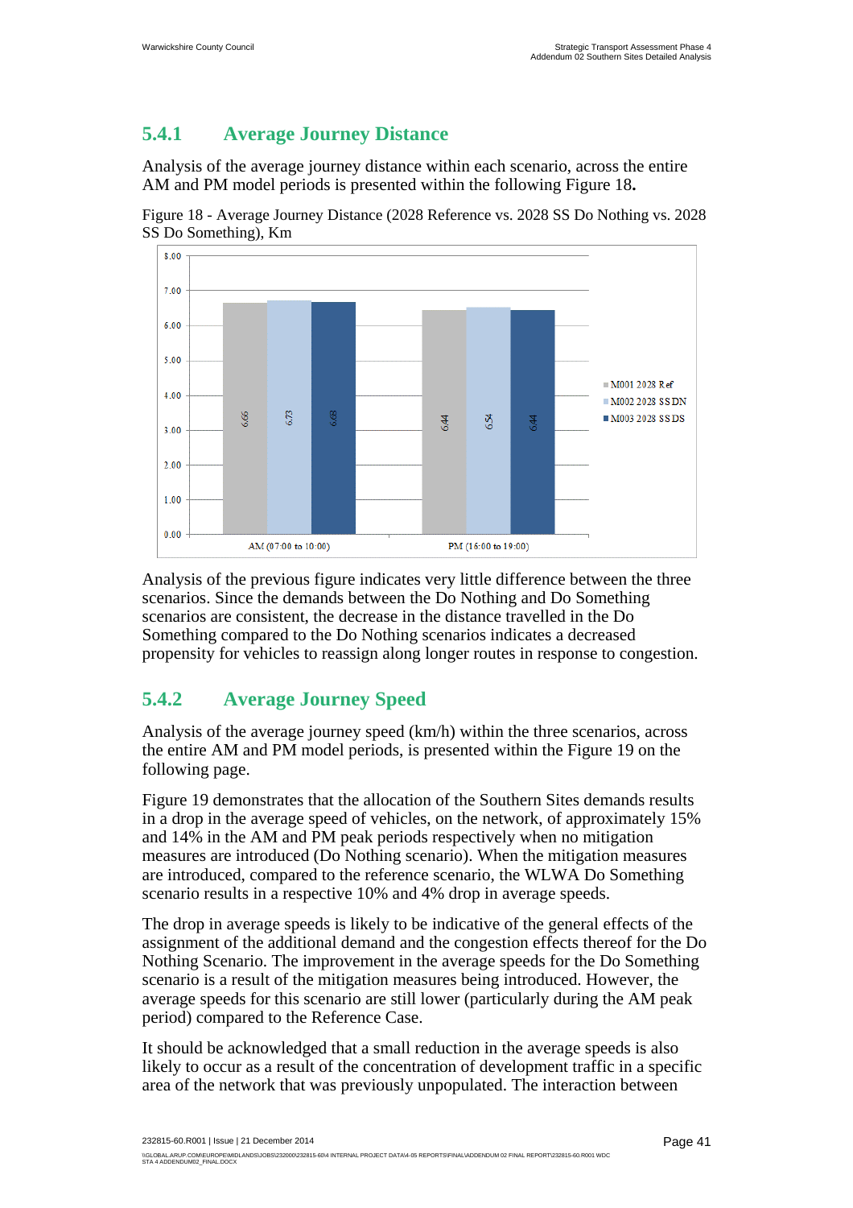### 5.4.1 Average Journey Distance

Analysis of the average journey distance within each scenario, across the entire AM and PM model periods is presented within the following Figure 18**.**

Figure 18 - Average Journey Distance (2028 Reference vs. 2028 SS Do Nothing vs. 2028 SS Do Something), Km

| | M001 2028 Ref | M002 2028 SS DN | M003 2028 SS DS |
|---|---|---|---|
| AM (07:00 to 10:00) | 6.66 | 6.73 | 6.68 |
| PM (16:00 to 19:00) | 6.44 | 6.54 | 6.44 |

Analysis of the previous figure indicates very little difference between the three scenarios. Since the demands between the Do Nothing and Do Something scenarios are consistent, the decrease in the distance travelled in the Do Something compared to the Do Nothing scenarios indicates a decreased propensity for vehicles to reassign along longer routes in response to congestion.

### 5.4.2 Average Journey Speed

Analysis of the average journey speed (km/h) within the three scenarios, across the entire AM and PM model periods, is presented within the Figure 19 on the following page.

Figure 19 demonstrates that the allocation of the Southern Sites demands results in a drop in the average speed of vehicles, on the network, of approximately 15% and 14% in the AM and PM peak periods respectively when no mitigation measures are introduced (Do Nothing scenario). When the mitigation measures are introduced, compared to the reference scenario, the WLWA Do Something scenario results in a respective 10% and 4% drop in average speeds.

The drop in average speeds is likely to be indicative of the general effects of the assignment of the additional demand and the congestion effects thereof for the Do Nothing Scenario. The improvement in the average speeds for the Do Something scenario is a result of the mitigation measures being introduced. However, the average speeds for this scenario are still lower (particularly during the AM peak period) compared to the Reference Case.

It should be acknowledged that a small reduction in the average speeds is also likely to occur as a result of the concentration of development traffic in a specific area of the network that was previously unpopulated. The interaction between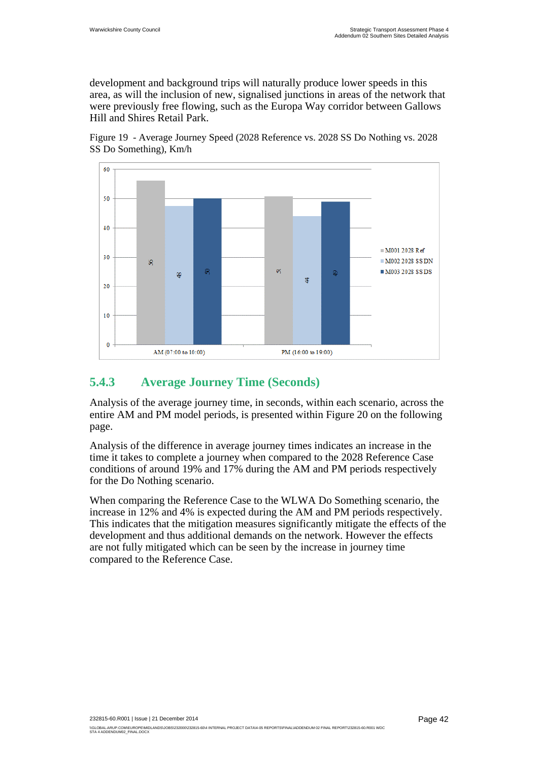development and background trips will naturally produce lower speeds in this area, as will the inclusion of new, signalised junctions in areas of the network that were previously free flowing, such as the Europa Way corridor between Gallows Hill and Shires Retail Park.

Figure 19 - Average Journey Speed (2028 Reference vs. 2028 SS Do Nothing vs. 2028 SS Do Something), Km/h

| | M001 2028 Ref | M002 2028 SS DN | M003 2028 SS DS |
|---|---|---|---|
| AM (07:00 to 10:00) | 56 | 48 | 50 |
| PM (16:00 to 19:00) | 51 | 44 | 49 |

### 5.4.3 Average Journey Time (Seconds)

Analysis of the average journey time, in seconds, within each scenario, across the entire AM and PM model periods, is presented within Figure 20 on the following page.

Analysis of the difference in average journey times indicates an increase in the time it takes to complete a journey when compared to the 2028 Reference Case conditions of around 19% and 17% during the AM and PM periods respectively for the Do Nothing scenario.

When comparing the Reference Case to the WLWA Do Something scenario, the increase in 12% and 4% is expected during the AM and PM periods respectively. This indicates that the mitigation measures significantly mitigate the effects of the development and thus additional demands on the network. However the effects are not fully mitigated which can be seen by the increase in journey time compared to the Reference Case.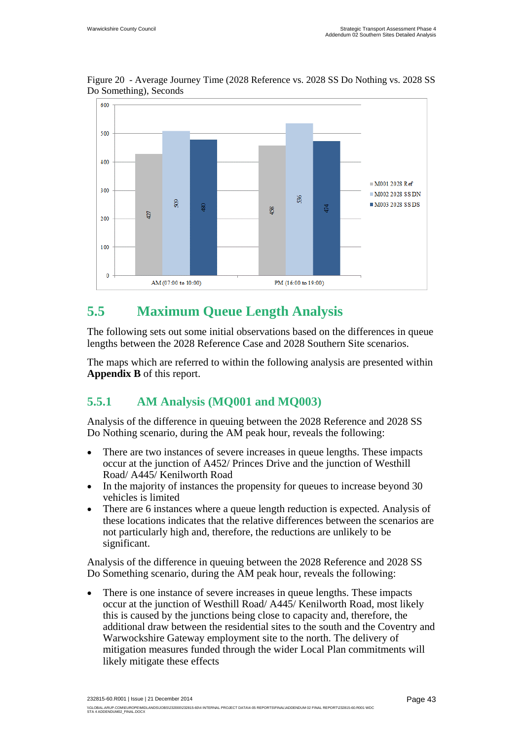Figure 20 - Average Journey Time (2028 Reference vs. 2028 SS Do Nothing vs. 2028 SS Do Something), Seconds

| | M001 2028 Ref | M002 2028 SS DN | M003 2028 SS DS |
|---|---|---|---|
| AM (07:00 to 10:00) | 427 | 509 | 480 |
| PM (16:00 to 19:00) | 458 | 536 | 474 |

## 5.5 Maximum Queue Length Analysis

The following sets out some initial observations based on the differences in queue lengths between the 2028 Reference Case and 2028 Southern Site scenarios.

The maps which are referred to within the following analysis are presented within **Appendix B** of this report.

### 5.5.1 AM Analysis (MQ001 and MQ003)

Analysis of the difference in queuing between the 2028 Reference and 2028 SS Do Nothing scenario, during the AM peak hour, reveals the following:

- There are two instances of severe increases in queue lengths. These impacts occur at the junction of A452/ Princes Drive and the junction of Westhill Road/ A445/ Kenilworth Road
- In the majority of instances the propensity for queues to increase beyond 30 vehicles is limited
- There are 6 instances where a queue length reduction is expected. Analysis of these locations indicates that the relative differences between the scenarios are not particularly high and, therefore, the reductions are unlikely to be significant.

Analysis of the difference in queuing between the 2028 Reference and 2028 SS Do Something scenario, during the AM peak hour, reveals the following:

- There is one instance of severe increases in queue lengths. These impacts occur at the junction of Westhill Road/ A445/ Kenilworth Road, most likely this is caused by the junctions being close to capacity and, therefore, the additional draw between the residential sites to the south and the Coventry and Warwockshire Gateway employment site to the north. The delivery of mitigation measures funded through the wider Local Plan commitments will likely mitigate these effects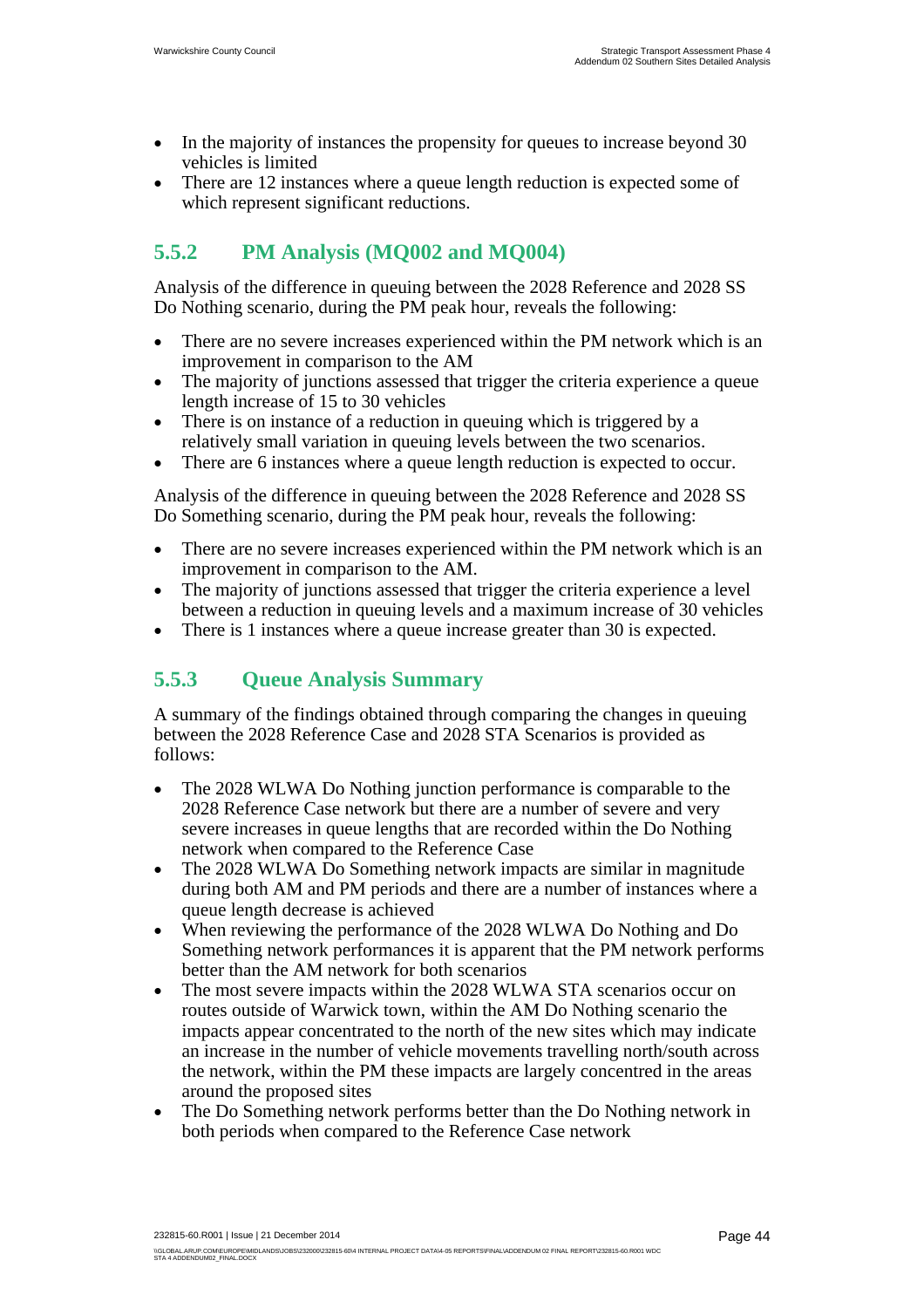- In the majority of instances the propensity for queues to increase beyond 30 vehicles is limited
- There are 12 instances where a queue length reduction is expected some of which represent significant reductions.

### 5.5.2 PM Analysis (MQ002 and MQ004)

Analysis of the difference in queuing between the 2028 Reference and 2028 SS Do Nothing scenario, during the PM peak hour, reveals the following:

- There are no severe increases experienced within the PM network which is an improvement in comparison to the AM
- The majority of junctions assessed that trigger the criteria experience a queue length increase of 15 to 30 vehicles
- There is on instance of a reduction in queuing which is triggered by a relatively small variation in queuing levels between the two scenarios.
- There are 6 instances where a queue length reduction is expected to occur.

Analysis of the difference in queuing between the 2028 Reference and 2028 SS Do Something scenario, during the PM peak hour, reveals the following:

- There are no severe increases experienced within the PM network which is an improvement in comparison to the AM.
- The majority of junctions assessed that trigger the criteria experience a level between a reduction in queuing levels and a maximum increase of 30 vehicles
- There is 1 instances where a queue increase greater than 30 is expected.

### 5.5.3 Queue Analysis Summary

A summary of the findings obtained through comparing the changes in queuing between the 2028 Reference Case and 2028 STA Scenarios is provided as follows:

- The 2028 WLWA Do Nothing junction performance is comparable to the 2028 Reference Case network but there are a number of severe and very severe increases in queue lengths that are recorded within the Do Nothing network when compared to the Reference Case
- The 2028 WLWA Do Something network impacts are similar in magnitude during both AM and PM periods and there are a number of instances where a queue length decrease is achieved
- When reviewing the performance of the 2028 WLWA Do Nothing and Do Something network performances it is apparent that the PM network performs better than the AM network for both scenarios
- The most severe impacts within the 2028 WLWA STA scenarios occur on routes outside of Warwick town, within the AM Do Nothing scenario the impacts appear concentrated to the north of the new sites which may indicate an increase in the number of vehicle movements travelling north/south across the network, within the PM these impacts are largely concentred in the areas around the proposed sites
- The Do Something network performs better than the Do Nothing network in both periods when compared to the Reference Case network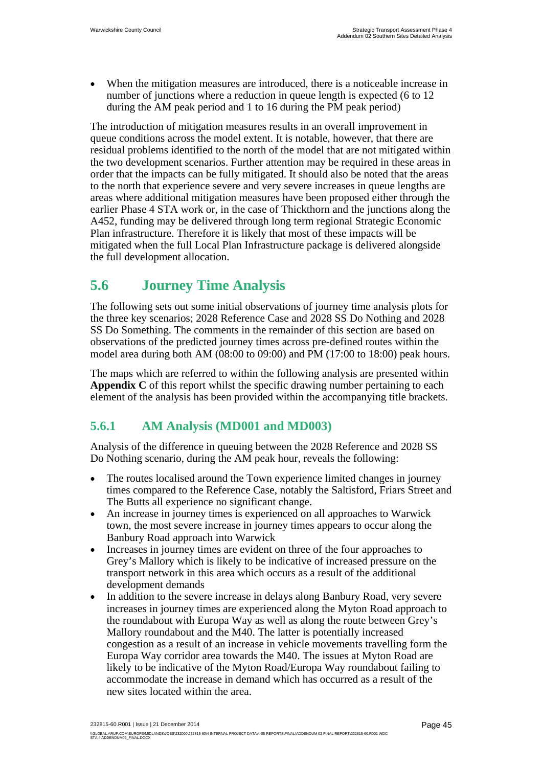- When the mitigation measures are introduced, there is a noticeable increase in number of junctions where a reduction in queue length is expected (6 to 12 during the AM peak period and 1 to 16 during the PM peak period)

The introduction of mitigation measures results in an overall improvement in queue conditions across the model extent. It is notable, however, that there are residual problems identified to the north of the model that are not mitigated within the two development scenarios. Further attention may be required in these areas in order that the impacts can be fully mitigated. It should also be noted that the areas to the north that experience severe and very severe increases in queue lengths are areas where additional mitigation measures have been proposed either through the earlier Phase 4 STA work or, in the case of Thickthorn and the junctions along the A452, funding may be delivered through long term regional Strategic Economic Plan infrastructure. Therefore it is likely that most of these impacts will be mitigated when the full Local Plan Infrastructure package is delivered alongside the full development allocation.

## 5.6 Journey Time Analysis

The following sets out some initial observations of journey time analysis plots for the three key scenarios; 2028 Reference Case and 2028 SS Do Nothing and 2028 SS Do Something. The comments in the remainder of this section are based on observations of the predicted journey times across pre-defined routes within the model area during both AM (08:00 to 09:00) and PM (17:00 to 18:00) peak hours.

The maps which are referred to within the following analysis are presented within **Appendix C** of this report whilst the specific drawing number pertaining to each element of the analysis has been provided within the accompanying title brackets.

### 5.6.1 AM Analysis (MD001 and MD003)

Analysis of the difference in queuing between the 2028 Reference and 2028 SS Do Nothing scenario, during the AM peak hour, reveals the following:

- The routes localised around the Town experience limited changes in journey times compared to the Reference Case, notably the Saltisford, Friars Street and The Butts all experience no significant change.
- An increase in journey times is experienced on all approaches to Warwick town, the most severe increase in journey times appears to occur along the Banbury Road approach into Warwick
- Increases in journey times are evident on three of the four approaches to Grey's Mallory which is likely to be indicative of increased pressure on the transport network in this area which occurs as a result of the additional development demands
- In addition to the severe increase in delays along Banbury Road, very severe increases in journey times are experienced along the Myton Road approach to the roundabout with Europa Way as well as along the route between Grey's Mallory roundabout and the M40. The latter is potentially increased congestion as a result of an increase in vehicle movements travelling form the Europa Way corridor area towards the M40. The issues at Myton Road are likely to be indicative of the Myton Road/Europa Way roundabout failing to accommodate the increase in demand which has occurred as a result of the new sites located within the area.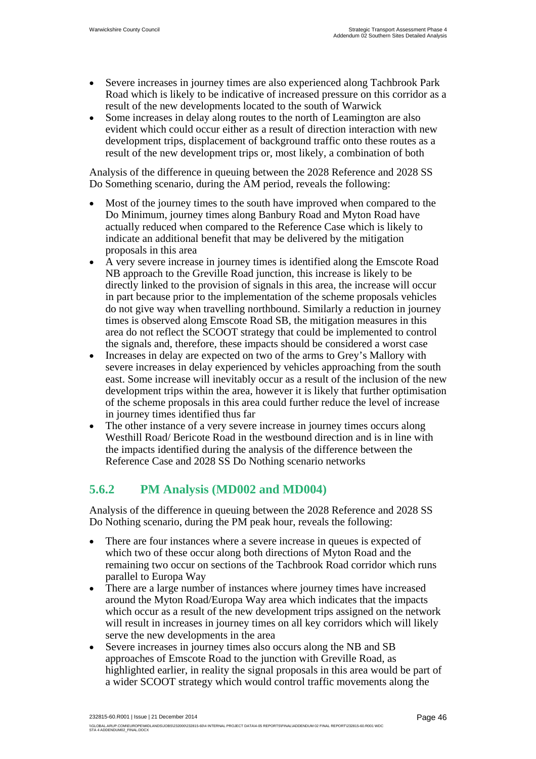- Severe increases in journey times are also experienced along Tachbrook Park Road which is likely to be indicative of increased pressure on this corridor as a result of the new developments located to the south of Warwick
- Some increases in delay along routes to the north of Leamington are also evident which could occur either as a result of direction interaction with new development trips, displacement of background traffic onto these routes as a result of the new development trips or, most likely, a combination of both

Analysis of the difference in queuing between the 2028 Reference and 2028 SS Do Something scenario, during the AM period, reveals the following:

- Most of the journey times to the south have improved when compared to the Do Minimum, journey times along Banbury Road and Myton Road have actually reduced when compared to the Reference Case which is likely to indicate an additional benefit that may be delivered by the mitigation proposals in this area
- A very severe increase in journey times is identified along the Emscote Road NB approach to the Greville Road junction, this increase is likely to be directly linked to the provision of signals in this area, the increase will occur in part because prior to the implementation of the scheme proposals vehicles do not give way when travelling northbound. Similarly a reduction in journey times is observed along Emscote Road SB, the mitigation measures in this area do not reflect the SCOOT strategy that could be implemented to control the signals and, therefore, these impacts should be considered a worst case
- Increases in delay are expected on two of the arms to Grey's Mallory with severe increases in delay experienced by vehicles approaching from the south east. Some increase will inevitably occur as a result of the inclusion of the new development trips within the area, however it is likely that further optimisation of the scheme proposals in this area could further reduce the level of increase in journey times identified thus far
- The other instance of a very severe increase in journey times occurs along Westhill Road/ Bericote Road in the westbound direction and is in line with the impacts identified during the analysis of the difference between the Reference Case and 2028 SS Do Nothing scenario networks

### 5.6.2 PM Analysis (MD002 and MD004)

Analysis of the difference in queuing between the 2028 Reference and 2028 SS Do Nothing scenario, during the PM peak hour, reveals the following:

- There are four instances where a severe increase in queues is expected of which two of these occur along both directions of Myton Road and the remaining two occur on sections of the Tachbrook Road corridor which runs parallel to Europa Way
- There are a large number of instances where journey times have increased around the Myton Road/Europa Way area which indicates that the impacts which occur as a result of the new development trips assigned on the network will result in increases in journey times on all key corridors which will likely serve the new developments in the area
- Severe increases in journey times also occurs along the NB and SB approaches of Emscote Road to the junction with Greville Road, as highlighted earlier, in reality the signal proposals in this area would be part of a wider SCOOT strategy which would control traffic movements along the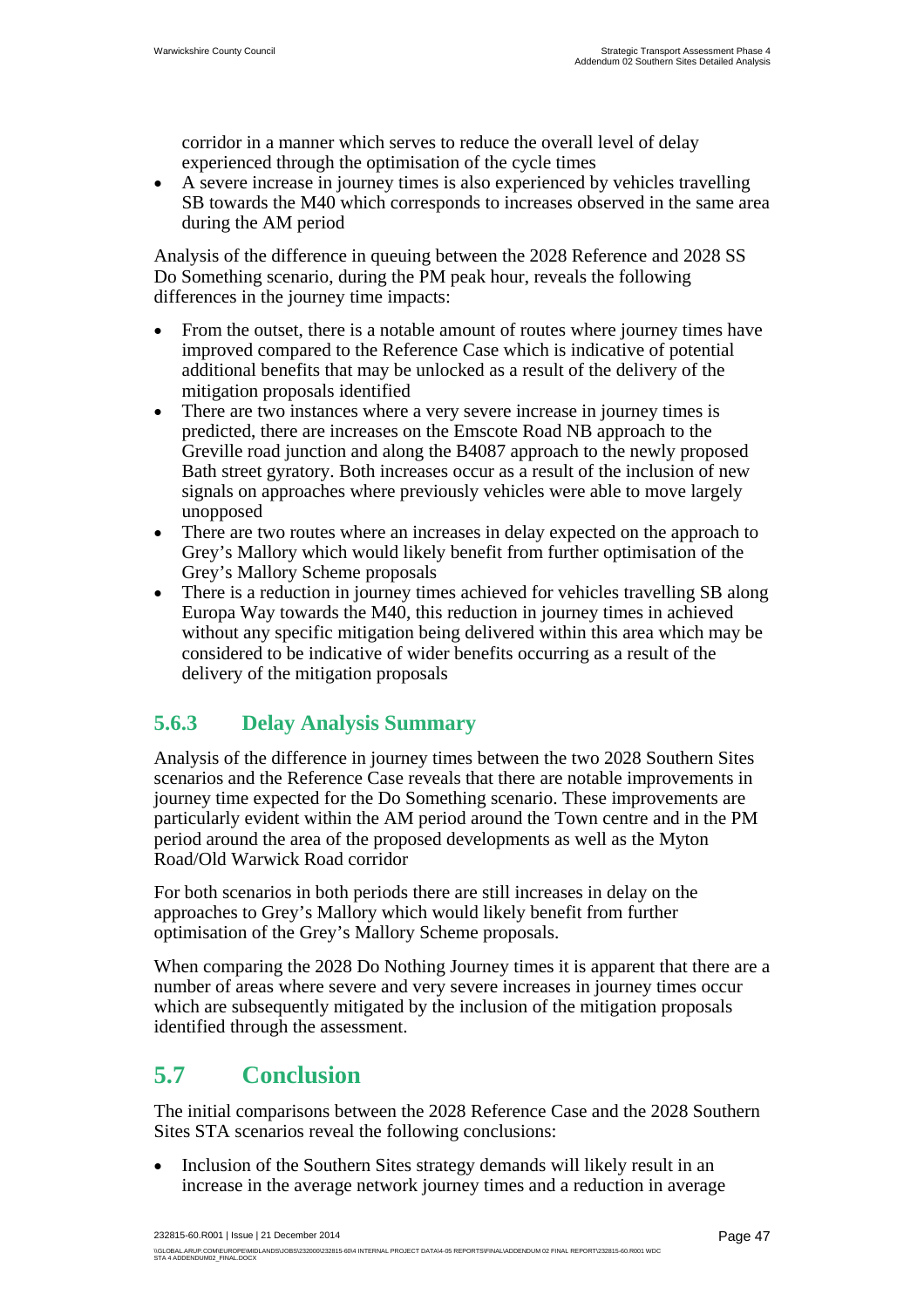corridor in a manner which serves to reduce the overall level of delay experienced through the optimisation of the cycle times

- A severe increase in journey times is also experienced by vehicles travelling SB towards the M40 which corresponds to increases observed in the same area during the AM period

Analysis of the difference in queuing between the 2028 Reference and 2028 SS Do Something scenario, during the PM peak hour, reveals the following differences in the journey time impacts:

- From the outset, there is a notable amount of routes where journey times have improved compared to the Reference Case which is indicative of potential additional benefits that may be unlocked as a result of the delivery of the mitigation proposals identified
- There are two instances where a very severe increase in journey times is predicted, there are increases on the Emscote Road NB approach to the Greville road junction and along the B4087 approach to the newly proposed Bath street gyratory. Both increases occur as a result of the inclusion of new signals on approaches where previously vehicles were able to move largely unopposed
- There are two routes where an increases in delay expected on the approach to Grey's Mallory which would likely benefit from further optimisation of the Grey's Mallory Scheme proposals
- There is a reduction in journey times achieved for vehicles travelling SB along Europa Way towards the M40, this reduction in journey times in achieved without any specific mitigation being delivered within this area which may be considered to be indicative of wider benefits occurring as a result of the delivery of the mitigation proposals

### 5.6.3 Delay Analysis Summary

Analysis of the difference in journey times between the two 2028 Southern Sites scenarios and the Reference Case reveals that there are notable improvements in journey time expected for the Do Something scenario. These improvements are particularly evident within the AM period around the Town centre and in the PM period around the area of the proposed developments as well as the Myton Road/Old Warwick Road corridor

For both scenarios in both periods there are still increases in delay on the approaches to Grey's Mallory which would likely benefit from further optimisation of the Grey's Mallory Scheme proposals.

When comparing the 2028 Do Nothing Journey times it is apparent that there are a number of areas where severe and very severe increases in journey times occur which are subsequently mitigated by the inclusion of the mitigation proposals identified through the assessment.

## 5.7 Conclusion

The initial comparisons between the 2028 Reference Case and the 2028 Southern Sites STA scenarios reveal the following conclusions:

- Inclusion of the Southern Sites strategy demands will likely result in an increase in the average network journey times and a reduction in average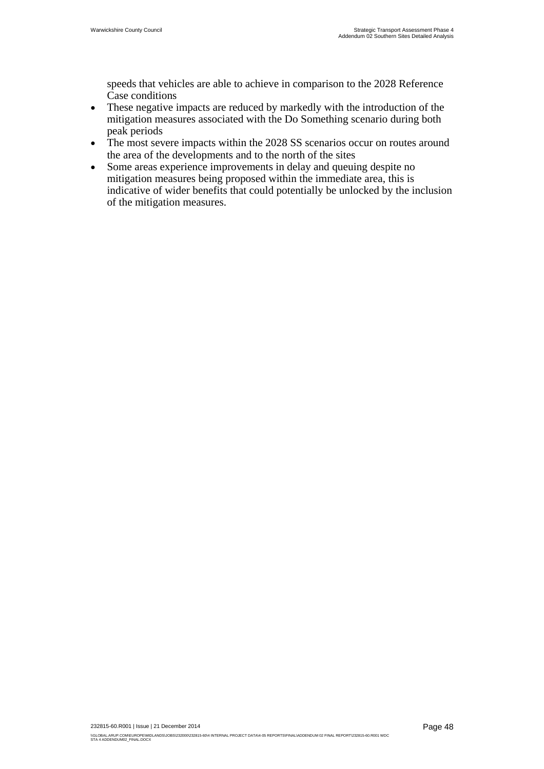speeds that vehicles are able to achieve in comparison to the 2028 Reference Case conditions

- These negative impacts are reduced by markedly with the introduction of the mitigation measures associated with the Do Something scenario during both peak periods
- The most severe impacts within the 2028 SS scenarios occur on routes around the area of the developments and to the north of the sites
- Some areas experience improvements in delay and queuing despite no mitigation measures being proposed within the immediate area, this is indicative of wider benefits that could potentially be unlocked by the inclusion of the mitigation measures.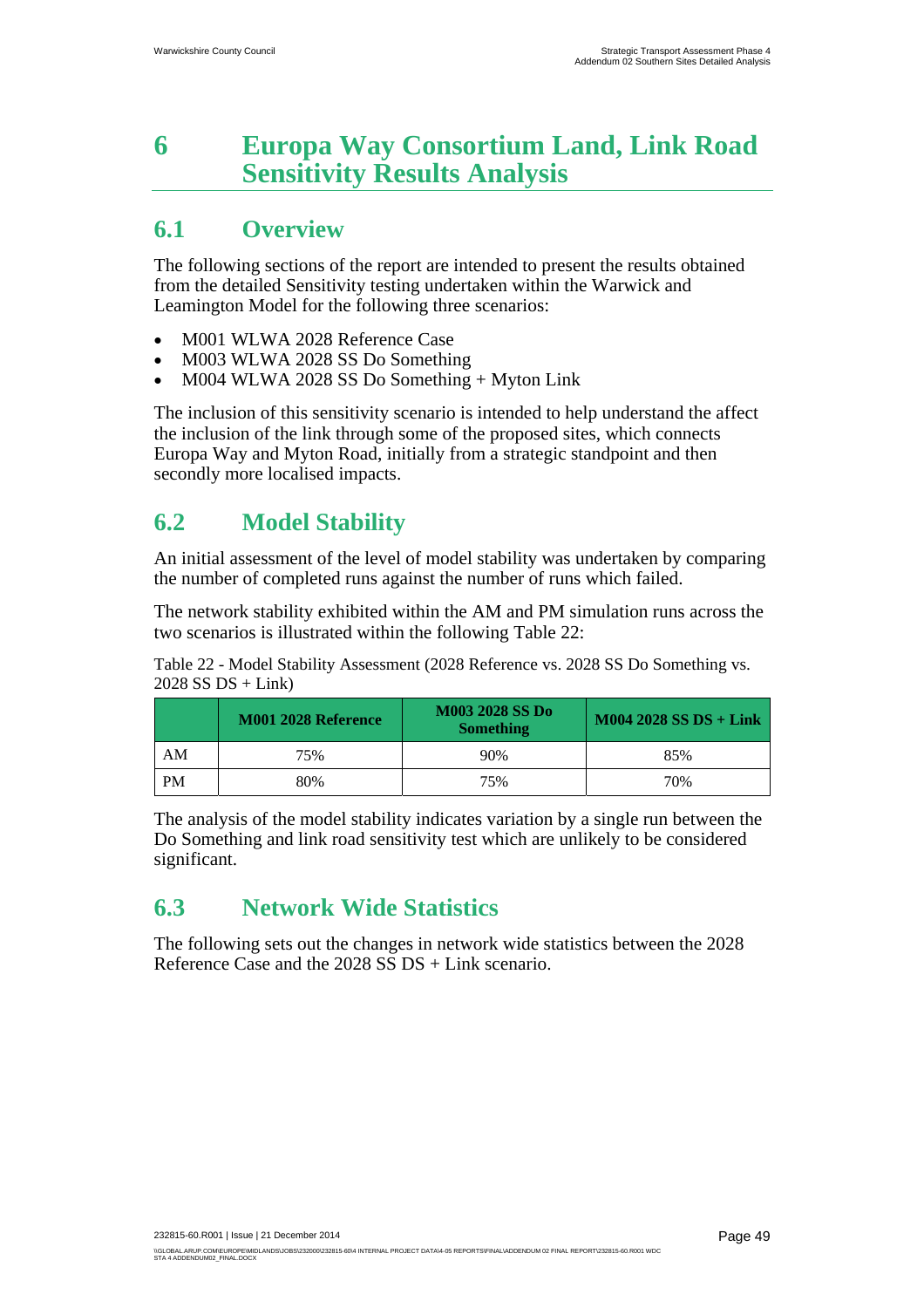# 6 Europa Way Consortium Land, Link Road Sensitivity Results Analysis

## 6.1 Overview

The following sections of the report are intended to present the results obtained from the detailed Sensitivity testing undertaken within the Warwick and Leamington Model for the following three scenarios:

- M001 WLWA 2028 Reference Case
- M003 WLWA 2028 SS Do Something
- M004 WLWA 2028 SS Do Something + Myton Link

The inclusion of this sensitivity scenario is intended to help understand the affect the inclusion of the link through some of the proposed sites, which connects Europa Way and Myton Road, initially from a strategic standpoint and then secondly more localised impacts.

## 6.2 Model Stability

An initial assessment of the level of model stability was undertaken by comparing the number of completed runs against the number of runs which failed.

The network stability exhibited within the AM and PM simulation runs across the two scenarios is illustrated within the following Table 22:

Table 22 - Model Stability Assessment (2028 Reference vs. 2028 SS Do Something vs. 2028 SS DS + Link)

| | M001 2028 Reference | M003 2028 SS Do Something | M004 2028 SS DS + Link |
|---|---|---|---|
| AM | 75% | 90% | 85% |
| PM | 80% | 75% | 70% |

The analysis of the model stability indicates variation by a single run between the Do Something and link road sensitivity test which are unlikely to be considered significant.

## 6.3 Network Wide Statistics

The following sets out the changes in network wide statistics between the 2028 Reference Case and the 2028 SS DS + Link scenario.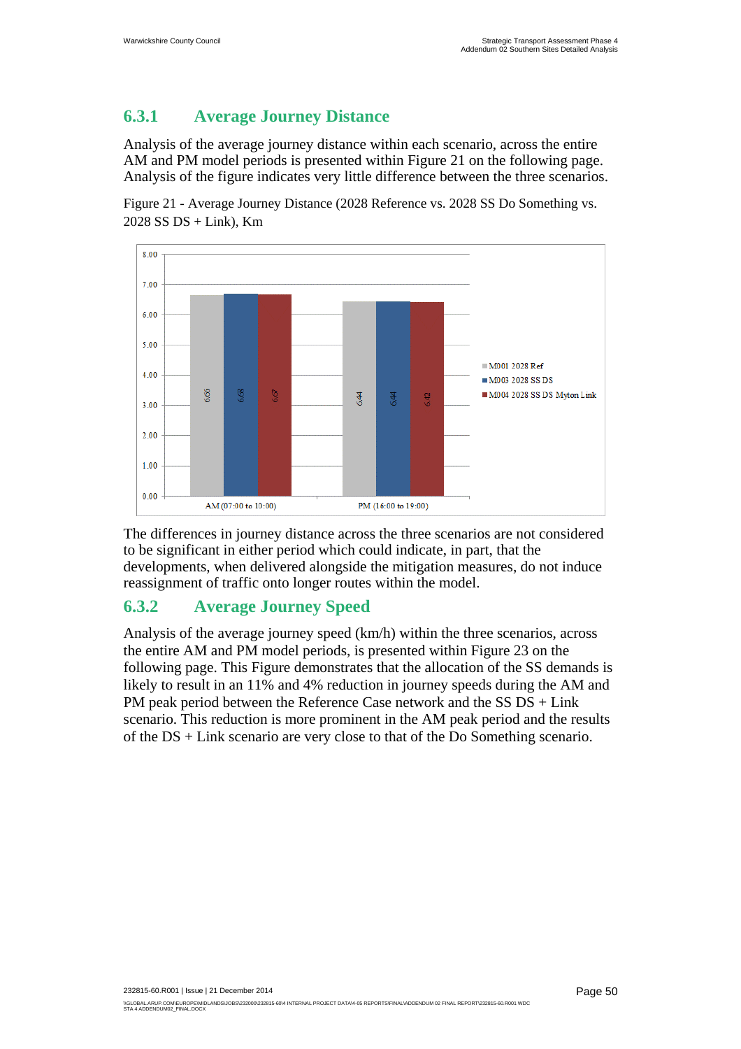### 6.3.1 Average Journey Distance

Analysis of the average journey distance within each scenario, across the entire AM and PM model periods is presented within Figure 21 on the following page. Analysis of the figure indicates very little difference between the three scenarios.

Figure 21 - Average Journey Distance (2028 Reference vs. 2028 SS Do Something vs. 2028 SS DS + Link), Km

| | M001 2028 Ref | M003 2028 SS DS | M004 2028 SS DS Myton Link |
|---|---|---|---|
| AM (07:00 to 10:00) | 6.66 | 6.68 | 6.67 |
| PM (16:00 to 19:00) | 6.44 | 6.44 | 6.42 |

The differences in journey distance across the three scenarios are not considered to be significant in either period which could indicate, in part, that the developments, when delivered alongside the mitigation measures, do not induce reassignment of traffic onto longer routes within the model.

### 6.3.2 Average Journey Speed

Analysis of the average journey speed (km/h) within the three scenarios, across the entire AM and PM model periods, is presented within Figure 23 on the following page. This Figure demonstrates that the allocation of the SS demands is likely to result in an 11% and 4% reduction in journey speeds during the AM and PM peak period between the Reference Case network and the SS DS + Link scenario. This reduction is more prominent in the AM peak period and the results of the DS + Link scenario are very close to that of the Do Something scenario.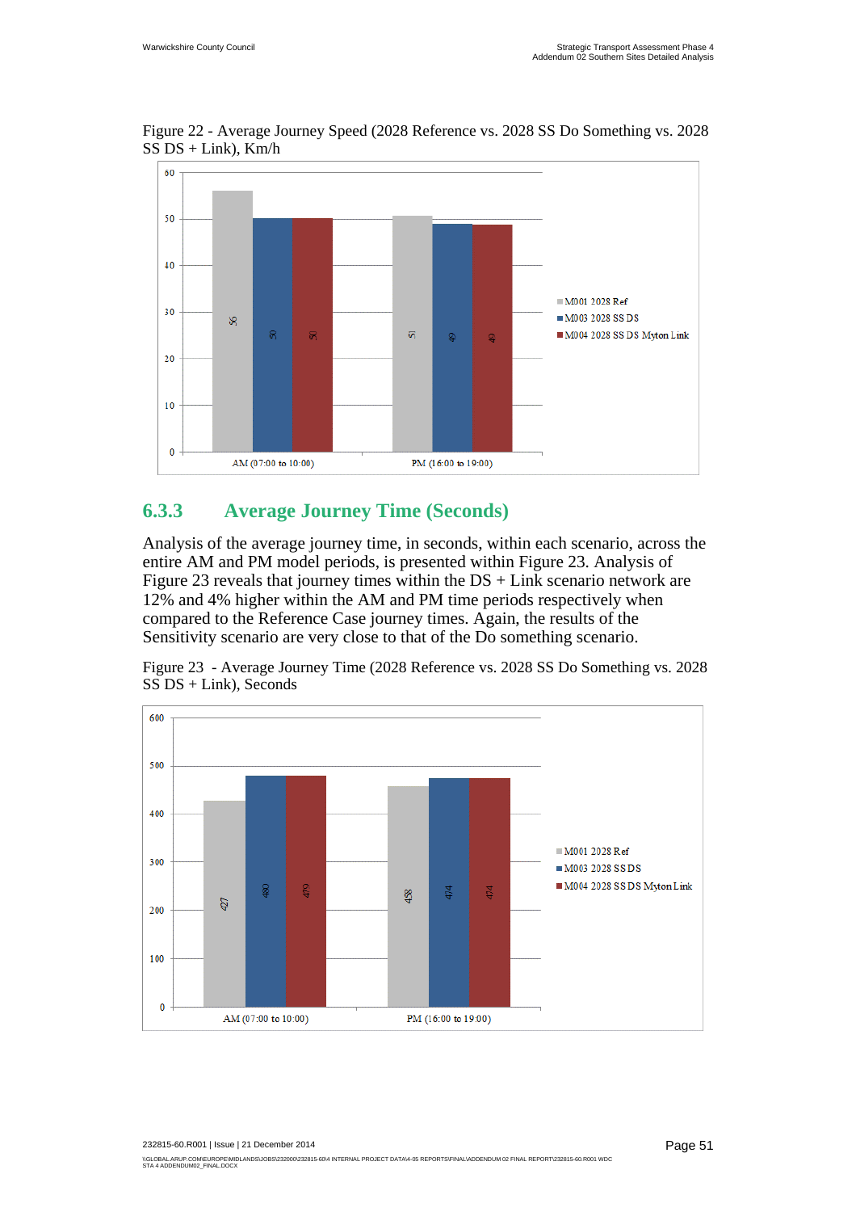Figure 22 - Average Journey Speed (2028 Reference vs. 2028 SS Do Something vs. 2028 SS DS + Link), Km/h

| | M001 2028 Ref | M003 2028 SS DS | M004 2028 SS DS Myton Link |
|---|---|---|---|
| AM (07:00 to 10:00) | 56 | 50 | 50 |
| PM (16:00 to 19:00) | 51 | 49 | 49 |

### 6.3.3 Average Journey Time (Seconds)

Analysis of the average journey time, in seconds, within each scenario, across the entire AM and PM model periods, is presented within Figure 23. Analysis of Figure 23 reveals that journey times within the DS + Link scenario network are 12% and 4% higher within the AM and PM time periods respectively when compared to the Reference Case journey times. Again, the results of the Sensitivity scenario are very close to that of the Do something scenario.

Figure 23 - Average Journey Time (2028 Reference vs. 2028 SS Do Something vs. 2028 SS DS + Link), Seconds

| | M001 2028 Ref | M003 2028 SS DS | M004 2028 SS DS Myton Link |
|---|---|---|---|
| AM (07:00 to 10:00) | 427 | 480 | 479 |
| PM (16:00 to 19:00) | 458 | 474 | 474 |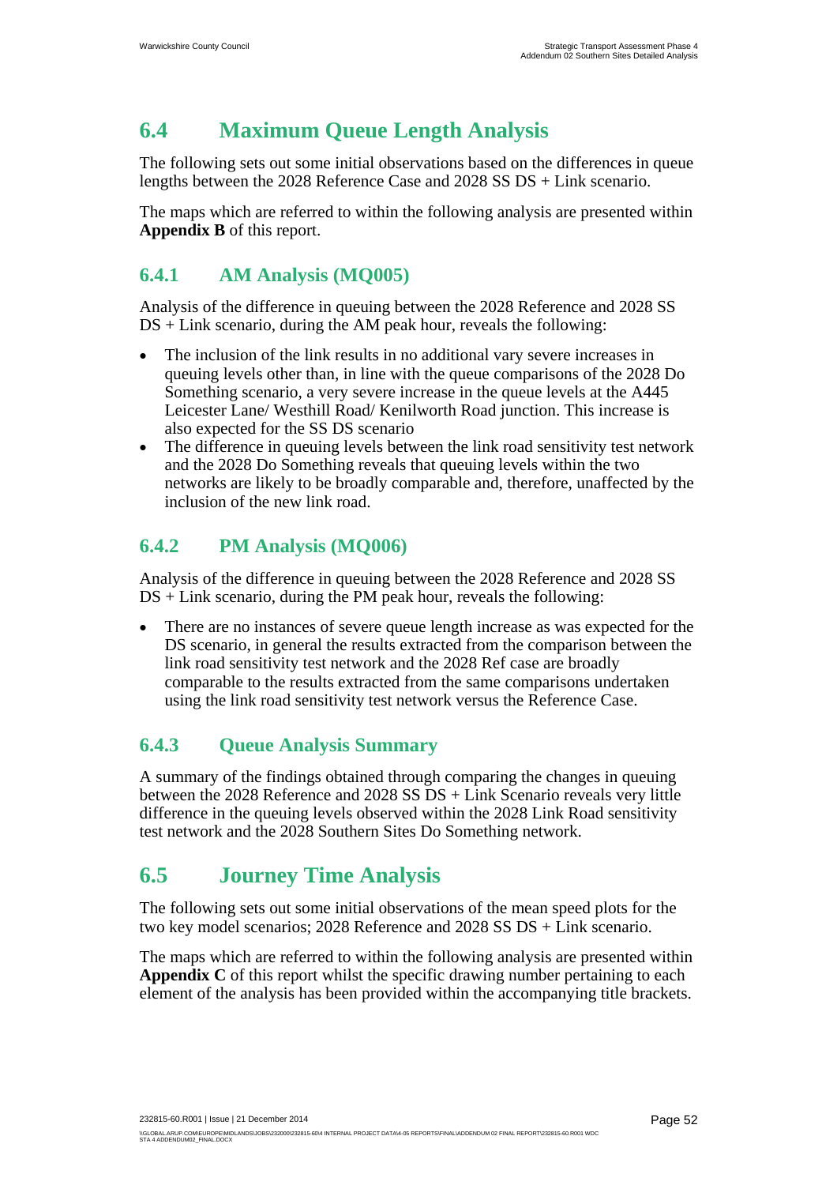## 6.4 Maximum Queue Length Analysis

The following sets out some initial observations based on the differences in queue lengths between the 2028 Reference Case and 2028 SS DS + Link scenario.

The maps which are referred to within the following analysis are presented within **Appendix B** of this report.

### 6.4.1 AM Analysis (MQ005)

Analysis of the difference in queuing between the 2028 Reference and 2028 SS DS + Link scenario, during the AM peak hour, reveals the following:

- The inclusion of the link results in no additional vary severe increases in queuing levels other than, in line with the queue comparisons of the 2028 Do Something scenario, a very severe increase in the queue levels at the A445 Leicester Lane/ Westhill Road/ Kenilworth Road junction. This increase is also expected for the SS DS scenario
- The difference in queuing levels between the link road sensitivity test network and the 2028 Do Something reveals that queuing levels within the two networks are likely to be broadly comparable and, therefore, unaffected by the inclusion of the new link road.

### 6.4.2 PM Analysis (MQ006)

Analysis of the difference in queuing between the 2028 Reference and 2028 SS DS + Link scenario, during the PM peak hour, reveals the following:

- There are no instances of severe queue length increase as was expected for the DS scenario, in general the results extracted from the comparison between the link road sensitivity test network and the 2028 Ref case are broadly comparable to the results extracted from the same comparisons undertaken using the link road sensitivity test network versus the Reference Case.

### 6.4.3 Queue Analysis Summary

A summary of the findings obtained through comparing the changes in queuing between the 2028 Reference and 2028 SS DS + Link Scenario reveals very little difference in the queuing levels observed within the 2028 Link Road sensitivity test network and the 2028 Southern Sites Do Something network.

## 6.5 Journey Time Analysis

The following sets out some initial observations of the mean speed plots for the two key model scenarios; 2028 Reference and 2028 SS DS + Link scenario.

The maps which are referred to within the following analysis are presented within **Appendix C** of this report whilst the specific drawing number pertaining to each element of the analysis has been provided within the accompanying title brackets.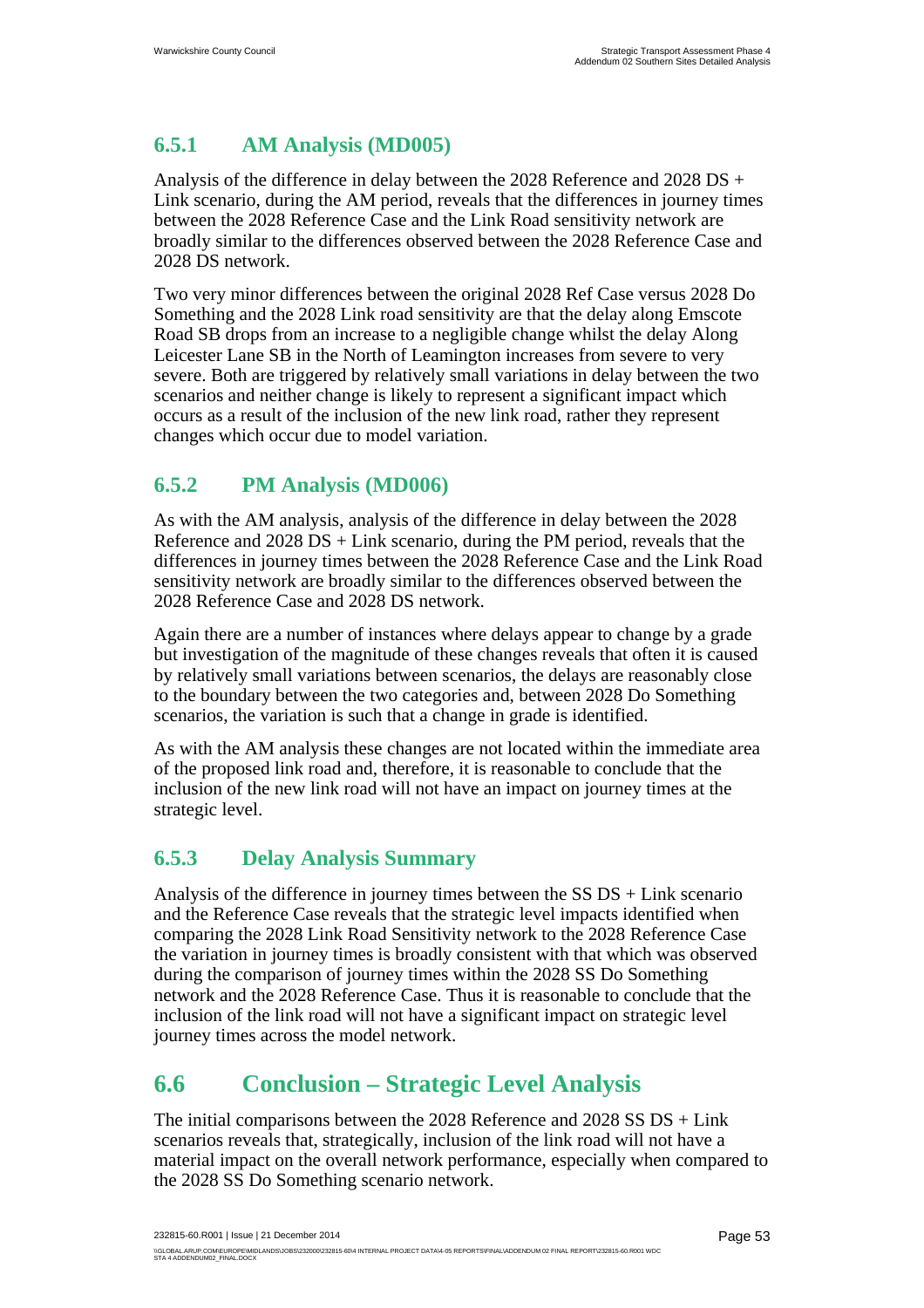### 6.5.1 AM Analysis (MD005)

Analysis of the difference in delay between the 2028 Reference and 2028 DS + Link scenario, during the AM period, reveals that the differences in journey times between the 2028 Reference Case and the Link Road sensitivity network are broadly similar to the differences observed between the 2028 Reference Case and 2028 DS network.

Two very minor differences between the original 2028 Ref Case versus 2028 Do Something and the 2028 Link road sensitivity are that the delay along Emscote Road SB drops from an increase to a negligible change whilst the delay Along Leicester Lane SB in the North of Leamington increases from severe to very severe. Both are triggered by relatively small variations in delay between the two scenarios and neither change is likely to represent a significant impact which occurs as a result of the inclusion of the new link road, rather they represent changes which occur due to model variation.

### 6.5.2 PM Analysis (MD006)

As with the AM analysis, analysis of the difference in delay between the 2028 Reference and 2028 DS + Link scenario, during the PM period, reveals that the differences in journey times between the 2028 Reference Case and the Link Road sensitivity network are broadly similar to the differences observed between the 2028 Reference Case and 2028 DS network.

Again there are a number of instances where delays appear to change by a grade but investigation of the magnitude of these changes reveals that often it is caused by relatively small variations between scenarios, the delays are reasonably close to the boundary between the two categories and, between 2028 Do Something scenarios, the variation is such that a change in grade is identified.

As with the AM analysis these changes are not located within the immediate area of the proposed link road and, therefore, it is reasonable to conclude that the inclusion of the new link road will not have an impact on journey times at the strategic level.

### 6.5.3 Delay Analysis Summary

Analysis of the difference in journey times between the SS DS + Link scenario and the Reference Case reveals that the strategic level impacts identified when comparing the 2028 Link Road Sensitivity network to the 2028 Reference Case the variation in journey times is broadly consistent with that which was observed during the comparison of journey times within the 2028 SS Do Something network and the 2028 Reference Case. Thus it is reasonable to conclude that the inclusion of the link road will not have a significant impact on strategic level journey times across the model network.

## 6.6 Conclusion – Strategic Level Analysis

The initial comparisons between the 2028 Reference and 2028 SS DS + Link scenarios reveals that, strategically, inclusion of the link road will not have a material impact on the overall network performance, especially when compared to the 2028 SS Do Something scenario network.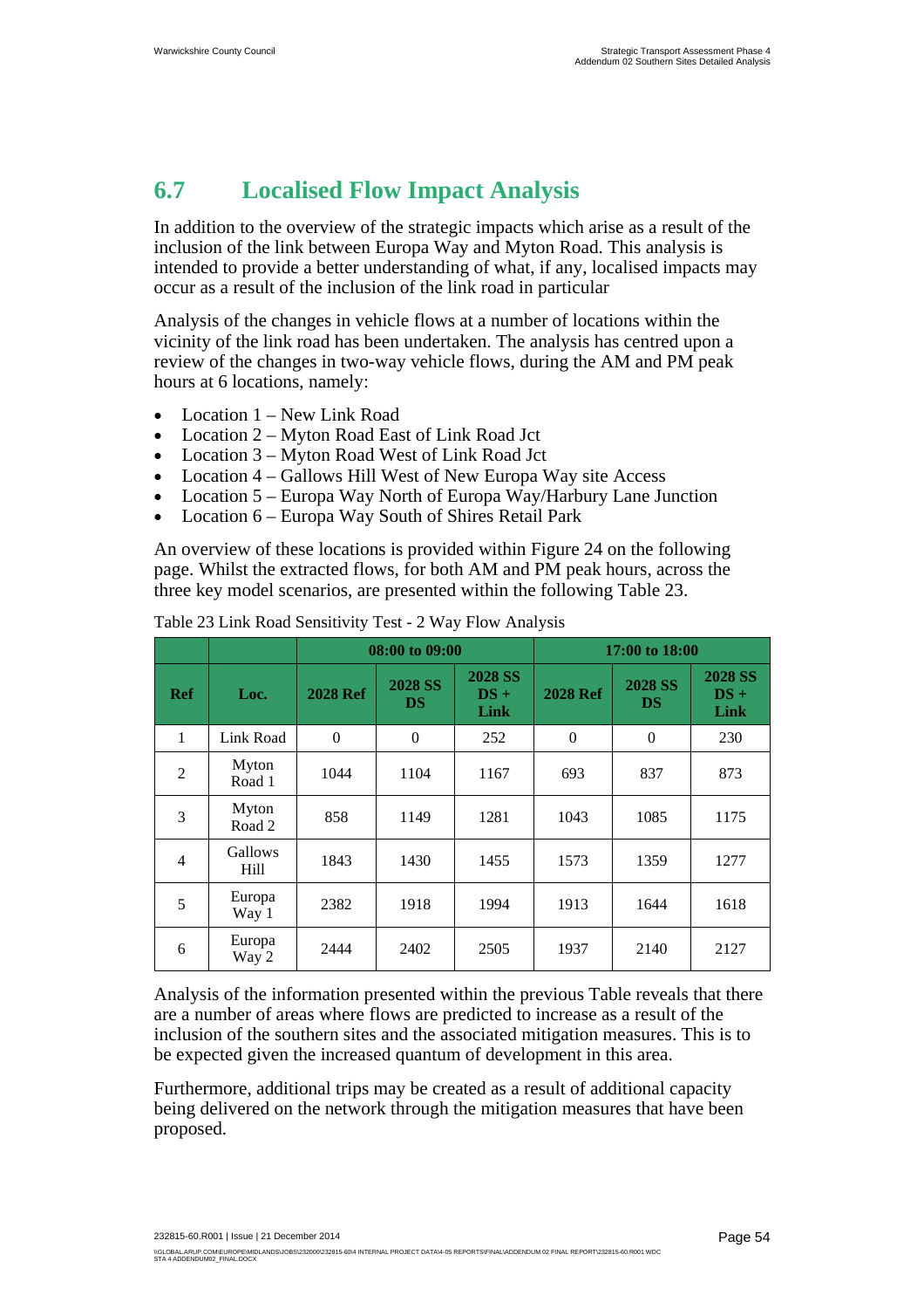## 6.7 Localised Flow Impact Analysis

In addition to the overview of the strategic impacts which arise as a result of the inclusion of the link between Europa Way and Myton Road. This analysis is intended to provide a better understanding of what, if any, localised impacts may occur as a result of the inclusion of the link road in particular

Analysis of the changes in vehicle flows at a number of locations within the vicinity of the link road has been undertaken. The analysis has centred upon a review of the changes in two-way vehicle flows, during the AM and PM peak hours at 6 locations, namely:

- Location 1 – New Link Road
- Location 2 – Myton Road East of Link Road Jct
- Location 3 – Myton Road West of Link Road Jct
- Location 4 – Gallows Hill West of New Europa Way site Access
- Location 5 – Europa Way North of Europa Way/Harbury Lane Junction
- Location 6 – Europa Way South of Shires Retail Park

An overview of these locations is provided within Figure 24 on the following page. Whilst the extracted flows, for both AM and PM peak hours, across the three key model scenarios, are presented within the following Table 23.

Table 23 Link Road Sensitivity Test - 2 Way Flow Analysis

| | | 08:00 to 09:00 | | | 17:00 to 18:00 | | |
|---|---|---|---|---|---|---|---|
| **Ref** | **Loc.** | **2028 Ref** | **2028 SS DS** | **2028 SS DS + Link** | **2028 Ref** | **2028 SS DS** | **2028 SS DS + Link** |
| 1 | Link Road | 0 | 0 | 252 | 0 | 0 | 230 |
| 2 | Myton Road 1 | 1044 | 1104 | 1167 | 693 | 837 | 873 |
| 3 | Myton Road 2 | 858 | 1149 | 1281 | 1043 | 1085 | 1175 |
| 4 | Gallows Hill | 1843 | 1430 | 1455 | 1573 | 1359 | 1277 |
| 5 | Europa Way 1 | 2382 | 1918 | 1994 | 1913 | 1644 | 1618 |
| 6 | Europa Way 2 | 2444 | 2402 | 2505 | 1937 | 2140 | 2127 |

Analysis of the information presented within the previous Table reveals that there are a number of areas where flows are predicted to increase as a result of the inclusion of the southern sites and the associated mitigation measures. This is to be expected given the increased quantum of development in this area.

Furthermore, additional trips may be created as a result of additional capacity being delivered on the network through the mitigation measures that have been proposed.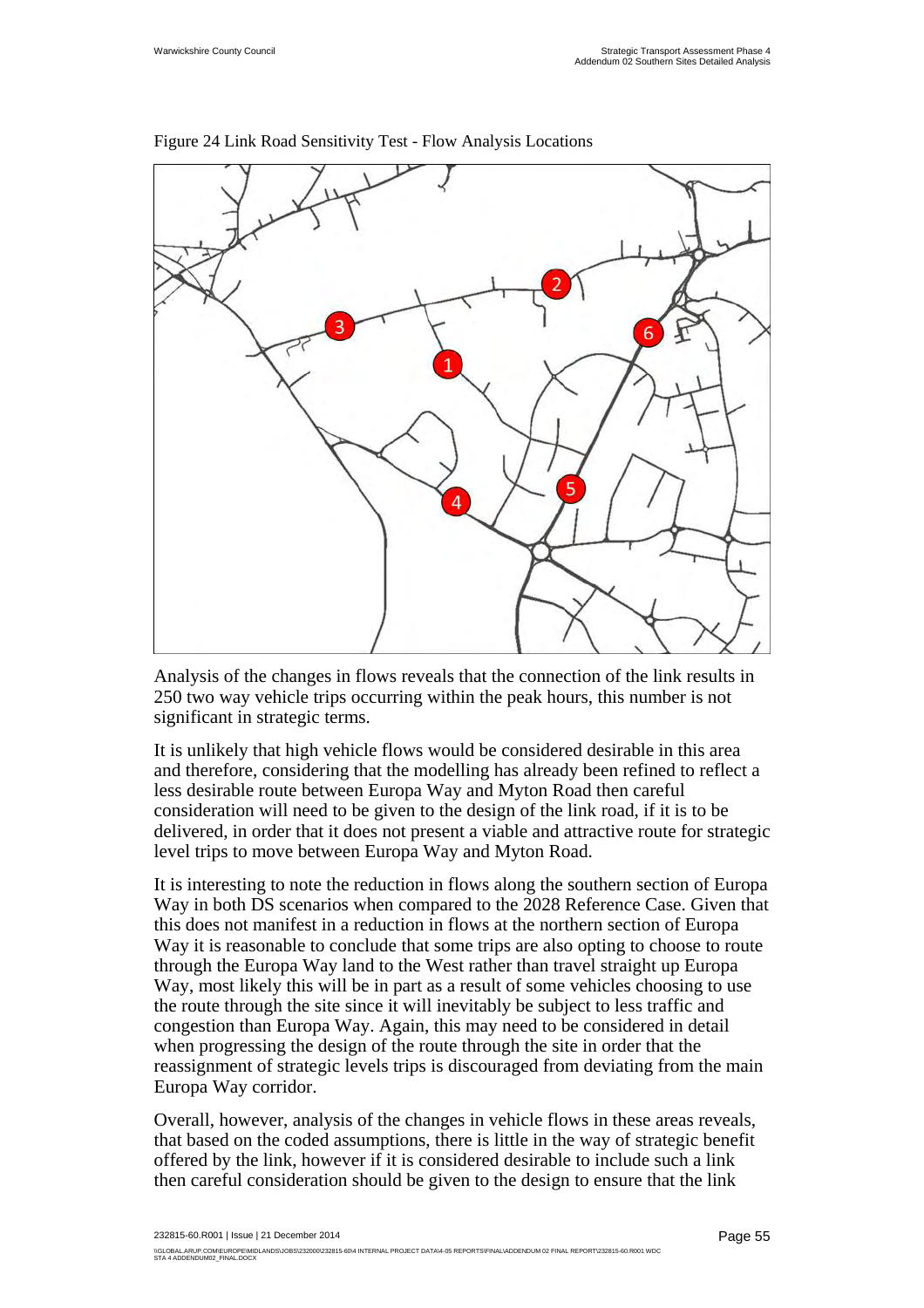Figure 24 Link Road Sensitivity Test - Flow Analysis Locations

Analysis of the changes in flows reveals that the connection of the link results in 250 two way vehicle trips occurring within the peak hours, this number is not significant in strategic terms.

It is unlikely that high vehicle flows would be considered desirable in this area and therefore, considering that the modelling has already been refined to reflect a less desirable route between Europa Way and Myton Road then careful consideration will need to be given to the design of the link road, if it is to be delivered, in order that it does not present a viable and attractive route for strategic level trips to move between Europa Way and Myton Road.

It is interesting to note the reduction in flows along the southern section of Europa Way in both DS scenarios when compared to the 2028 Reference Case. Given that this does not manifest in a reduction in flows at the northern section of Europa Way it is reasonable to conclude that some trips are also opting to choose to route through the Europa Way land to the West rather than travel straight up Europa Way, most likely this will be in part as a result of some vehicles choosing to use the route through the site since it will inevitably be subject to less traffic and congestion than Europa Way. Again, this may need to be considered in detail when progressing the design of the route through the site in order that the reassignment of strategic levels trips is discouraged from deviating from the main Europa Way corridor.

Overall, however, analysis of the changes in vehicle flows in these areas reveals, that based on the coded assumptions, there is little in the way of strategic benefit offered by the link, however if it is considered desirable to include such a link then careful consideration should be given to the design to ensure that the link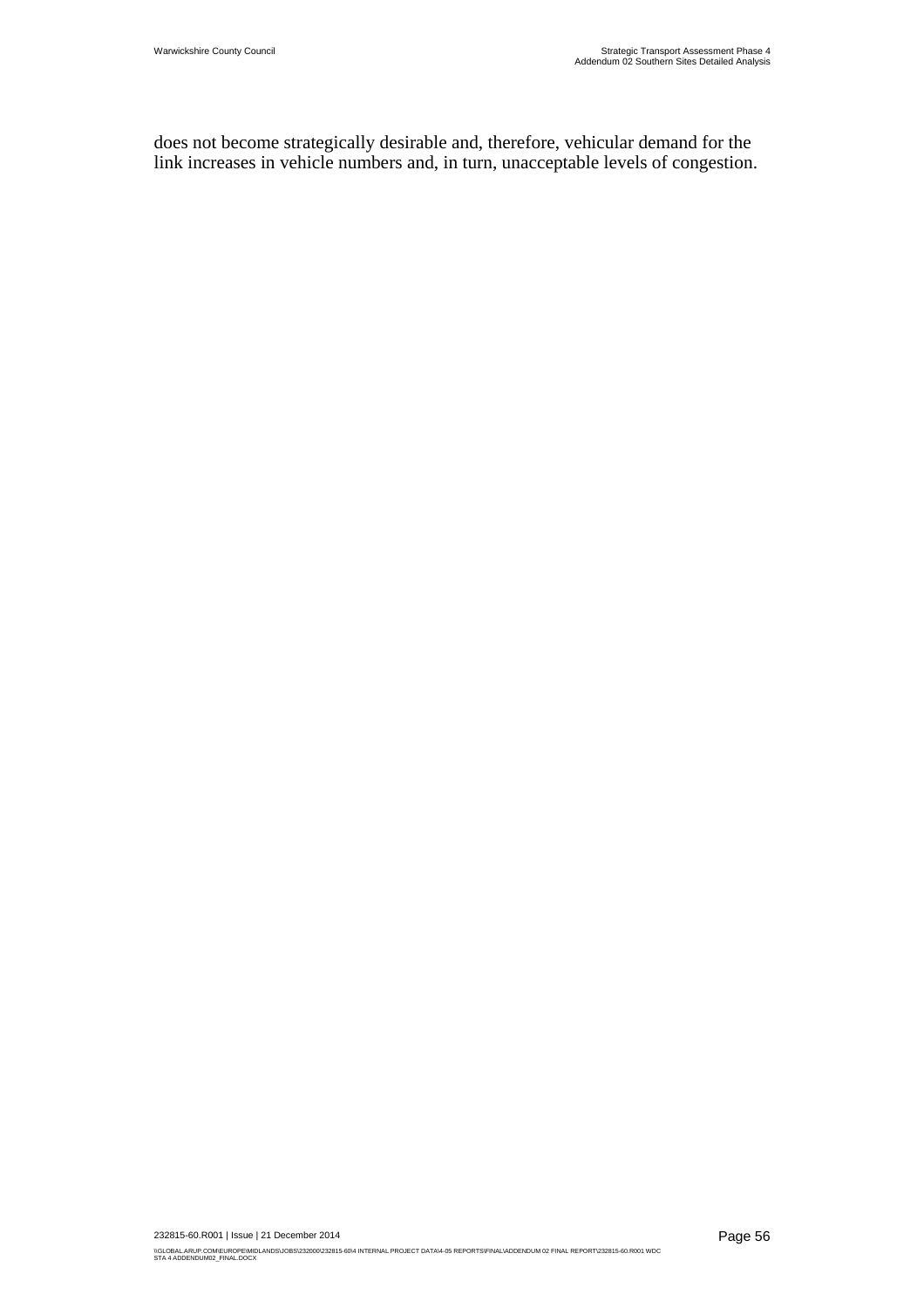does not become strategically desirable and, therefore, vehicular demand for the link increases in vehicle numbers and, in turn, unacceptable levels of congestion.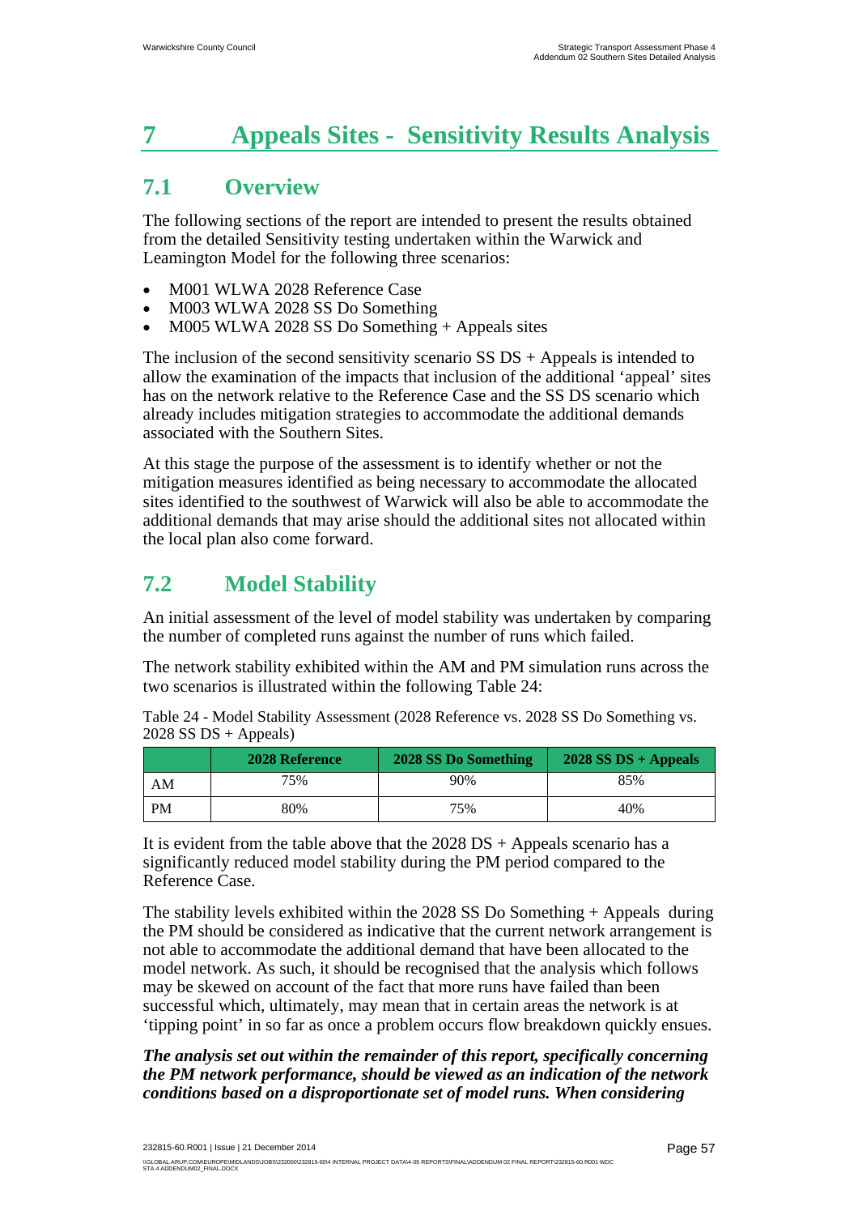# 7 Appeals Sites - Sensitivity Results Analysis

## 7.1 Overview

The following sections of the report are intended to present the results obtained from the detailed Sensitivity testing undertaken within the Warwick and Leamington Model for the following three scenarios:

- M001 WLWA 2028 Reference Case
- M003 WLWA 2028 SS Do Something
- M005 WLWA 2028 SS Do Something + Appeals sites

The inclusion of the second sensitivity scenario SS DS + Appeals is intended to allow the examination of the impacts that inclusion of the additional 'appeal' sites has on the network relative to the Reference Case and the SS DS scenario which already includes mitigation strategies to accommodate the additional demands associated with the Southern Sites.

At this stage the purpose of the assessment is to identify whether or not the mitigation measures identified as being necessary to accommodate the allocated sites identified to the southwest of Warwick will also be able to accommodate the additional demands that may arise should the additional sites not allocated within the local plan also come forward.

## 7.2 Model Stability

An initial assessment of the level of model stability was undertaken by comparing the number of completed runs against the number of runs which failed.

The network stability exhibited within the AM and PM simulation runs across the two scenarios is illustrated within the following Table 24:

Table 24 - Model Stability Assessment (2028 Reference vs. 2028 SS Do Something vs. 2028 SS DS + Appeals)

| | 2028 Reference | 2028 SS Do Something | 2028 SS DS + Appeals |
|---|---|---|---|
| AM | 75% | 90% | 85% |
| PM | 80% | 75% | 40% |

It is evident from the table above that the 2028 DS + Appeals scenario has a significantly reduced model stability during the PM period compared to the Reference Case.

The stability levels exhibited within the 2028 SS Do Something + Appeals during the PM should be considered as indicative that the current network arrangement is not able to accommodate the additional demand that have been allocated to the model network. As such, it should be recognised that the analysis which follows may be skewed on account of the fact that more runs have failed than been successful which, ultimately, may mean that in certain areas the network is at 'tipping point' in so far as once a problem occurs flow breakdown quickly ensues.

***The analysis set out within the remainder of this report, specifically concerning the PM network performance, should be viewed as an indication of the network conditions based on a disproportionate set of model runs. When considering***